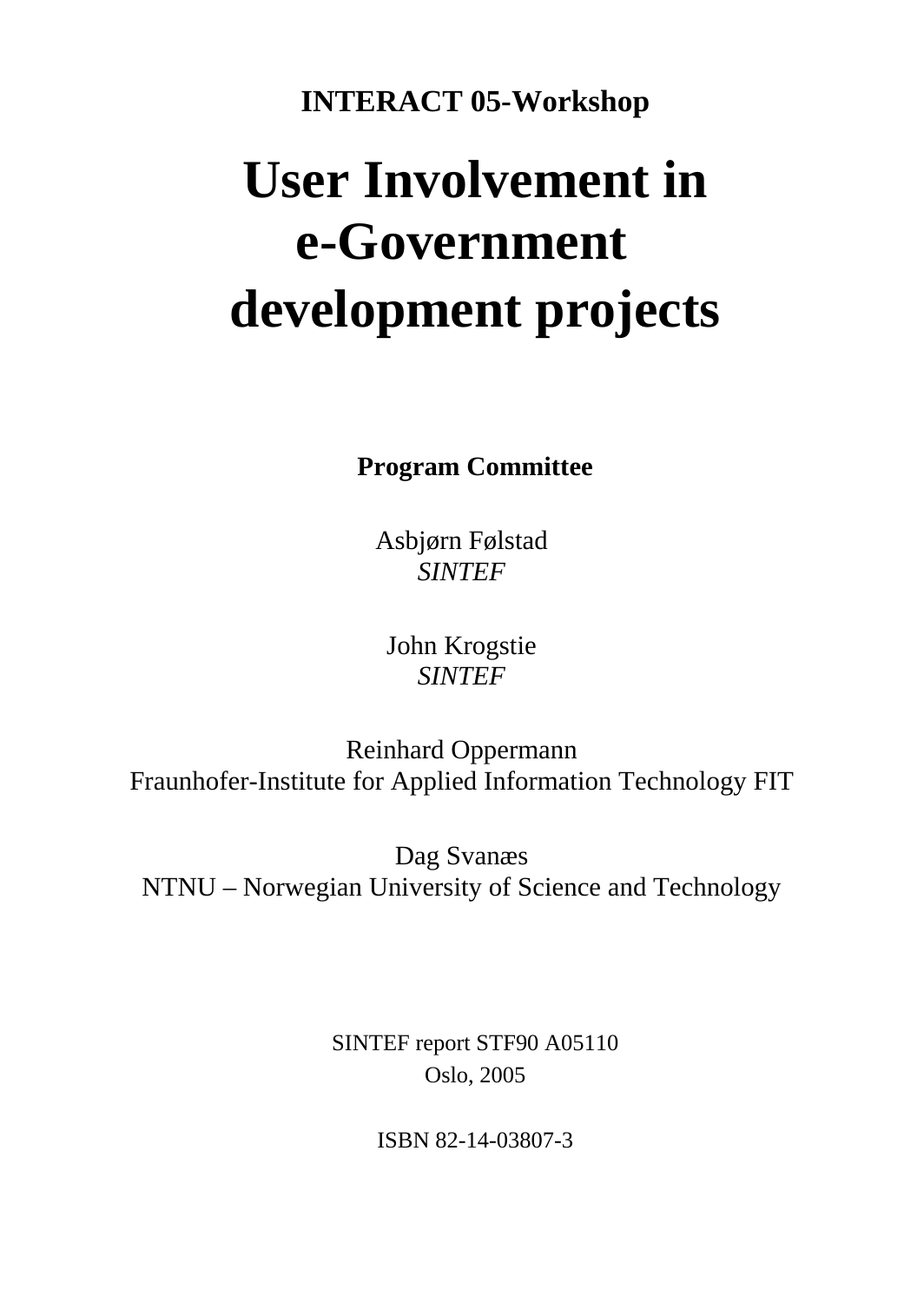**INTERACT 05-Workshop**

# User Involvement in e-Government development projects

**Program Committee**

Asbjørn Følstad
*SINTEF*

John Krogstie
*SINTEF*

Reinhard Oppermann
Fraunhofer-Institute for Applied Information Technology FIT

Dag Svanæs
NTNU – Norwegian University of Science and Technology

SINTEF report STF90 A05110
Oslo, 2005

ISBN 82-14-03807-3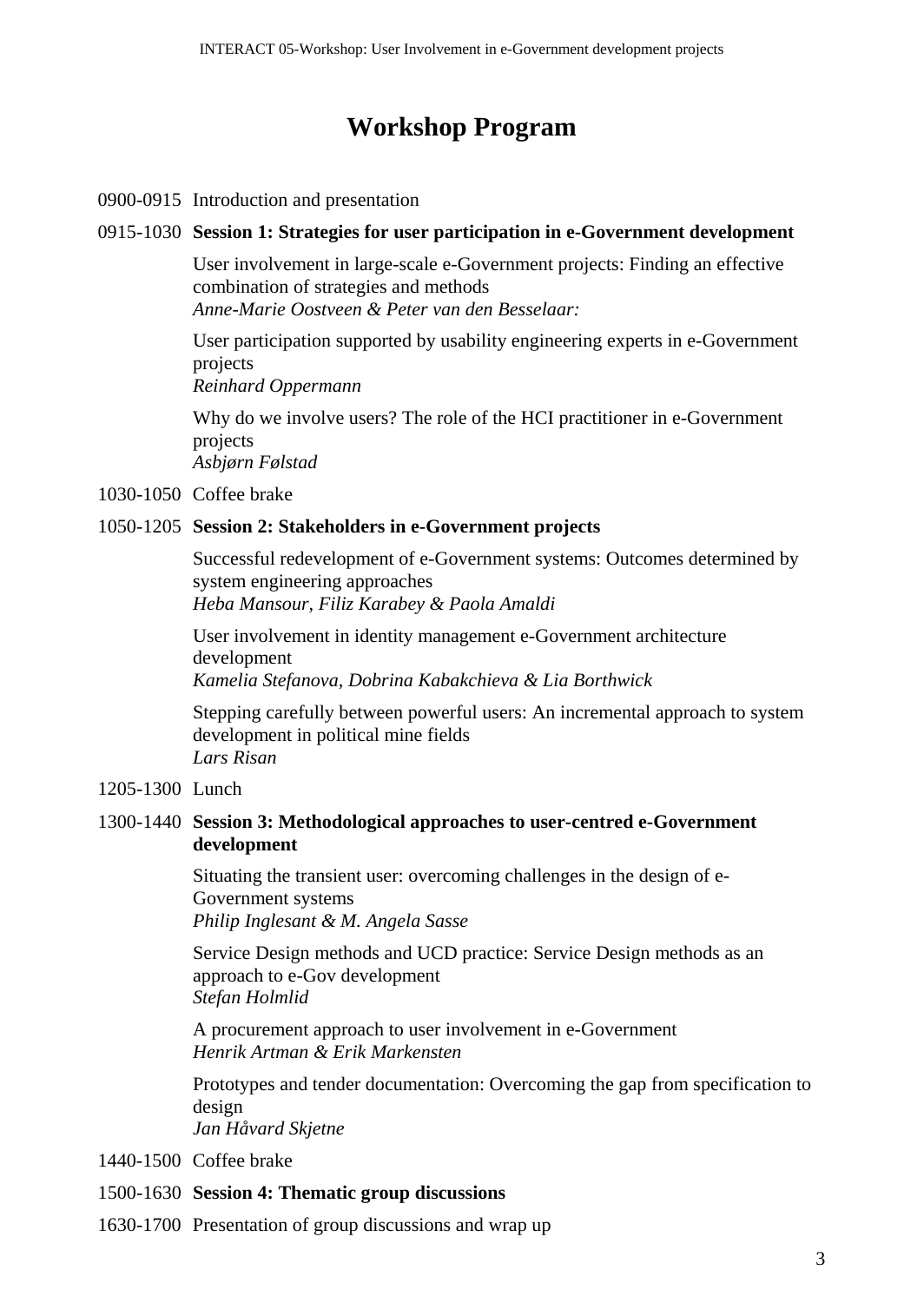# Workshop Program

0900-0915 Introduction and presentation

0915-1030 **Session 1: Strategies for user participation in e-Government development**

User involvement in large-scale e-Government projects: Finding an effective combination of strategies and methods
*Anne-Marie Oostveen & Peter van den Besselaar:*

User participation supported by usability engineering experts in e-Government projects
*Reinhard Oppermann*

Why do we involve users? The role of the HCI practitioner in e-Government projects
*Asbjørn Følstad*

1030-1050 Coffee brake

1050-1205 **Session 2: Stakeholders in e-Government projects**

Successful redevelopment of e-Government systems: Outcomes determined by system engineering approaches
*Heba Mansour, Filiz Karabey & Paola Amaldi*

User involvement in identity management e-Government architecture development
*Kamelia Stefanova, Dobrina Kabakchieva & Lia Borthwick*

Stepping carefully between powerful users: An incremental approach to system development in political mine fields
*Lars Risan*

1205-1300 Lunch

1300-1440 **Session 3: Methodological approaches to user-centred e-Government development**

Situating the transient user: overcoming challenges in the design of e-Government systems
*Philip Inglesant & M. Angela Sasse*

Service Design methods and UCD practice: Service Design methods as an approach to e-Gov development
*Stefan Holmlid*

A procurement approach to user involvement in e-Government
*Henrik Artman & Erik Markensten*

Prototypes and tender documentation: Overcoming the gap from specification to design
*Jan Håvard Skjetne*

1440-1500 Coffee brake

1500-1630 **Session 4: Thematic group discussions**

1630-1700 Presentation of group discussions and wrap up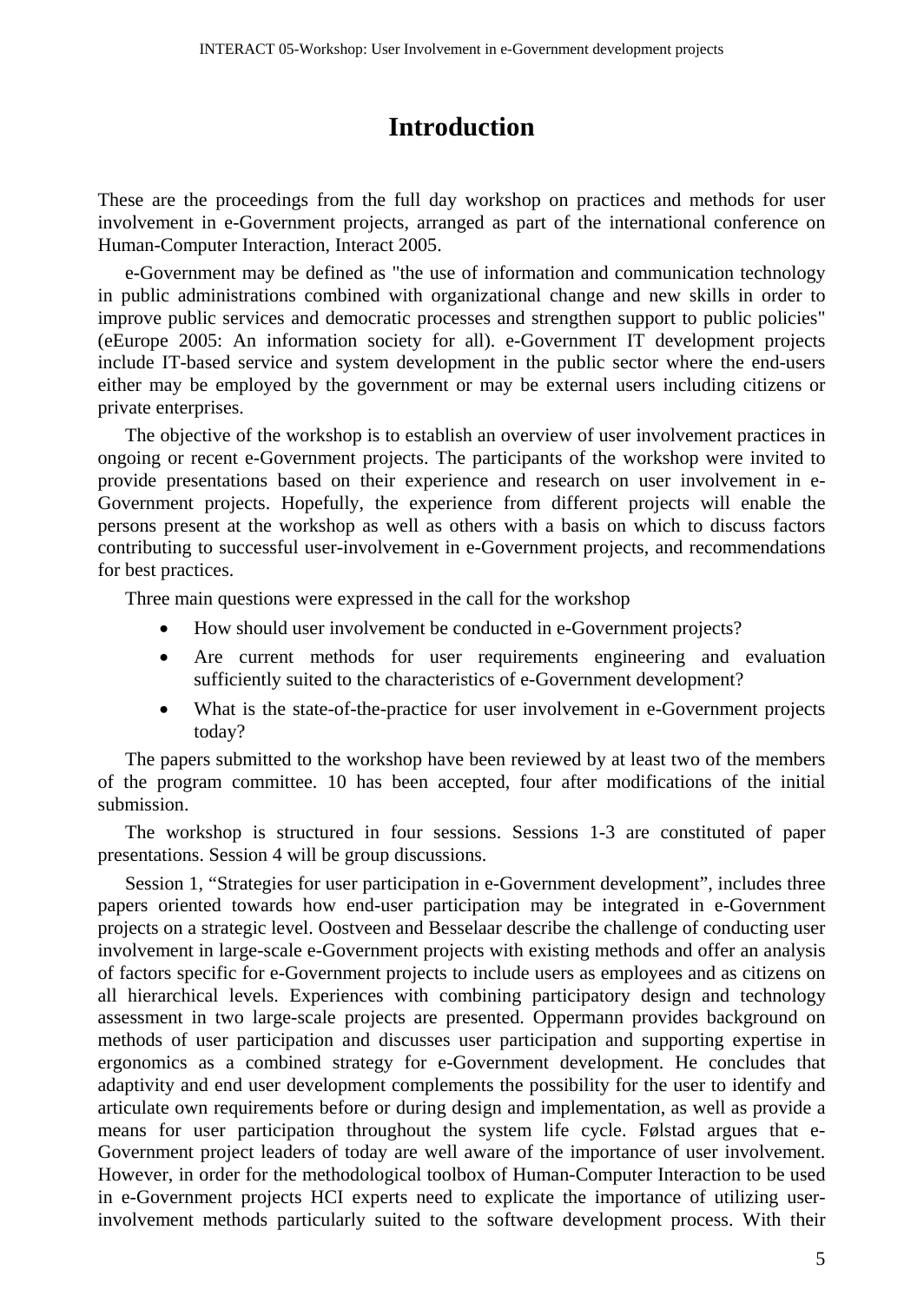# Introduction

These are the proceedings from the full day workshop on practices and methods for user involvement in e-Government projects, arranged as part of the international conference on Human-Computer Interaction, Interact 2005.

e-Government may be defined as "the use of information and communication technology in public administrations combined with organizational change and new skills in order to improve public services and democratic processes and strengthen support to public policies" (eEurope 2005: An information society for all). e-Government IT development projects include IT-based service and system development in the public sector where the end-users either may be employed by the government or may be external users including citizens or private enterprises.

The objective of the workshop is to establish an overview of user involvement practices in ongoing or recent e-Government projects. The participants of the workshop were invited to provide presentations based on their experience and research on user involvement in e-Government projects. Hopefully, the experience from different projects will enable the persons present at the workshop as well as others with a basis on which to discuss factors contributing to successful user-involvement in e-Government projects, and recommendations for best practices.

Three main questions were expressed in the call for the workshop

- How should user involvement be conducted in e-Government projects?
- Are current methods for user requirements engineering and evaluation sufficiently suited to the characteristics of e-Government development?
- What is the state-of-the-practice for user involvement in e-Government projects today?

The papers submitted to the workshop have been reviewed by at least two of the members of the program committee. 10 has been accepted, four after modifications of the initial submission.

The workshop is structured in four sessions. Sessions 1-3 are constituted of paper presentations. Session 4 will be group discussions.

Session 1, “Strategies for user participation in e-Government development”, includes three papers oriented towards how end-user participation may be integrated in e-Government projects on a strategic level. Oostveen and Besselaar describe the challenge of conducting user involvement in large-scale e-Government projects with existing methods and offer an analysis of factors specific for e-Government projects to include users as employees and as citizens on all hierarchical levels. Experiences with combining participatory design and technology assessment in two large-scale projects are presented. Oppermann provides background on methods of user participation and discusses user participation and supporting expertise in ergonomics as a combined strategy for e-Government development. He concludes that adaptivity and end user development complements the possibility for the user to identify and articulate own requirements before or during design and implementation, as well as provide a means for user participation throughout the system life cycle. Følstad argues that e-Government project leaders of today are well aware of the importance of user involvement. However, in order for the methodological toolbox of Human-Computer Interaction to be used in e-Government projects HCI experts need to explicate the importance of utilizing user-involvement methods particularly suited to the software development process. With their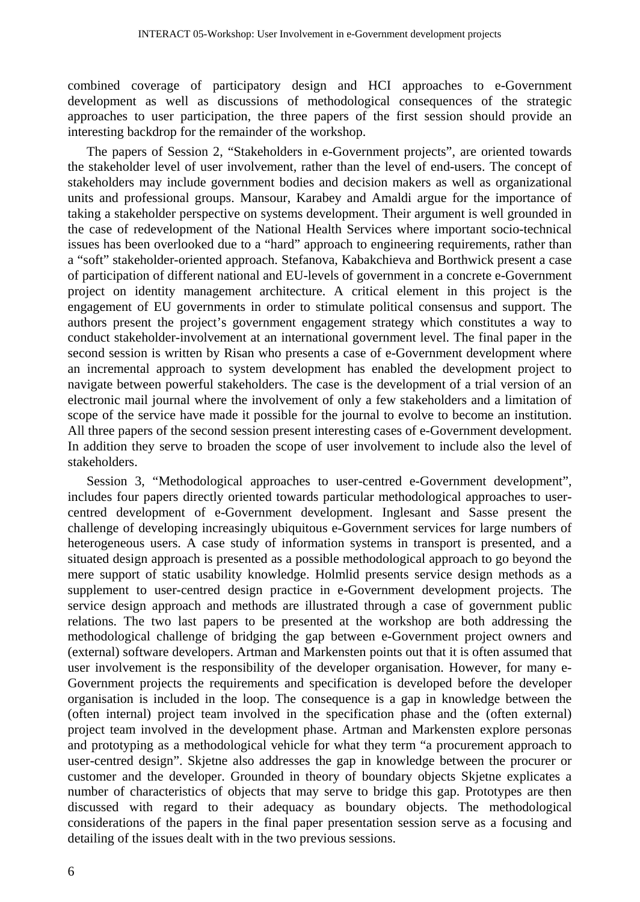combined coverage of participatory design and HCI approaches to e-Government development as well as discussions of methodological consequences of the strategic approaches to user participation, the three papers of the first session should provide an interesting backdrop for the remainder of the workshop.

The papers of Session 2, "Stakeholders in e-Government projects", are oriented towards the stakeholder level of user involvement, rather than the level of end-users. The concept of stakeholders may include government bodies and decision makers as well as organizational units and professional groups. Mansour, Karabey and Amaldi argue for the importance of taking a stakeholder perspective on systems development. Their argument is well grounded in the case of redevelopment of the National Health Services where important socio-technical issues has been overlooked due to a "hard" approach to engineering requirements, rather than a "soft" stakeholder-oriented approach. Stefanova, Kabakchieva and Borthwick present a case of participation of different national and EU-levels of government in a concrete e-Government project on identity management architecture. A critical element in this project is the engagement of EU governments in order to stimulate political consensus and support. The authors present the project's government engagement strategy which constitutes a way to conduct stakeholder-involvement at an international government level. The final paper in the second session is written by Risan who presents a case of e-Government development where an incremental approach to system development has enabled the development project to navigate between powerful stakeholders. The case is the development of a trial version of an electronic mail journal where the involvement of only a few stakeholders and a limitation of scope of the service have made it possible for the journal to evolve to become an institution. All three papers of the second session present interesting cases of e-Government development. In addition they serve to broaden the scope of user involvement to include also the level of stakeholders.

Session 3, "Methodological approaches to user-centred e-Government development", includes four papers directly oriented towards particular methodological approaches to user-centred development of e-Government development. Inglesant and Sasse present the challenge of developing increasingly ubiquitous e-Government services for large numbers of heterogeneous users. A case study of information systems in transport is presented, and a situated design approach is presented as a possible methodological approach to go beyond the mere support of static usability knowledge. Holmlid presents service design methods as a supplement to user-centred design practice in e-Government development projects. The service design approach and methods are illustrated through a case of government public relations. The two last papers to be presented at the workshop are both addressing the methodological challenge of bridging the gap between e-Government project owners and (external) software developers. Artman and Markensten points out that it is often assumed that user involvement is the responsibility of the developer organisation. However, for many e-Government projects the requirements and specification is developed before the developer organisation is included in the loop. The consequence is a gap in knowledge between the (often internal) project team involved in the specification phase and the (often external) project team involved in the development phase. Artman and Markensten explore personas and prototyping as a methodological vehicle for what they term "a procurement approach to user-centred design". Skjetne also addresses the gap in knowledge between the procurer or customer and the developer. Grounded in theory of boundary objects Skjetne explicates a number of characteristics of objects that may serve to bridge this gap. Prototypes are then discussed with regard to their adequacy as boundary objects. The methodological considerations of the papers in the final paper presentation session serve as a focusing and detailing of the issues dealt with in the two previous sessions.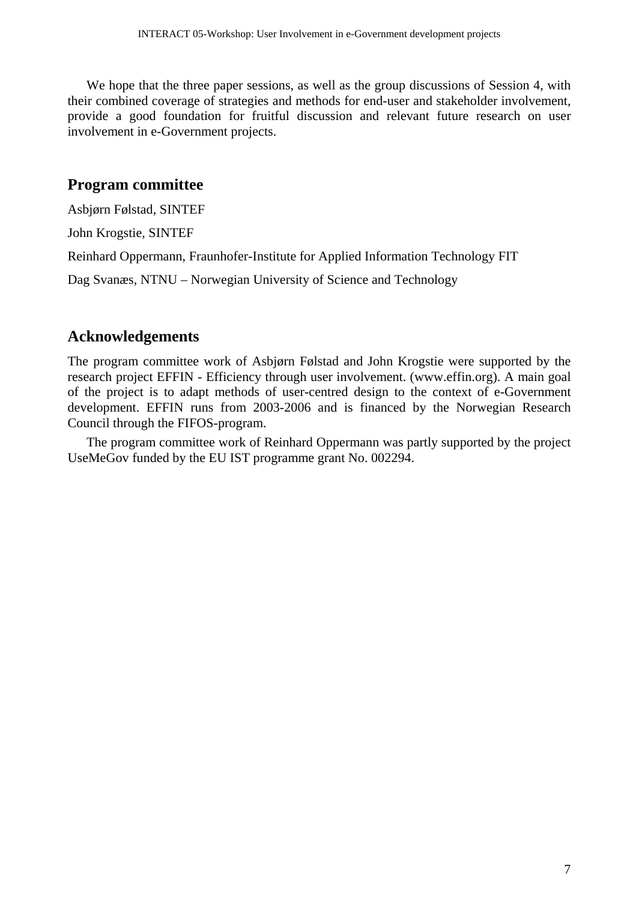We hope that the three paper sessions, as well as the group discussions of Session 4, with their combined coverage of strategies and methods for end-user and stakeholder involvement, provide a good foundation for fruitful discussion and relevant future research on user involvement in e-Government projects.

## Program committee

Asbjørn Følstad, SINTEF

John Krogstie, SINTEF

Reinhard Oppermann, Fraunhofer-Institute for Applied Information Technology FIT

Dag Svanæs, NTNU – Norwegian University of Science and Technology

## Acknowledgements

The program committee work of Asbjørn Følstad and John Krogstie were supported by the research project EFFIN - Efficiency through user involvement. (www.effin.org). A main goal of the project is to adapt methods of user-centred design to the context of e-Government development. EFFIN runs from 2003-2006 and is financed by the Norwegian Research Council through the FIFOS-program.

The program committee work of Reinhard Oppermann was partly supported by the project UseMeGov funded by the EU IST programme grant No. 002294.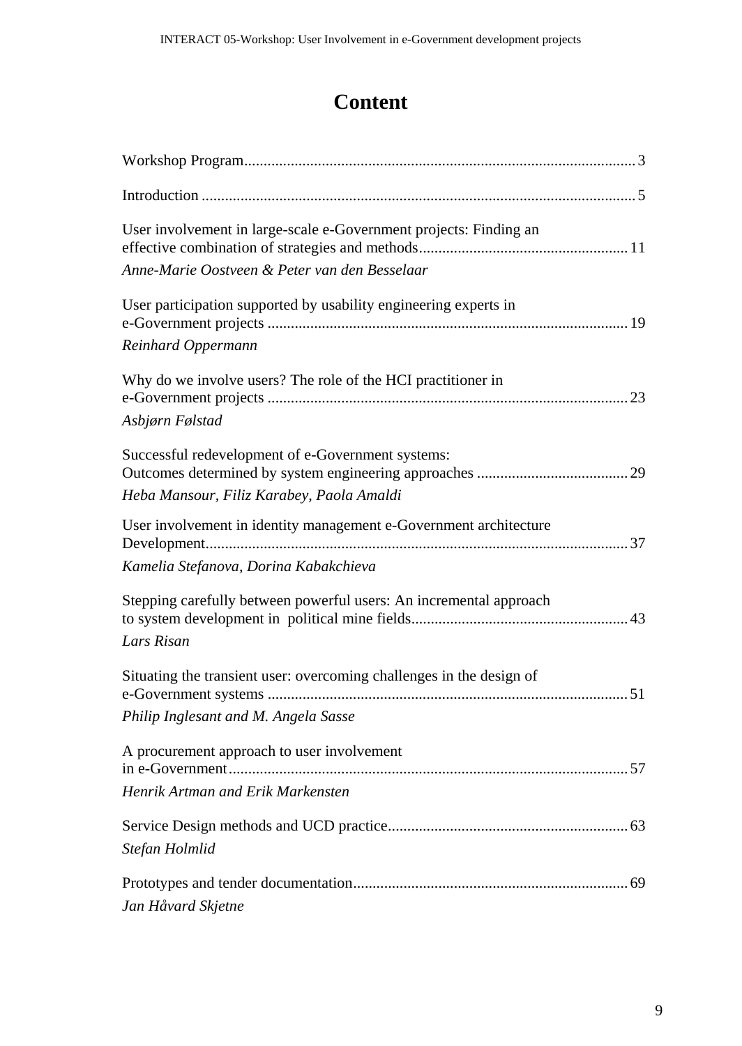# Content

Workshop Program.................................................................................................... 3

Introduction ............................................................................................................... 5

User involvement in large-scale e-Government projects: Finding an effective combination of strategies and methods...................................................... 11
*Anne-Marie Oostveen & Peter van den Besselaar*

User participation supported by usability engineering experts in e-Government projects ............................................................................................ 19
*Reinhard Oppermann*

Why do we involve users? The role of the HCI practitioner in e-Government projects ............................................................................................ 23
*Asbjørn Følstad*

Successful redevelopment of e-Government systems: Outcomes determined by system engineering approaches ....................................... 29
*Heba Mansour, Filiz Karabey, Paola Amaldi*

User involvement in identity management e-Government architecture Development............................................................................................................ 37
*Kamelia Stefanova, Dorina Kabakchieva*

Stepping carefully between powerful users: An incremental approach to system development in political mine fields........................................................ 43
*Lars Risan*

Situating the transient user: overcoming challenges in the design of e-Government systems ............................................................................................ 51
*Philip Inglesant and M. Angela Sasse*

A procurement approach to user involvement in e-Government...................................................................................................... 57
*Henrik Artman and Erik Markensten*

Service Design methods and UCD practice.............................................................. 63
*Stefan Holmlid*

Prototypes and tender documentation....................................................................... 69
*Jan Håvard Skjetne*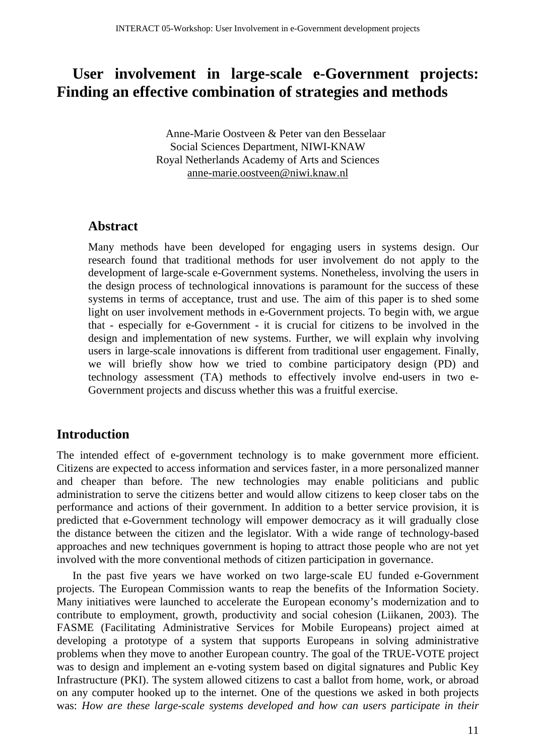# User involvement in large-scale e-Government projects: Finding an effective combination of strategies and methods

Anne-Marie Oostveen & Peter van den Besselaar
Social Sciences Department, NIWI-KNAW
Royal Netherlands Academy of Arts and Sciences
anne-marie.oostveen@niwi.knaw.nl

## Abstract

Many methods have been developed for engaging users in systems design. Our research found that traditional methods for user involvement do not apply to the development of large-scale e-Government systems. Nonetheless, involving the users in the design process of technological innovations is paramount for the success of these systems in terms of acceptance, trust and use. The aim of this paper is to shed some light on user involvement methods in e-Government projects. To begin with, we argue that - especially for e-Government - it is crucial for citizens to be involved in the design and implementation of new systems. Further, we will explain why involving users in large-scale innovations is different from traditional user engagement. Finally, we will briefly show how we tried to combine participatory design (PD) and technology assessment (TA) methods to effectively involve end-users in two e-Government projects and discuss whether this was a fruitful exercise.

## Introduction

The intended effect of e-government technology is to make government more efficient. Citizens are expected to access information and services faster, in a more personalized manner and cheaper than before. The new technologies may enable politicians and public administration to serve the citizens better and would allow citizens to keep closer tabs on the performance and actions of their government. In addition to a better service provision, it is predicted that e-Government technology will empower democracy as it will gradually close the distance between the citizen and the legislator. With a wide range of technology-based approaches and new techniques government is hoping to attract those people who are not yet involved with the more conventional methods of citizen participation in governance.

In the past five years we have worked on two large-scale EU funded e-Government projects. The European Commission wants to reap the benefits of the Information Society. Many initiatives were launched to accelerate the European economy's modernization and to contribute to employment, growth, productivity and social cohesion (Liikanen, 2003). The FASME (Facilitating Administrative Services for Mobile Europeans) project aimed at developing a prototype of a system that supports Europeans in solving administrative problems when they move to another European country. The goal of the TRUE-VOTE project was to design and implement an e-voting system based on digital signatures and Public Key Infrastructure (PKI). The system allowed citizens to cast a ballot from home, work, or abroad on any computer hooked up to the internet. One of the questions we asked in both projects was: *How are these large-scale systems developed and how can users participate in their*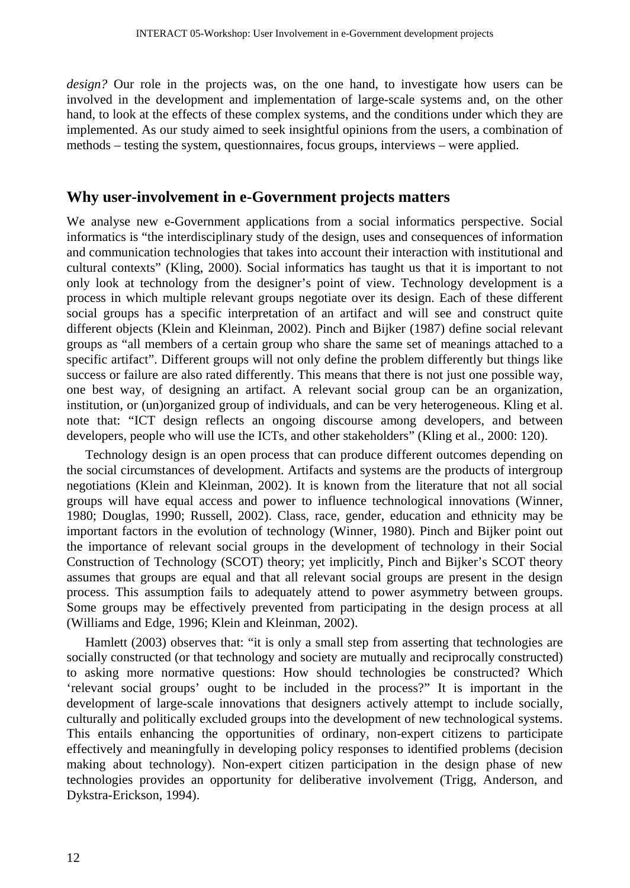*design?* Our role in the projects was, on the one hand, to investigate how users can be involved in the development and implementation of large-scale systems and, on the other hand, to look at the effects of these complex systems, and the conditions under which they are implemented. As our study aimed to seek insightful opinions from the users, a combination of methods – testing the system, questionnaires, focus groups, interviews – were applied.

## Why user-involvement in e-Government projects matters

We analyse new e-Government applications from a social informatics perspective. Social informatics is "the interdisciplinary study of the design, uses and consequences of information and communication technologies that takes into account their interaction with institutional and cultural contexts" (Kling, 2000). Social informatics has taught us that it is important to not only look at technology from the designer's point of view. Technology development is a process in which multiple relevant groups negotiate over its design. Each of these different social groups has a specific interpretation of an artifact and will see and construct quite different objects (Klein and Kleinman, 2002). Pinch and Bijker (1987) define social relevant groups as "all members of a certain group who share the same set of meanings attached to a specific artifact". Different groups will not only define the problem differently but things like success or failure are also rated differently. This means that there is not just one possible way, one best way, of designing an artifact. A relevant social group can be an organization, institution, or (un)organized group of individuals, and can be very heterogeneous. Kling et al. note that: "ICT design reflects an ongoing discourse among developers, and between developers, people who will use the ICTs, and other stakeholders" (Kling et al., 2000: 120).

Technology design is an open process that can produce different outcomes depending on the social circumstances of development. Artifacts and systems are the products of intergroup negotiations (Klein and Kleinman, 2002). It is known from the literature that not all social groups will have equal access and power to influence technological innovations (Winner, 1980; Douglas, 1990; Russell, 2002). Class, race, gender, education and ethnicity may be important factors in the evolution of technology (Winner, 1980). Pinch and Bijker point out the importance of relevant social groups in the development of technology in their Social Construction of Technology (SCOT) theory; yet implicitly, Pinch and Bijker's SCOT theory assumes that groups are equal and that all relevant social groups are present in the design process. This assumption fails to adequately attend to power asymmetry between groups. Some groups may be effectively prevented from participating in the design process at all (Williams and Edge, 1996; Klein and Kleinman, 2002).

Hamlett (2003) observes that: "it is only a small step from asserting that technologies are socially constructed (or that technology and society are mutually and reciprocally constructed) to asking more normative questions: How should technologies be constructed? Which 'relevant social groups' ought to be included in the process?" It is important in the development of large-scale innovations that designers actively attempt to include socially, culturally and politically excluded groups into the development of new technological systems. This entails enhancing the opportunities of ordinary, non-expert citizens to participate effectively and meaningfully in developing policy responses to identified problems (decision making about technology). Non-expert citizen participation in the design phase of new technologies provides an opportunity for deliberative involvement (Trigg, Anderson, and Dykstra-Erickson, 1994).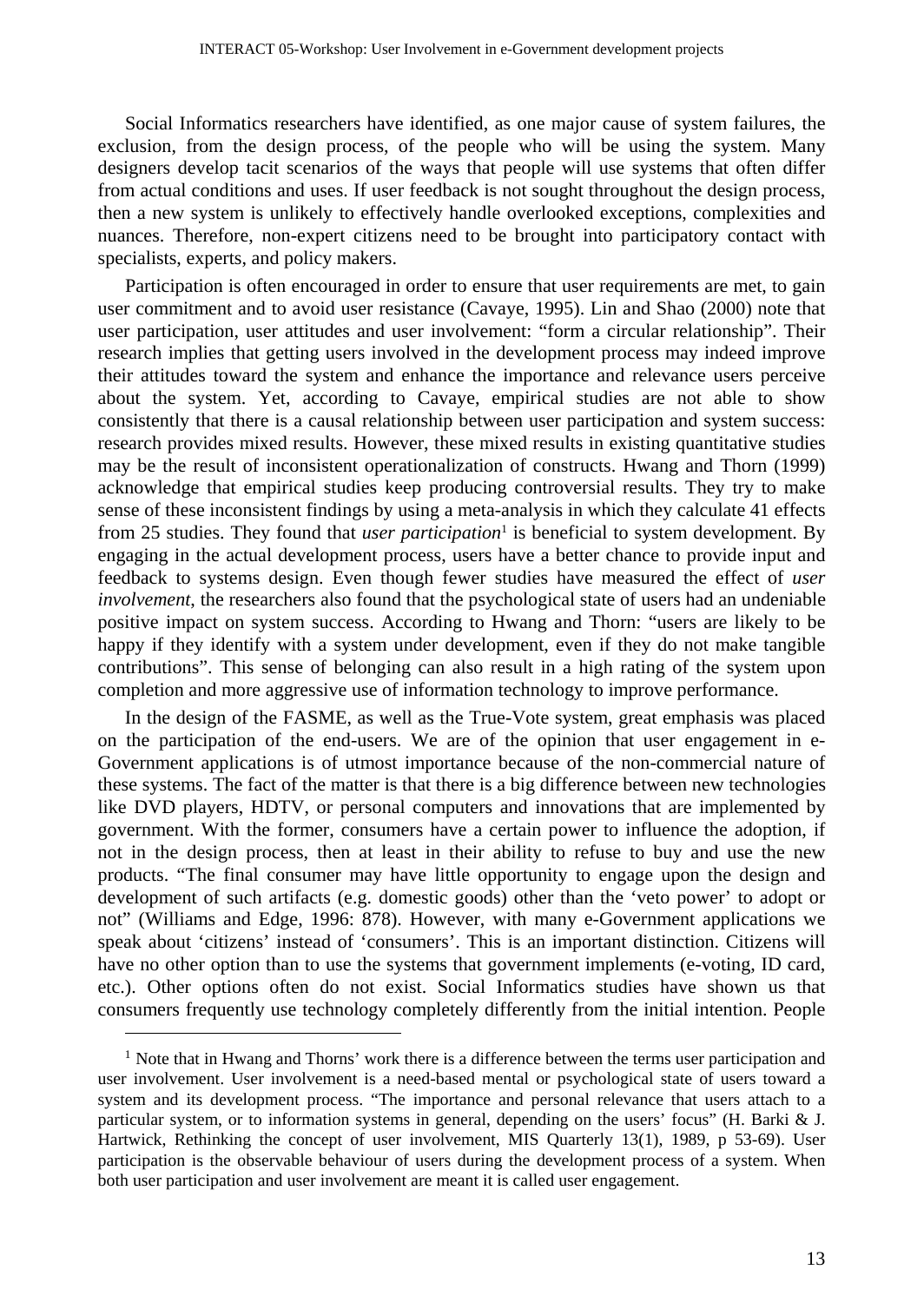Social Informatics researchers have identified, as one major cause of system failures, the exclusion, from the design process, of the people who will be using the system. Many designers develop tacit scenarios of the ways that people will use systems that often differ from actual conditions and uses. If user feedback is not sought throughout the design process, then a new system is unlikely to effectively handle overlooked exceptions, complexities and nuances. Therefore, non-expert citizens need to be brought into participatory contact with specialists, experts, and policy makers.

Participation is often encouraged in order to ensure that user requirements are met, to gain user commitment and to avoid user resistance (Cavaye, 1995). Lin and Shao (2000) note that user participation, user attitudes and user involvement: "form a circular relationship". Their research implies that getting users involved in the development process may indeed improve their attitudes toward the system and enhance the importance and relevance users perceive about the system. Yet, according to Cavaye, empirical studies are not able to show consistently that there is a causal relationship between user participation and system success: research provides mixed results. However, these mixed results in existing quantitative studies may be the result of inconsistent operationalization of constructs. Hwang and Thorn (1999) acknowledge that empirical studies keep producing controversial results. They try to make sense of these inconsistent findings by using a meta-analysis in which they calculate 41 effects from 25 studies. They found that *user participation*[1] is beneficial to system development. By engaging in the actual development process, users have a better chance to provide input and feedback to systems design. Even though fewer studies have measured the effect of *user involvement*, the researchers also found that the psychological state of users had an undeniable positive impact on system success. According to Hwang and Thorn: "users are likely to be happy if they identify with a system under development, even if they do not make tangible contributions". This sense of belonging can also result in a high rating of the system upon completion and more aggressive use of information technology to improve performance.

In the design of the FASME, as well as the True-Vote system, great emphasis was placed on the participation of the end-users. We are of the opinion that user engagement in e-Government applications is of utmost importance because of the non-commercial nature of these systems. The fact of the matter is that there is a big difference between new technologies like DVD players, HDTV, or personal computers and innovations that are implemented by government. With the former, consumers have a certain power to influence the adoption, if not in the design process, then at least in their ability to refuse to buy and use the new products. "The final consumer may have little opportunity to engage upon the design and development of such artifacts (e.g. domestic goods) other than the 'veto power' to adopt or not" (Williams and Edge, 1996: 878). However, with many e-Government applications we speak about 'citizens' instead of 'consumers'. This is an important distinction. Citizens will have no other option than to use the systems that government implements (e-voting, ID card, etc.). Other options often do not exist. Social Informatics studies have shown us that consumers frequently use technology completely differently from the initial intention. People

[1] Note that in Hwang and Thorns' work there is a difference between the terms user participation and user involvement. User involvement is a need-based mental or psychological state of users toward a system and its development process. "The importance and personal relevance that users attach to a particular system, or to information systems in general, depending on the users' focus" (H. Barki & J. Hartwick, Rethinking the concept of user involvement, MIS Quarterly 13(1), 1989, p 53-69). User participation is the observable behaviour of users during the development process of a system. When both user participation and user involvement are meant it is called user engagement.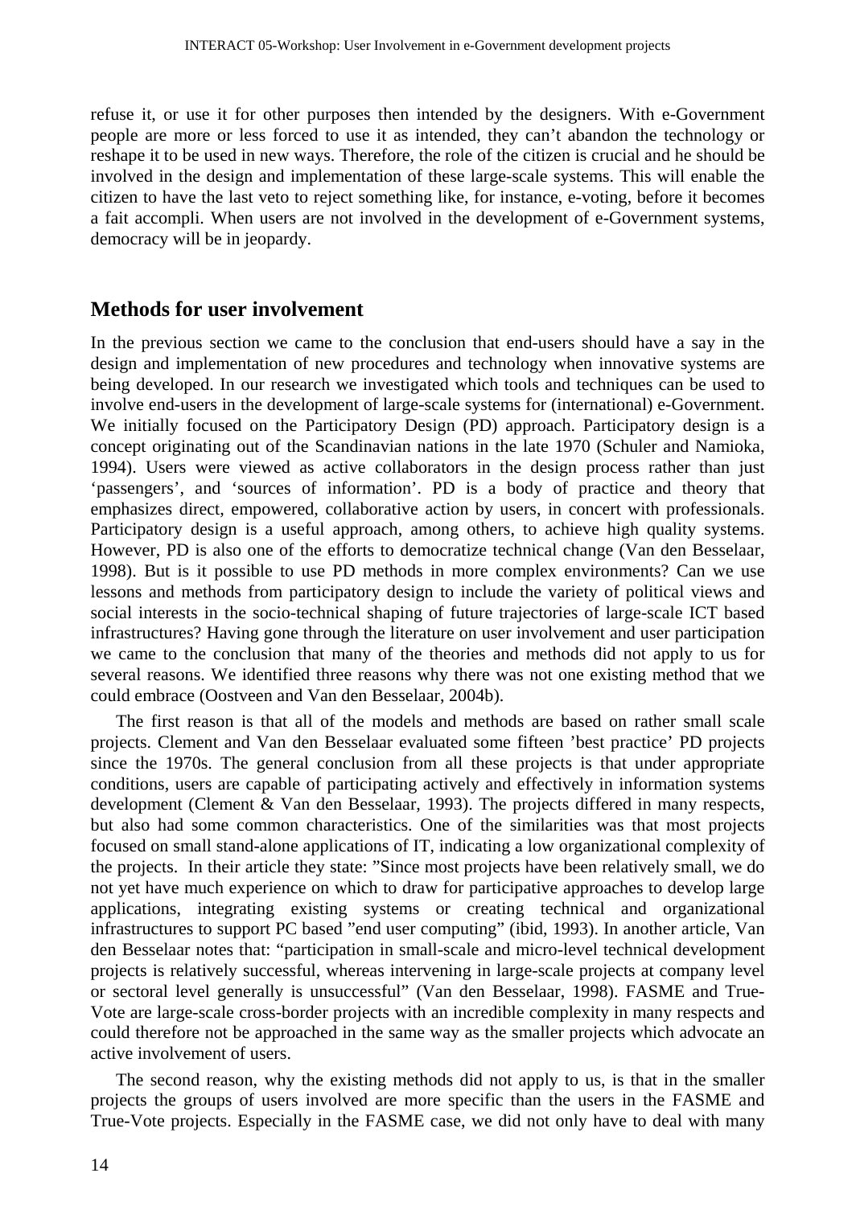refuse it, or use it for other purposes then intended by the designers. With e-Government people are more or less forced to use it as intended, they can't abandon the technology or reshape it to be used in new ways. Therefore, the role of the citizen is crucial and he should be involved in the design and implementation of these large-scale systems. This will enable the citizen to have the last veto to reject something like, for instance, e-voting, before it becomes a fait accompli. When users are not involved in the development of e-Government systems, democracy will be in jeopardy.

## Methods for user involvement

In the previous section we came to the conclusion that end-users should have a say in the design and implementation of new procedures and technology when innovative systems are being developed. In our research we investigated which tools and techniques can be used to involve end-users in the development of large-scale systems for (international) e-Government. We initially focused on the Participatory Design (PD) approach. Participatory design is a concept originating out of the Scandinavian nations in the late 1970 (Schuler and Namioka, 1994). Users were viewed as active collaborators in the design process rather than just 'passengers', and 'sources of information'. PD is a body of practice and theory that emphasizes direct, empowered, collaborative action by users, in concert with professionals. Participatory design is a useful approach, among others, to achieve high quality systems. However, PD is also one of the efforts to democratize technical change (Van den Besselaar, 1998). But is it possible to use PD methods in more complex environments? Can we use lessons and methods from participatory design to include the variety of political views and social interests in the socio-technical shaping of future trajectories of large-scale ICT based infrastructures? Having gone through the literature on user involvement and user participation we came to the conclusion that many of the theories and methods did not apply to us for several reasons. We identified three reasons why there was not one existing method that we could embrace (Oostveen and Van den Besselaar, 2004b).

The first reason is that all of the models and methods are based on rather small scale projects. Clement and Van den Besselaar evaluated some fifteen 'best practice' PD projects since the 1970s. The general conclusion from all these projects is that under appropriate conditions, users are capable of participating actively and effectively in information systems development (Clement & Van den Besselaar, 1993). The projects differed in many respects, but also had some common characteristics. One of the similarities was that most projects focused on small stand-alone applications of IT, indicating a low organizational complexity of the projects. In their article they state: "Since most projects have been relatively small, we do not yet have much experience on which to draw for participative approaches to develop large applications, integrating existing systems or creating technical and organizational infrastructures to support PC based "end user computing" (ibid, 1993). In another article, Van den Besselaar notes that: "participation in small-scale and micro-level technical development projects is relatively successful, whereas intervening in large-scale projects at company level or sectoral level generally is unsuccessful" (Van den Besselaar, 1998). FASME and True-Vote are large-scale cross-border projects with an incredible complexity in many respects and could therefore not be approached in the same way as the smaller projects which advocate an active involvement of users.

The second reason, why the existing methods did not apply to us, is that in the smaller projects the groups of users involved are more specific than the users in the FASME and True-Vote projects. Especially in the FASME case, we did not only have to deal with many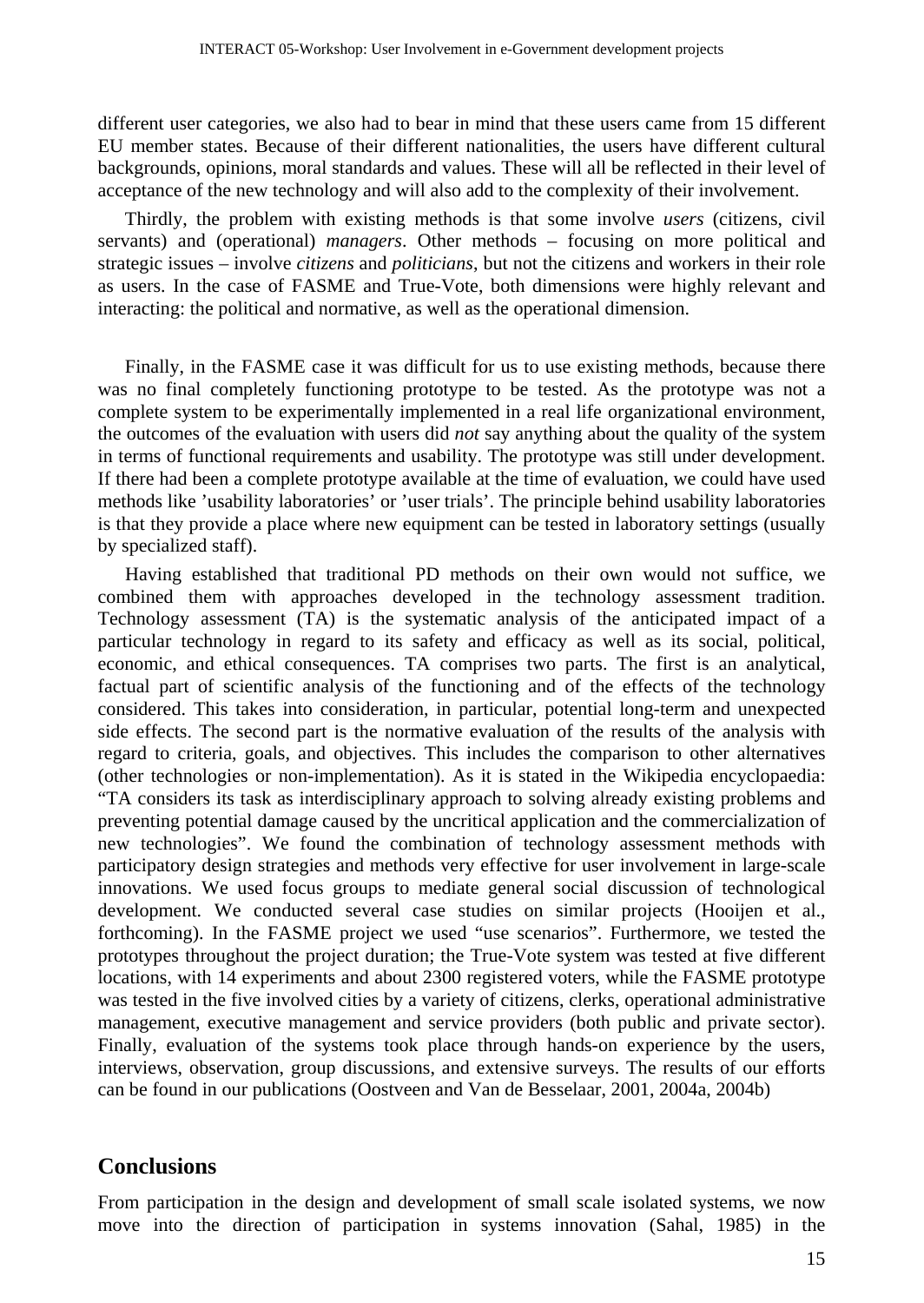different user categories, we also had to bear in mind that these users came from 15 different EU member states. Because of their different nationalities, the users have different cultural backgrounds, opinions, moral standards and values. These will all be reflected in their level of acceptance of the new technology and will also add to the complexity of their involvement.

Thirdly, the problem with existing methods is that some involve *users* (citizens, civil servants) and (operational) *managers*. Other methods – focusing on more political and strategic issues – involve *citizens* and *politicians*, but not the citizens and workers in their role as users. In the case of FASME and True-Vote, both dimensions were highly relevant and interacting: the political and normative, as well as the operational dimension.

Finally, in the FASME case it was difficult for us to use existing methods, because there was no final completely functioning prototype to be tested. As the prototype was not a complete system to be experimentally implemented in a real life organizational environment, the outcomes of the evaluation with users did *not* say anything about the quality of the system in terms of functional requirements and usability. The prototype was still under development. If there had been a complete prototype available at the time of evaluation, we could have used methods like 'usability laboratories' or 'user trials'. The principle behind usability laboratories is that they provide a place where new equipment can be tested in laboratory settings (usually by specialized staff).

Having established that traditional PD methods on their own would not suffice, we combined them with approaches developed in the technology assessment tradition. Technology assessment (TA) is the systematic analysis of the anticipated impact of a particular technology in regard to its safety and efficacy as well as its social, political, economic, and ethical consequences. TA comprises two parts. The first is an analytical, factual part of scientific analysis of the functioning and of the effects of the technology considered. This takes into consideration, in particular, potential long-term and unexpected side effects. The second part is the normative evaluation of the results of the analysis with regard to criteria, goals, and objectives. This includes the comparison to other alternatives (other technologies or non-implementation). As it is stated in the Wikipedia encyclopaedia: "TA considers its task as interdisciplinary approach to solving already existing problems and preventing potential damage caused by the uncritical application and the commercialization of new technologies". We found the combination of technology assessment methods with participatory design strategies and methods very effective for user involvement in large-scale innovations. We used focus groups to mediate general social discussion of technological development. We conducted several case studies on similar projects (Hooijen et al., forthcoming). In the FASME project we used "use scenarios". Furthermore, we tested the prototypes throughout the project duration; the True-Vote system was tested at five different locations, with 14 experiments and about 2300 registered voters, while the FASME prototype was tested in the five involved cities by a variety of citizens, clerks, operational administrative management, executive management and service providers (both public and private sector). Finally, evaluation of the systems took place through hands-on experience by the users, interviews, observation, group discussions, and extensive surveys. The results of our efforts can be found in our publications (Oostveen and Van de Besselaar, 2001, 2004a, 2004b)

## Conclusions

From participation in the design and development of small scale isolated systems, we now move into the direction of participation in systems innovation (Sahal, 1985) in the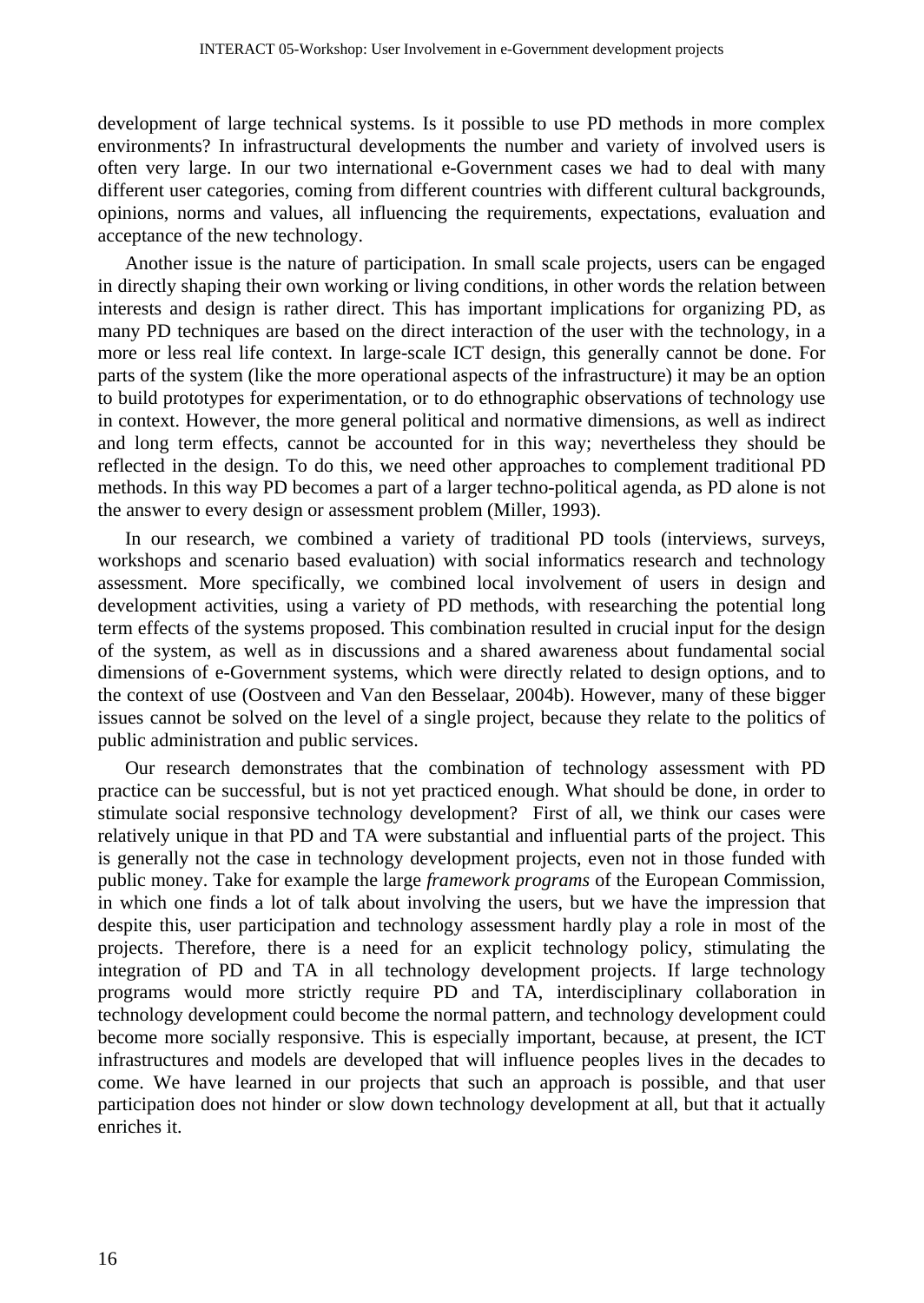development of large technical systems. Is it possible to use PD methods in more complex environments? In infrastructural developments the number and variety of involved users is often very large. In our two international e-Government cases we had to deal with many different user categories, coming from different countries with different cultural backgrounds, opinions, norms and values, all influencing the requirements, expectations, evaluation and acceptance of the new technology.

Another issue is the nature of participation. In small scale projects, users can be engaged in directly shaping their own working or living conditions, in other words the relation between interests and design is rather direct. This has important implications for organizing PD, as many PD techniques are based on the direct interaction of the user with the technology, in a more or less real life context. In large-scale ICT design, this generally cannot be done. For parts of the system (like the more operational aspects of the infrastructure) it may be an option to build prototypes for experimentation, or to do ethnographic observations of technology use in context. However, the more general political and normative dimensions, as well as indirect and long term effects, cannot be accounted for in this way; nevertheless they should be reflected in the design. To do this, we need other approaches to complement traditional PD methods. In this way PD becomes a part of a larger techno-political agenda, as PD alone is not the answer to every design or assessment problem (Miller, 1993).

In our research, we combined a variety of traditional PD tools (interviews, surveys, workshops and scenario based evaluation) with social informatics research and technology assessment. More specifically, we combined local involvement of users in design and development activities, using a variety of PD methods, with researching the potential long term effects of the systems proposed. This combination resulted in crucial input for the design of the system, as well as in discussions and a shared awareness about fundamental social dimensions of e-Government systems, which were directly related to design options, and to the context of use (Oostveen and Van den Besselaar, 2004b). However, many of these bigger issues cannot be solved on the level of a single project, because they relate to the politics of public administration and public services.

Our research demonstrates that the combination of technology assessment with PD practice can be successful, but is not yet practiced enough. What should be done, in order to stimulate social responsive technology development? First of all, we think our cases were relatively unique in that PD and TA were substantial and influential parts of the project. This is generally not the case in technology development projects, even not in those funded with public money. Take for example the large *framework programs* of the European Commission, in which one finds a lot of talk about involving the users, but we have the impression that despite this, user participation and technology assessment hardly play a role in most of the projects. Therefore, there is a need for an explicit technology policy, stimulating the integration of PD and TA in all technology development projects. If large technology programs would more strictly require PD and TA, interdisciplinary collaboration in technology development could become the normal pattern, and technology development could become more socially responsive. This is especially important, because, at present, the ICT infrastructures and models are developed that will influence peoples lives in the decades to come. We have learned in our projects that such an approach is possible, and that user participation does not hinder or slow down technology development at all, but that it actually enriches it.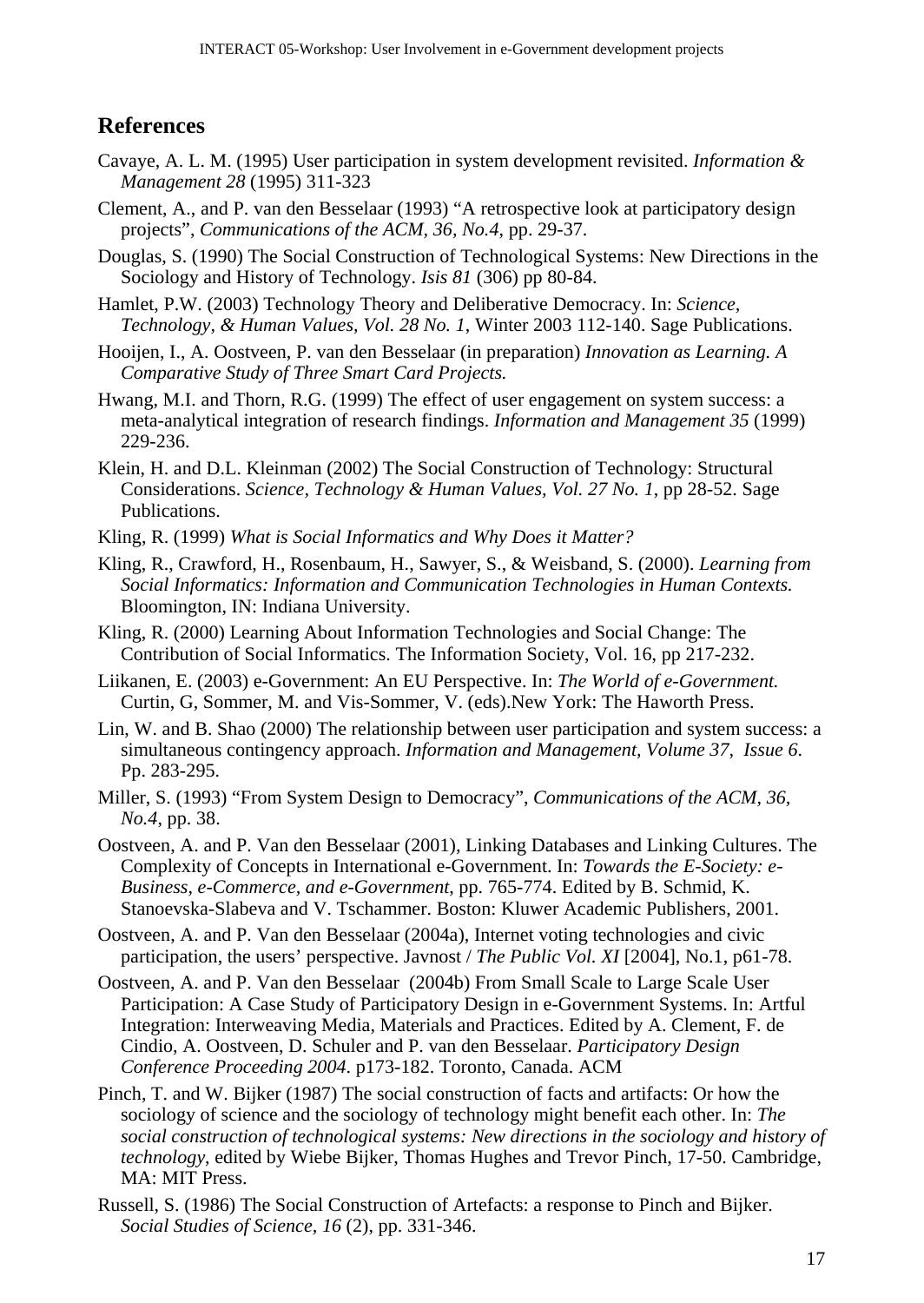## References

Cavaye, A. L. M. (1995) User participation in system development revisited. *Information & Management 28* (1995) 311-323

Clement, A., and P. van den Besselaar (1993) "A retrospective look at participatory design projects", *Communications of the ACM, 36, No.4*, pp. 29-37.

Douglas, S. (1990) The Social Construction of Technological Systems: New Directions in the Sociology and History of Technology. *Isis 81* (306) pp 80-84.

Hamlet, P.W. (2003) Technology Theory and Deliberative Democracy. In: *Science, Technology, & Human Values, Vol. 28 No. 1*, Winter 2003 112-140. Sage Publications.

Hooijen, I., A. Oostveen, P. van den Besselaar (in preparation) *Innovation as Learning. A Comparative Study of Three Smart Card Projects.*

Hwang, M.I. and Thorn, R.G. (1999) The effect of user engagement on system success: a meta-analytical integration of research findings. *Information and Management 35* (1999) 229-236.

Klein, H. and D.L. Kleinman (2002) The Social Construction of Technology: Structural Considerations. *Science, Technology & Human Values, Vol. 27 No. 1*, pp 28-52. Sage Publications.

Kling, R. (1999) *What is Social Informatics and Why Does it Matter?*

Kling, R., Crawford, H., Rosenbaum, H., Sawyer, S., & Weisband, S. (2000). *Learning from Social Informatics: Information and Communication Technologies in Human Contexts.* Bloomington, IN: Indiana University.

Kling, R. (2000) Learning About Information Technologies and Social Change: The Contribution of Social Informatics. The Information Society, Vol. 16, pp 217-232.

Liikanen, E. (2003) e-Government: An EU Perspective. In: *The World of e-Government.* Curtin, G, Sommer, M. and Vis-Sommer, V. (eds).New York: The Haworth Press.

Lin, W. and B. Shao (2000) The relationship between user participation and system success: a simultaneous contingency approach. *Information and Management, Volume 37, Issue 6*. Pp. 283-295.

Miller, S. (1993) "From System Design to Democracy", *Communications of the ACM, 36, No.4*, pp. 38.

Oostveen, A. and P. Van den Besselaar (2001), Linking Databases and Linking Cultures. The Complexity of Concepts in International e-Government. In: *Towards the E-Society: e-Business, e-Commerce, and e-Government*, pp. 765-774. Edited by B. Schmid, K. Stanoevska-Slabeva and V. Tschammer. Boston: Kluwer Academic Publishers, 2001.

Oostveen, A. and P. Van den Besselaar (2004a), Internet voting technologies and civic participation, the users' perspective. Javnost / *The Public Vol. XI* [2004], No.1, p61-78.

Oostveen, A. and P. Van den Besselaar (2004b) From Small Scale to Large Scale User Participation: A Case Study of Participatory Design in e-Government Systems. In: Artful Integration: Interweaving Media, Materials and Practices. Edited by A. Clement, F. de Cindio, A. Oostveen, D. Schuler and P. van den Besselaar. *Participatory Design Conference Proceeding 2004*. p173-182. Toronto, Canada. ACM

Pinch, T. and W. Bijker (1987) The social construction of facts and artifacts: Or how the sociology of science and the sociology of technology might benefit each other. In: *The social construction of technological systems: New directions in the sociology and history of technology*, edited by Wiebe Bijker, Thomas Hughes and Trevor Pinch, 17-50. Cambridge, MA: MIT Press.

Russell, S. (1986) The Social Construction of Artefacts: a response to Pinch and Bijker. *Social Studies of Science, 16* (2), pp. 331-346.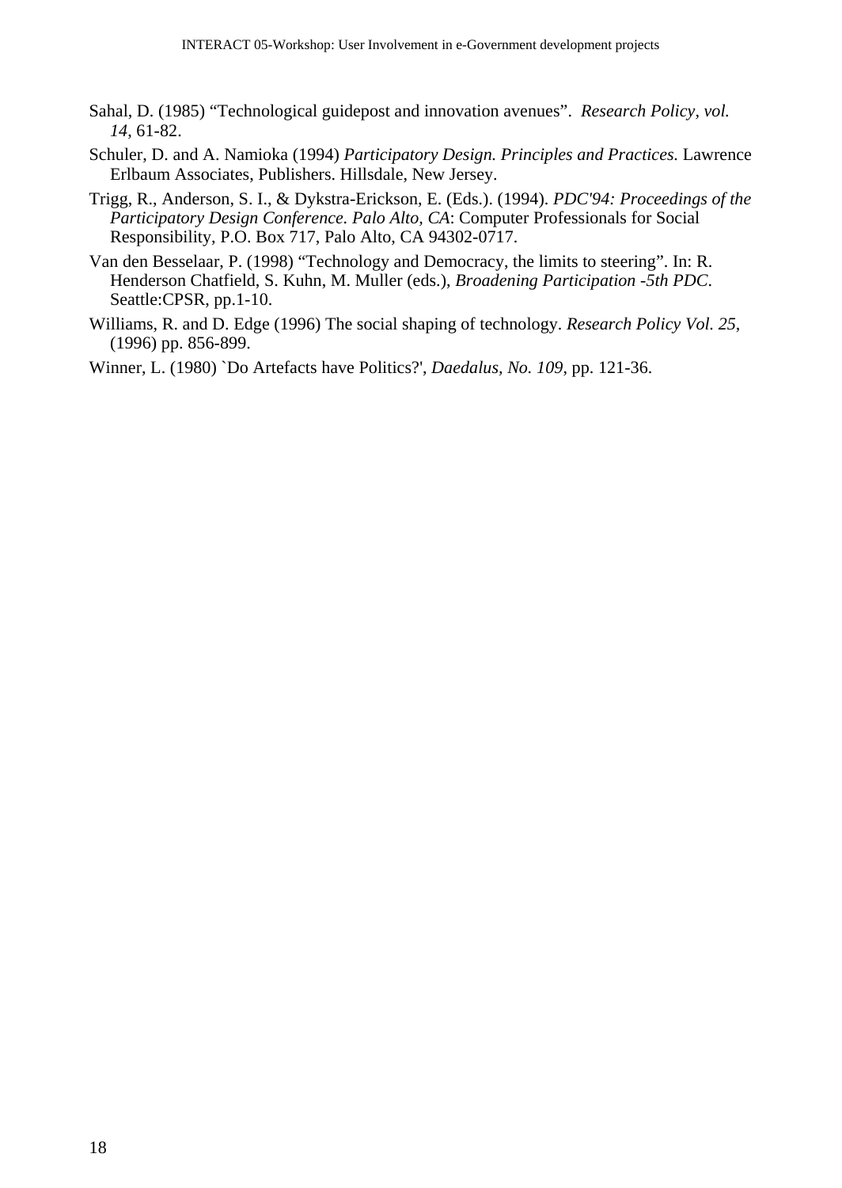Sahal, D. (1985) "Technological guidepost and innovation avenues". *Research Policy, vol. 14*, 61-82.

Schuler, D. and A. Namioka (1994) *Participatory Design. Principles and Practices.* Lawrence Erlbaum Associates, Publishers. Hillsdale, New Jersey.

Trigg, R., Anderson, S. I., & Dykstra-Erickson, E. (Eds.). (1994). *PDC'94: Proceedings of the Participatory Design Conference. Palo Alto, CA*: Computer Professionals for Social Responsibility, P.O. Box 717, Palo Alto, CA 94302-0717.

Van den Besselaar, P. (1998) "Technology and Democracy, the limits to steering". In: R. Henderson Chatfield, S. Kuhn, M. Muller (eds.), *Broadening Participation -5th PDC*. Seattle:CPSR, pp.1-10.

Williams, R. and D. Edge (1996) The social shaping of technology. *Research Policy Vol. 25*, (1996) pp. 856-899.

Winner, L. (1980) `Do Artefacts have Politics?', *Daedalus, No. 109*, pp. 121-36.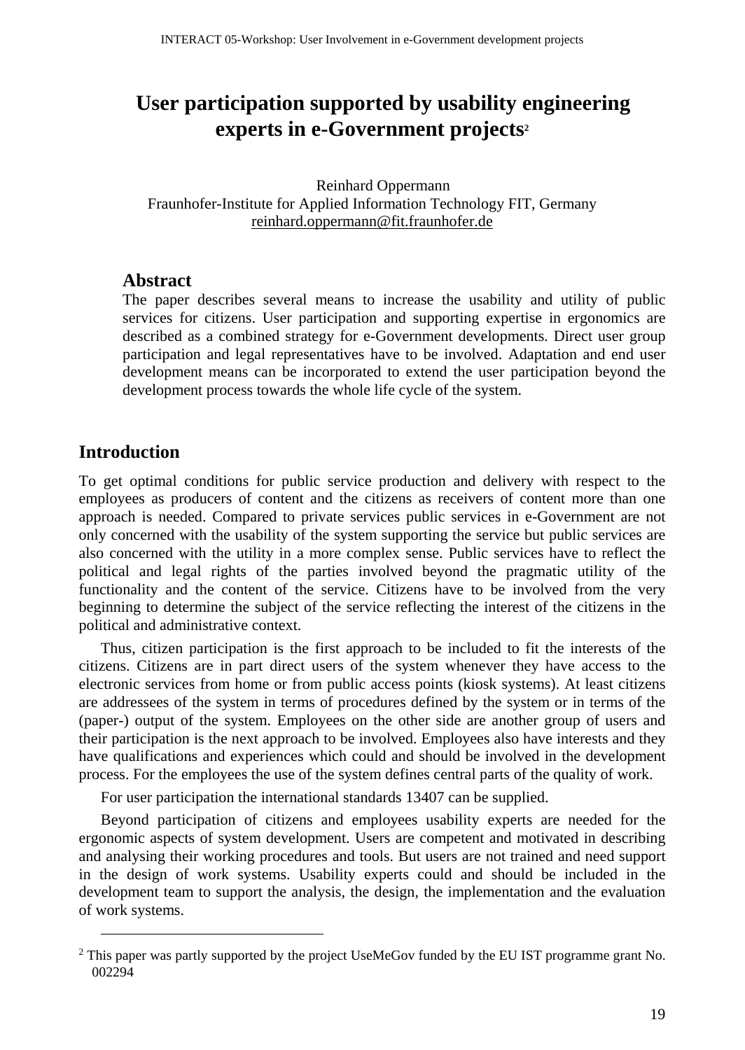# User participation supported by usability engineering experts in e-Government projects[2]

Reinhard Oppermann
Fraunhofer-Institute for Applied Information Technology FIT, Germany
reinhard.oppermann@fit.fraunhofer.de

## Abstract

The paper describes several means to increase the usability and utility of public services for citizens. User participation and supporting expertise in ergonomics are described as a combined strategy for e-Government developments. Direct user group participation and legal representatives have to be involved. Adaptation and end user development means can be incorporated to extend the user participation beyond the development process towards the whole life cycle of the system.

## Introduction

To get optimal conditions for public service production and delivery with respect to the employees as producers of content and the citizens as receivers of content more than one approach is needed. Compared to private services public services in e-Government are not only concerned with the usability of the system supporting the service but public services are also concerned with the utility in a more complex sense. Public services have to reflect the political and legal rights of the parties involved beyond the pragmatic utility of the functionality and the content of the service. Citizens have to be involved from the very beginning to determine the subject of the service reflecting the interest of the citizens in the political and administrative context.

Thus, citizen participation is the first approach to be included to fit the interests of the citizens. Citizens are in part direct users of the system whenever they have access to the electronic services from home or from public access points (kiosk systems). At least citizens are addressees of the system in terms of procedures defined by the system or in terms of the (paper-) output of the system. Employees on the other side are another group of users and their participation is the next approach to be involved. Employees also have interests and they have qualifications and experiences which could and should be involved in the development process. For the employees the use of the system defines central parts of the quality of work.

For user participation the international standards 13407 can be supplied.

Beyond participation of citizens and employees usability experts are needed for the ergonomic aspects of system development. Users are competent and motivated in describing and analysing their working procedures and tools. But users are not trained and need support in the design of work systems. Usability experts could and should be included in the development team to support the analysis, the design, the implementation and the evaluation of work systems.

---

[2] This paper was partly supported by the project UseMeGov funded by the EU IST programme grant No. 002294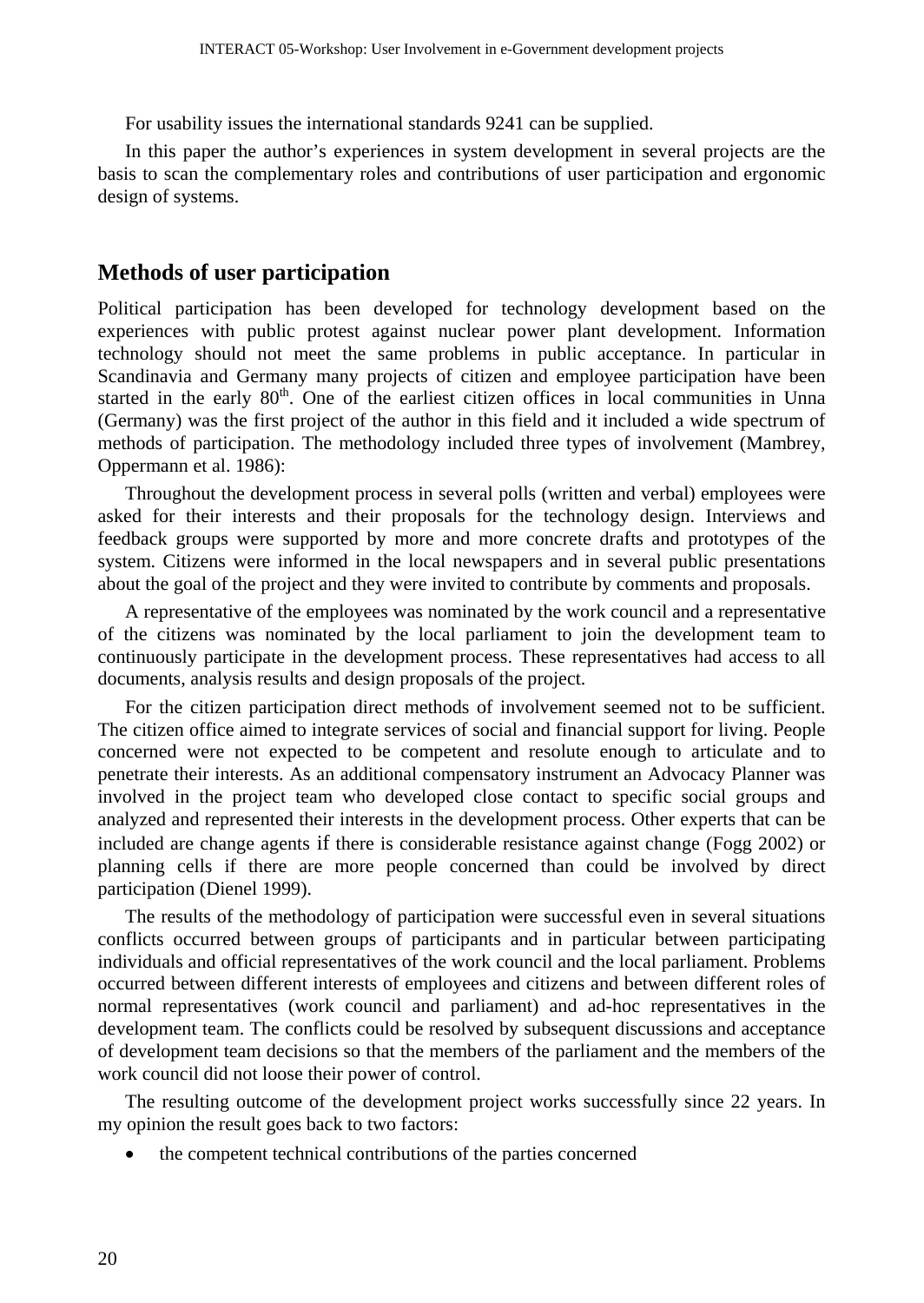For usability issues the international standards 9241 can be supplied.

In this paper the author's experiences in system development in several projects are the basis to scan the complementary roles and contributions of user participation and ergonomic design of systems.

## Methods of user participation

Political participation has been developed for technology development based on the experiences with public protest against nuclear power plant development. Information technology should not meet the same problems in public acceptance. In particular in Scandinavia and Germany many projects of citizen and employee participation have been started in the early 80th. One of the earliest citizen offices in local communities in Unna (Germany) was the first project of the author in this field and it included a wide spectrum of methods of participation. The methodology included three types of involvement (Mambrey, Oppermann et al. 1986):

Throughout the development process in several polls (written and verbal) employees were asked for their interests and their proposals for the technology design. Interviews and feedback groups were supported by more and more concrete drafts and prototypes of the system. Citizens were informed in the local newspapers and in several public presentations about the goal of the project and they were invited to contribute by comments and proposals.

A representative of the employees was nominated by the work council and a representative of the citizens was nominated by the local parliament to join the development team to continuously participate in the development process. These representatives had access to all documents, analysis results and design proposals of the project.

For the citizen participation direct methods of involvement seemed not to be sufficient. The citizen office aimed to integrate services of social and financial support for living. People concerned were not expected to be competent and resolute enough to articulate and to penetrate their interests. As an additional compensatory instrument an Advocacy Planner was involved in the project team who developed close contact to specific social groups and analyzed and represented their interests in the development process. Other experts that can be included are change agents if there is considerable resistance against change (Fogg 2002) or planning cells if there are more people concerned than could be involved by direct participation (Dienel 1999).

The results of the methodology of participation were successful even in several situations conflicts occurred between groups of participants and in particular between participating individuals and official representatives of the work council and the local parliament. Problems occurred between different interests of employees and citizens and between different roles of normal representatives (work council and parliament) and ad-hoc representatives in the development team. The conflicts could be resolved by subsequent discussions and acceptance of development team decisions so that the members of the parliament and the members of the work council did not loose their power of control.

The resulting outcome of the development project works successfully since 22 years. In my opinion the result goes back to two factors:

- the competent technical contributions of the parties concerned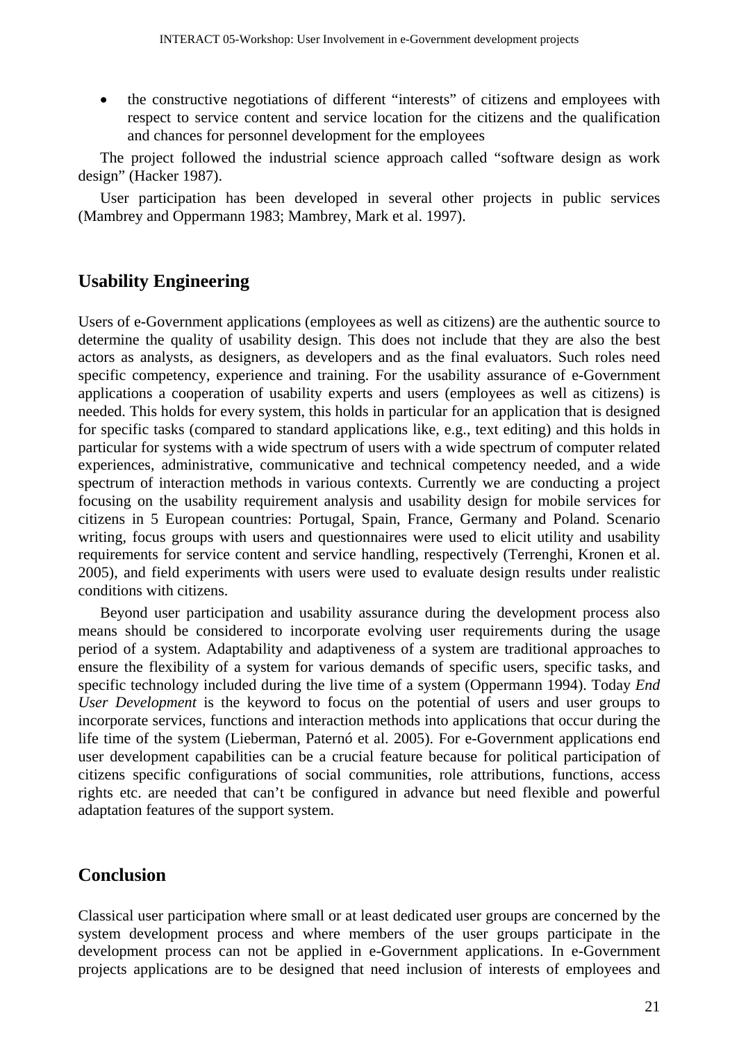- the constructive negotiations of different "interests" of citizens and employees with respect to service content and service location for the citizens and the qualification and chances for personnel development for the employees

The project followed the industrial science approach called "software design as work design" (Hacker 1987).

User participation has been developed in several other projects in public services (Mambrey and Oppermann 1983; Mambrey, Mark et al. 1997).

## Usability Engineering

Users of e-Government applications (employees as well as citizens) are the authentic source to determine the quality of usability design. This does not include that they are also the best actors as analysts, as designers, as developers and as the final evaluators. Such roles need specific competency, experience and training. For the usability assurance of e-Government applications a cooperation of usability experts and users (employees as well as citizens) is needed. This holds for every system, this holds in particular for an application that is designed for specific tasks (compared to standard applications like, e.g., text editing) and this holds in particular for systems with a wide spectrum of users with a wide spectrum of computer related experiences, administrative, communicative and technical competency needed, and a wide spectrum of interaction methods in various contexts. Currently we are conducting a project focusing on the usability requirement analysis and usability design for mobile services for citizens in 5 European countries: Portugal, Spain, France, Germany and Poland. Scenario writing, focus groups with users and questionnaires were used to elicit utility and usability requirements for service content and service handling, respectively (Terrenghi, Kronen et al. 2005), and field experiments with users were used to evaluate design results under realistic conditions with citizens.

Beyond user participation and usability assurance during the development process also means should be considered to incorporate evolving user requirements during the usage period of a system. Adaptability and adaptiveness of a system are traditional approaches to ensure the flexibility of a system for various demands of specific users, specific tasks, and specific technology included during the live time of a system (Oppermann 1994). Today *End User Development* is the keyword to focus on the potential of users and user groups to incorporate services, functions and interaction methods into applications that occur during the life time of the system (Lieberman, Paternó et al. 2005). For e-Government applications end user development capabilities can be a crucial feature because for political participation of citizens specific configurations of social communities, role attributions, functions, access rights etc. are needed that can't be configured in advance but need flexible and powerful adaptation features of the support system.

## Conclusion

Classical user participation where small or at least dedicated user groups are concerned by the system development process and where members of the user groups participate in the development process can not be applied in e-Government applications. In e-Government projects applications are to be designed that need inclusion of interests of employees and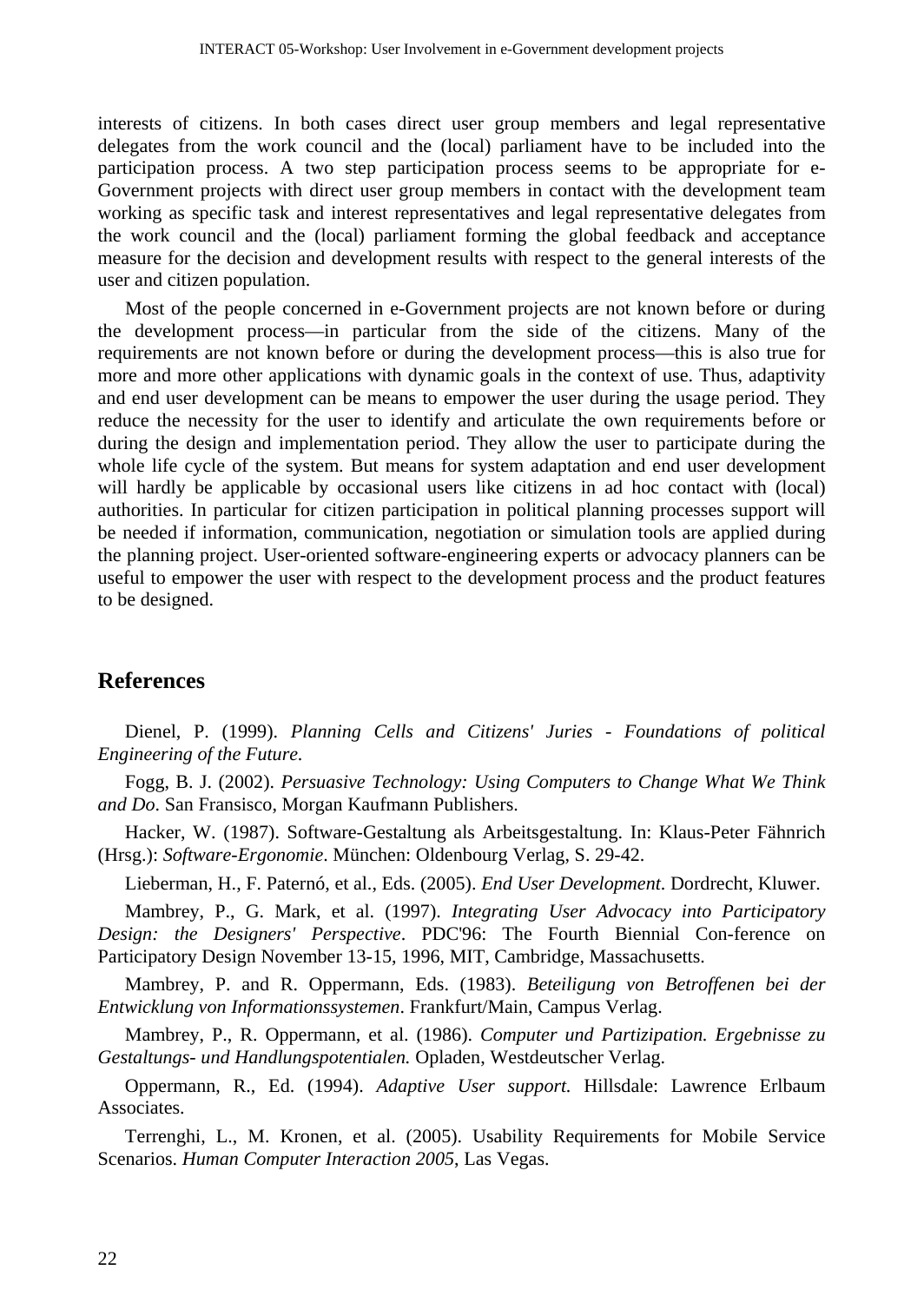interests of citizens. In both cases direct user group members and legal representative delegates from the work council and the (local) parliament have to be included into the participation process. A two step participation process seems to be appropriate for e-Government projects with direct user group members in contact with the development team working as specific task and interest representatives and legal representative delegates from the work council and the (local) parliament forming the global feedback and acceptance measure for the decision and development results with respect to the general interests of the user and citizen population.

Most of the people concerned in e-Government projects are not known before or during the development process—in particular from the side of the citizens. Many of the requirements are not known before or during the development process—this is also true for more and more other applications with dynamic goals in the context of use. Thus, adaptivity and end user development can be means to empower the user during the usage period. They reduce the necessity for the user to identify and articulate the own requirements before or during the design and implementation period. They allow the user to participate during the whole life cycle of the system. But means for system adaptation and end user development will hardly be applicable by occasional users like citizens in ad hoc contact with (local) authorities. In particular for citizen participation in political planning processes support will be needed if information, communication, negotiation or simulation tools are applied during the planning project. User-oriented software-engineering experts or advocacy planners can be useful to empower the user with respect to the development process and the product features to be designed.

## References

Dienel, P. (1999). *Planning Cells and Citizens' Juries - Foundations of political Engineering of the Future.*

Fogg, B. J. (2002). *Persuasive Technology: Using Computers to Change What We Think and Do*. San Fransisco, Morgan Kaufmann Publishers.

Hacker, W. (1987). Software-Gestaltung als Arbeitsgestaltung. In: Klaus-Peter Fähnrich (Hrsg.): *Software-Ergonomie*. München: Oldenbourg Verlag, S. 29-42.

Lieberman, H., F. Paternó, et al., Eds. (2005). *End User Development*. Dordrecht, Kluwer.

Mambrey, P., G. Mark, et al. (1997). *Integrating User Advocacy into Participatory Design: the Designers' Perspective*. PDC'96: The Fourth Biennial Con-ference on Participatory Design November 13-15, 1996, MIT, Cambridge, Massachusetts.

Mambrey, P. and R. Oppermann, Eds. (1983). *Beteiligung von Betroffenen bei der Entwicklung von Informationssystemen*. Frankfurt/Main, Campus Verlag.

Mambrey, P., R. Oppermann, et al. (1986). *Computer und Partizipation. Ergebnisse zu Gestaltungs- und Handlungspotentialen.* Opladen, Westdeutscher Verlag.

Oppermann, R., Ed. (1994). *Adaptive User support.* Hillsdale: Lawrence Erlbaum Associates.

Terrenghi, L., M. Kronen, et al. (2005). Usability Requirements for Mobile Service Scenarios. *Human Computer Interaction 2005*, Las Vegas.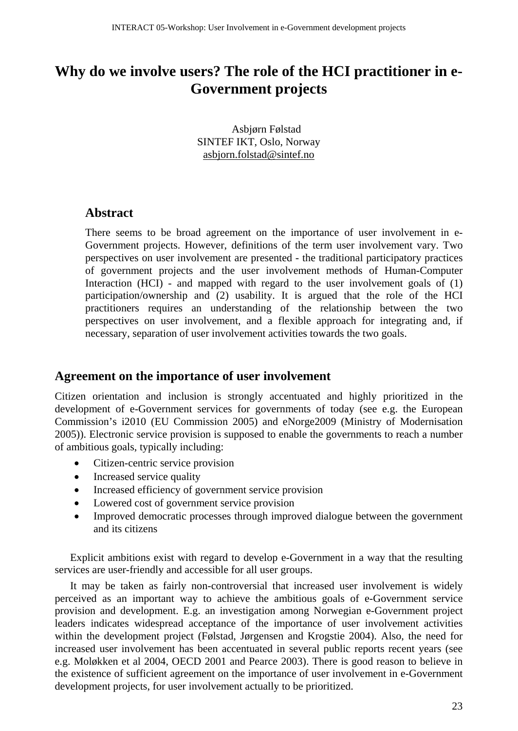# Why do we involve users? The role of the HCI practitioner in e-Government projects

Asbjørn Følstad
SINTEF IKT, Oslo, Norway
asbjorn.folstad@sintef.no

## Abstract

There seems to be broad agreement on the importance of user involvement in e-Government projects. However, definitions of the term user involvement vary. Two perspectives on user involvement are presented - the traditional participatory practices of government projects and the user involvement methods of Human-Computer Interaction (HCI) - and mapped with regard to the user involvement goals of (1) participation/ownership and (2) usability. It is argued that the role of the HCI practitioners requires an understanding of the relationship between the two perspectives on user involvement, and a flexible approach for integrating and, if necessary, separation of user involvement activities towards the two goals.

## Agreement on the importance of user involvement

Citizen orientation and inclusion is strongly accentuated and highly prioritized in the development of e-Government services for governments of today (see e.g. the European Commission's i2010 (EU Commission 2005) and eNorge2009 (Ministry of Modernisation 2005)). Electronic service provision is supposed to enable the governments to reach a number of ambitious goals, typically including:

- Citizen-centric service provision
- Increased service quality
- Increased efficiency of government service provision
- Lowered cost of government service provision
- Improved democratic processes through improved dialogue between the government and its citizens

Explicit ambitions exist with regard to develop e-Government in a way that the resulting services are user-friendly and accessible for all user groups.

It may be taken as fairly non-controversial that increased user involvement is widely perceived as an important way to achieve the ambitious goals of e-Government service provision and development. E.g. an investigation among Norwegian e-Government project leaders indicates widespread acceptance of the importance of user involvement activities within the development project (Følstad, Jørgensen and Krogstie 2004). Also, the need for increased user involvement has been accentuated in several public reports recent years (see e.g. Moløkken et al 2004, OECD 2001 and Pearce 2003). There is good reason to believe in the existence of sufficient agreement on the importance of user involvement in e-Government development projects, for user involvement actually to be prioritized.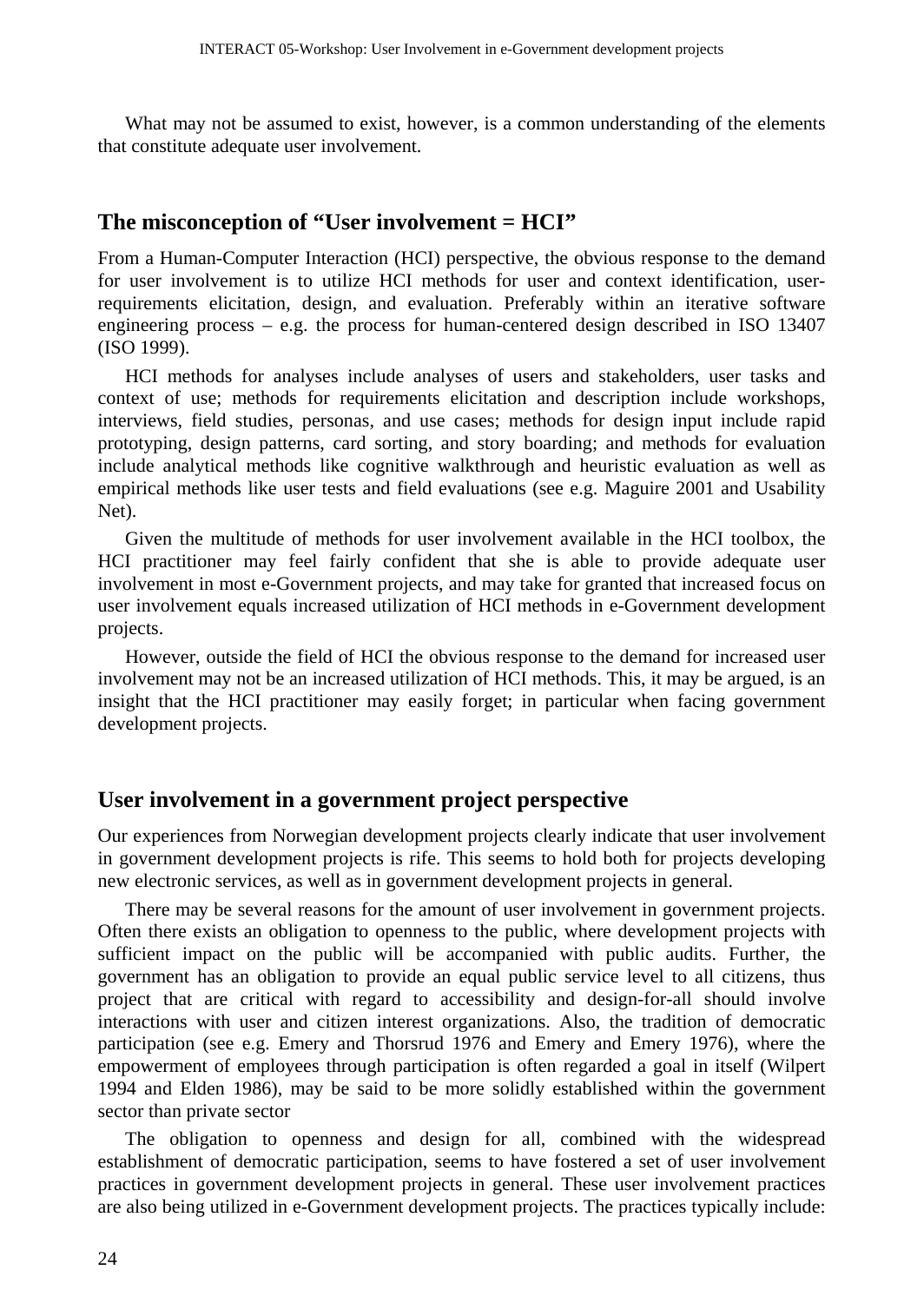What may not be assumed to exist, however, is a common understanding of the elements that constitute adequate user involvement.

## The misconception of "User involvement = HCI"

From a Human-Computer Interaction (HCI) perspective, the obvious response to the demand for user involvement is to utilize HCI methods for user and context identification, user-requirements elicitation, design, and evaluation. Preferably within an iterative software engineering process – e.g. the process for human-centered design described in ISO 13407 (ISO 1999).

HCI methods for analyses include analyses of users and stakeholders, user tasks and context of use; methods for requirements elicitation and description include workshops, interviews, field studies, personas, and use cases; methods for design input include rapid prototyping, design patterns, card sorting, and story boarding; and methods for evaluation include analytical methods like cognitive walkthrough and heuristic evaluation as well as empirical methods like user tests and field evaluations (see e.g. Maguire 2001 and Usability Net).

Given the multitude of methods for user involvement available in the HCI toolbox, the HCI practitioner may feel fairly confident that she is able to provide adequate user involvement in most e-Government projects, and may take for granted that increased focus on user involvement equals increased utilization of HCI methods in e-Government development projects.

However, outside the field of HCI the obvious response to the demand for increased user involvement may not be an increased utilization of HCI methods. This, it may be argued, is an insight that the HCI practitioner may easily forget; in particular when facing government development projects.

## User involvement in a government project perspective

Our experiences from Norwegian development projects clearly indicate that user involvement in government development projects is rife. This seems to hold both for projects developing new electronic services, as well as in government development projects in general.

There may be several reasons for the amount of user involvement in government projects. Often there exists an obligation to openness to the public, where development projects with sufficient impact on the public will be accompanied with public audits. Further, the government has an obligation to provide an equal public service level to all citizens, thus project that are critical with regard to accessibility and design-for-all should involve interactions with user and citizen interest organizations. Also, the tradition of democratic participation (see e.g. Emery and Thorsrud 1976 and Emery and Emery 1976), where the empowerment of employees through participation is often regarded a goal in itself (Wilpert 1994 and Elden 1986), may be said to be more solidly established within the government sector than private sector

The obligation to openness and design for all, combined with the widespread establishment of democratic participation, seems to have fostered a set of user involvement practices in government development projects in general. These user involvement practices are also being utilized in e-Government development projects. The practices typically include: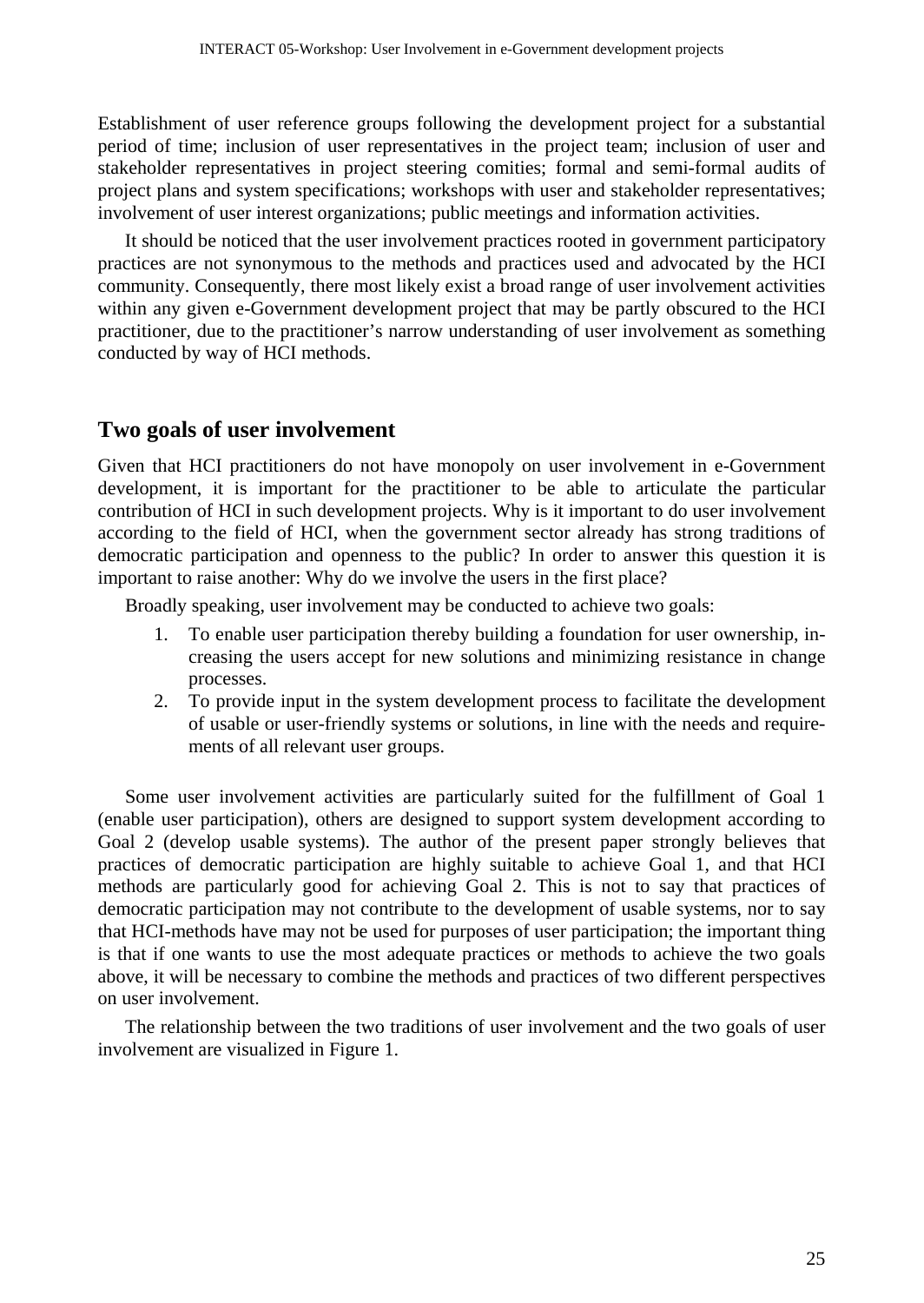Establishment of user reference groups following the development project for a substantial period of time; inclusion of user representatives in the project team; inclusion of user and stakeholder representatives in project steering comities; formal and semi-formal audits of project plans and system specifications; workshops with user and stakeholder representatives; involvement of user interest organizations; public meetings and information activities.

It should be noticed that the user involvement practices rooted in government participatory practices are not synonymous to the methods and practices used and advocated by the HCI community. Consequently, there most likely exist a broad range of user involvement activities within any given e-Government development project that may be partly obscured to the HCI practitioner, due to the practitioner's narrow understanding of user involvement as something conducted by way of HCI methods.

## Two goals of user involvement

Given that HCI practitioners do not have monopoly on user involvement in e-Government development, it is important for the practitioner to be able to articulate the particular contribution of HCI in such development projects. Why is it important to do user involvement according to the field of HCI, when the government sector already has strong traditions of democratic participation and openness to the public? In order to answer this question it is important to raise another: Why do we involve the users in the first place?

Broadly speaking, user involvement may be conducted to achieve two goals:

1. To enable user participation thereby building a foundation for user ownership, increasing the users accept for new solutions and minimizing resistance in change processes.
2. To provide input in the system development process to facilitate the development of usable or user-friendly systems or solutions, in line with the needs and requirements of all relevant user groups.

Some user involvement activities are particularly suited for the fulfillment of Goal 1 (enable user participation), others are designed to support system development according to Goal 2 (develop usable systems). The author of the present paper strongly believes that practices of democratic participation are highly suitable to achieve Goal 1, and that HCI methods are particularly good for achieving Goal 2. This is not to say that practices of democratic participation may not contribute to the development of usable systems, nor to say that HCI-methods have may not be used for purposes of user participation; the important thing is that if one wants to use the most adequate practices or methods to achieve the two goals above, it will be necessary to combine the methods and practices of two different perspectives on user involvement.

The relationship between the two traditions of user involvement and the two goals of user involvement are visualized in Figure 1.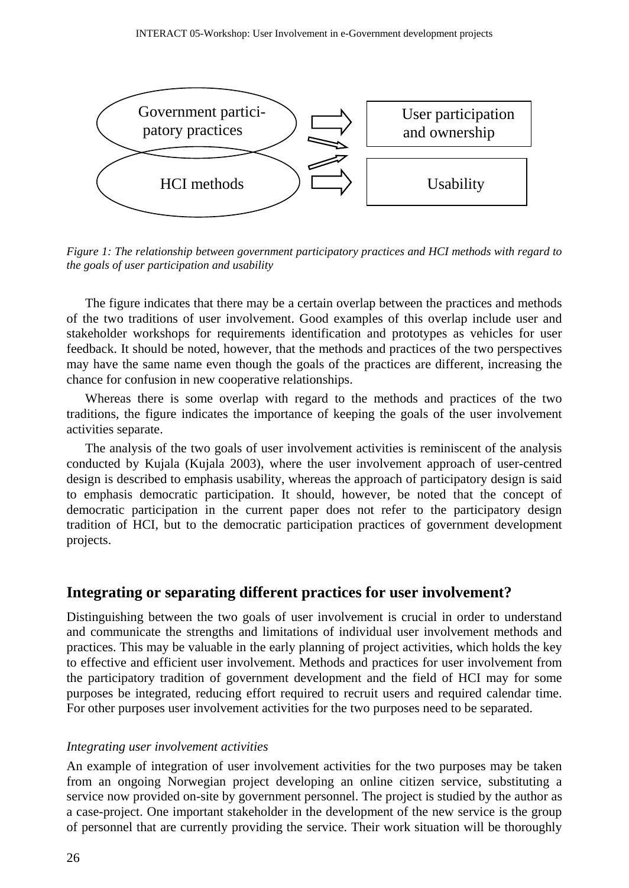Government partici-
patory practices

HCI methods

User participation
and ownership

Usability

*Figure 1: The relationship between government participatory practices and HCI methods with regard to the goals of user participation and usability*

The figure indicates that there may be a certain overlap between the practices and methods of the two traditions of user involvement. Good examples of this overlap include user and stakeholder workshops for requirements identification and prototypes as vehicles for user feedback. It should be noted, however, that the methods and practices of the two perspectives may have the same name even though the goals of the practices are different, increasing the chance for confusion in new cooperative relationships.

Whereas there is some overlap with regard to the methods and practices of the two traditions, the figure indicates the importance of keeping the goals of the user involvement activities separate.

The analysis of the two goals of user involvement activities is reminiscent of the analysis conducted by Kujala (Kujala 2003), where the user involvement approach of user-centred design is described to emphasis usability, whereas the approach of participatory design is said to emphasis democratic participation. It should, however, be noted that the concept of democratic participation in the current paper does not refer to the participatory design tradition of HCI, but to the democratic participation practices of government development projects.

## Integrating or separating different practices for user involvement?

Distinguishing between the two goals of user involvement is crucial in order to understand and communicate the strengths and limitations of individual user involvement methods and practices. This may be valuable in the early planning of project activities, which holds the key to effective and efficient user involvement. Methods and practices for user involvement from the participatory tradition of government development and the field of HCI may for some purposes be integrated, reducing effort required to recruit users and required calendar time. For other purposes user involvement activities for the two purposes need to be separated.

### *Integrating user involvement activities*

An example of integration of user involvement activities for the two purposes may be taken from an ongoing Norwegian project developing an online citizen service, substituting a service now provided on-site by government personnel. The project is studied by the author as a case-project. One important stakeholder in the development of the new service is the group of personnel that are currently providing the service. Their work situation will be thoroughly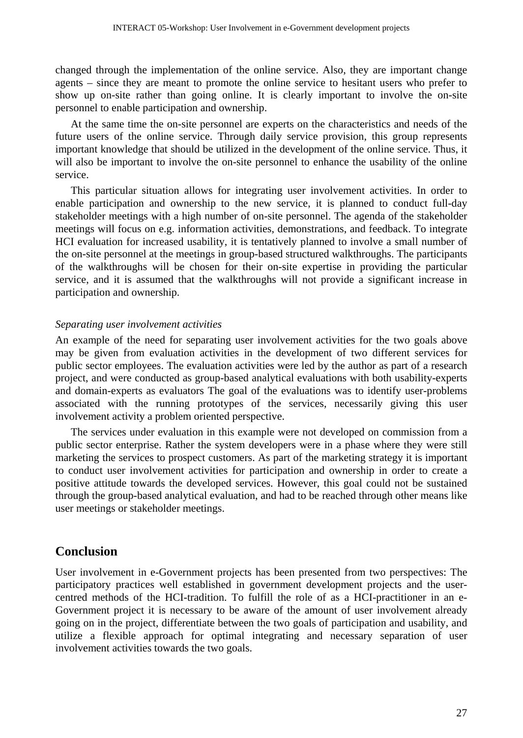changed through the implementation of the online service. Also, they are important change agents – since they are meant to promote the online service to hesitant users who prefer to show up on-site rather than going online. It is clearly important to involve the on-site personnel to enable participation and ownership.

At the same time the on-site personnel are experts on the characteristics and needs of the future users of the online service. Through daily service provision, this group represents important knowledge that should be utilized in the development of the online service. Thus, it will also be important to involve the on-site personnel to enhance the usability of the online service.

This particular situation allows for integrating user involvement activities. In order to enable participation and ownership to the new service, it is planned to conduct full-day stakeholder meetings with a high number of on-site personnel. The agenda of the stakeholder meetings will focus on e.g. information activities, demonstrations, and feedback. To integrate HCI evaluation for increased usability, it is tentatively planned to involve a small number of the on-site personnel at the meetings in group-based structured walkthroughs. The participants of the walkthroughs will be chosen for their on-site expertise in providing the particular service, and it is assumed that the walkthroughs will not provide a significant increase in participation and ownership.

*Separating user involvement activities*

An example of the need for separating user involvement activities for the two goals above may be given from evaluation activities in the development of two different services for public sector employees. The evaluation activities were led by the author as part of a research project, and were conducted as group-based analytical evaluations with both usability-experts and domain-experts as evaluators The goal of the evaluations was to identify user-problems associated with the running prototypes of the services, necessarily giving this user involvement activity a problem oriented perspective.

The services under evaluation in this example were not developed on commission from a public sector enterprise. Rather the system developers were in a phase where they were still marketing the services to prospect customers. As part of the marketing strategy it is important to conduct user involvement activities for participation and ownership in order to create a positive attitude towards the developed services. However, this goal could not be sustained through the group-based analytical evaluation, and had to be reached through other means like user meetings or stakeholder meetings.

## Conclusion

User involvement in e-Government projects has been presented from two perspectives: The participatory practices well established in government development projects and the user-centred methods of the HCI-tradition. To fulfill the role of as a HCI-practitioner in an e-Government project it is necessary to be aware of the amount of user involvement already going on in the project, differentiate between the two goals of participation and usability, and utilize a flexible approach for optimal integrating and necessary separation of user involvement activities towards the two goals.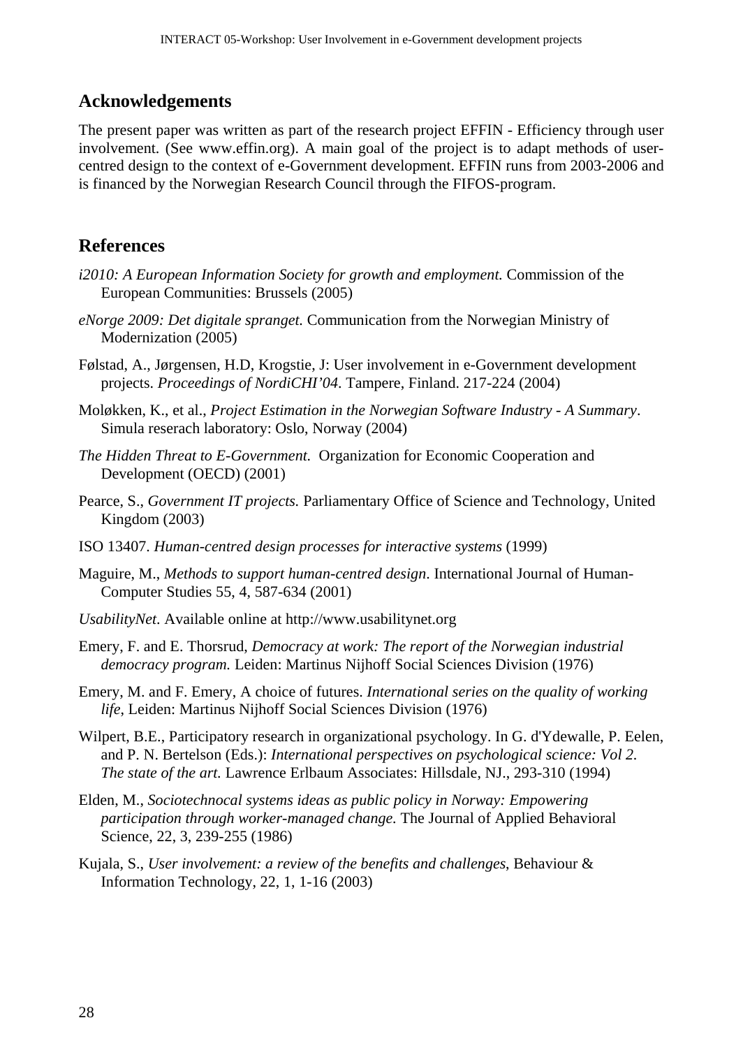## Acknowledgements

The present paper was written as part of the research project EFFIN - Efficiency through user involvement. (See www.effin.org). A main goal of the project is to adapt methods of user-centred design to the context of e-Government development. EFFIN runs from 2003-2006 and is financed by the Norwegian Research Council through the FIFOS-program.

## References

*i2010: A European Information Society for growth and employment.* Commission of the European Communities: Brussels (2005)

*eNorge 2009: Det digitale spranget.* Communication from the Norwegian Ministry of Modernization (2005)

Følstad, A., Jørgensen, H.D, Krogstie, J: User involvement in e-Government development projects. *Proceedings of NordiCHI'04*. Tampere, Finland. 217-224 (2004)

Moløkken, K., et al., *Project Estimation in the Norwegian Software Industry - A Summary*. Simula reserach laboratory: Oslo, Norway (2004)

*The Hidden Threat to E-Government.* Organization for Economic Cooperation and Development (OECD) (2001)

Pearce, S., *Government IT projects.* Parliamentary Office of Science and Technology, United Kingdom (2003)

ISO 13407. *Human-centred design processes for interactive systems* (1999)

Maguire, M., *Methods to support human-centred design*. International Journal of Human-Computer Studies 55, 4, 587-634 (2001)

*UsabilityNet.* Available online at http://www.usabilitynet.org

Emery, F. and E. Thorsrud, *Democracy at work: The report of the Norwegian industrial democracy program.* Leiden: Martinus Nijhoff Social Sciences Division (1976)

Emery, M. and F. Emery, A choice of futures. *International series on the quality of working life*, Leiden: Martinus Nijhoff Social Sciences Division (1976)

Wilpert, B.E., Participatory research in organizational psychology. In G. d'Ydewalle, P. Eelen, and P. N. Bertelson (Eds.): *International perspectives on psychological science: Vol 2. The state of the art.* Lawrence Erlbaum Associates: Hillsdale, NJ., 293-310 (1994)

Elden, M., *Sociotechnocal systems ideas as public policy in Norway: Empowering participation through worker-managed change.* The Journal of Applied Behavioral Science, 22, 3, 239-255 (1986)

Kujala, S., *User involvement: a review of the benefits and challenges*, Behaviour & Information Technology, 22, 1, 1-16 (2003)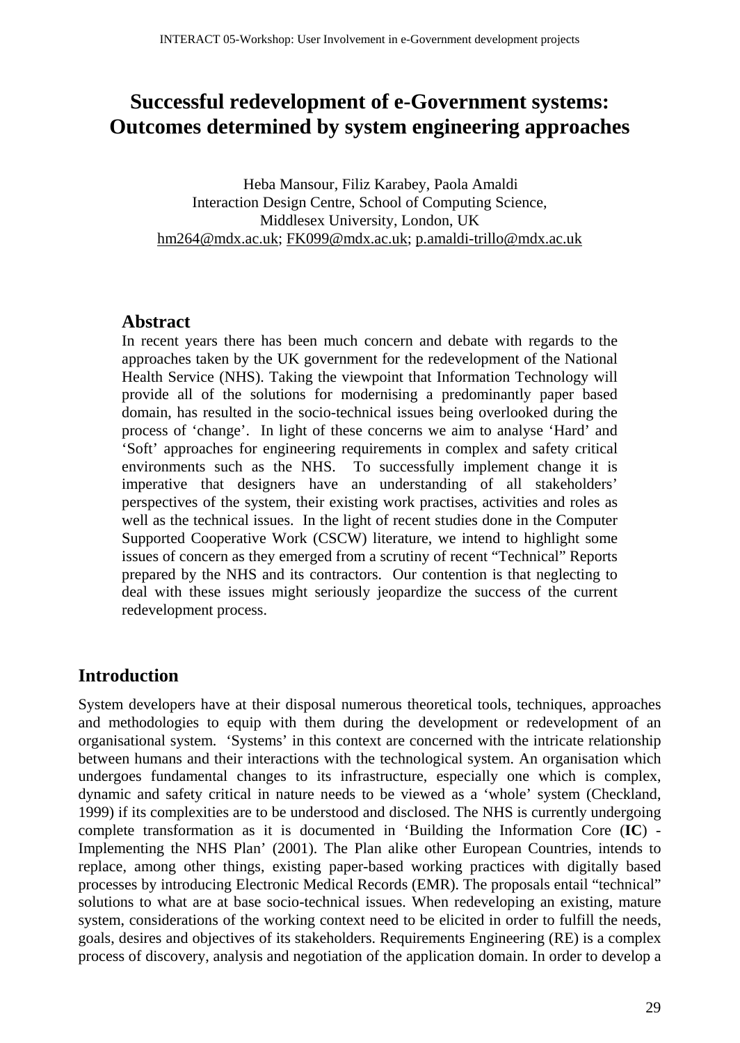# Successful redevelopment of e-Government systems: Outcomes determined by system engineering approaches

Heba Mansour, Filiz Karabey, Paola Amaldi
Interaction Design Centre, School of Computing Science,
Middlesex University, London, UK
hm264@mdx.ac.uk; FK099@mdx.ac.uk; p.amaldi-trillo@mdx.ac.uk

### Abstract

In recent years there has been much concern and debate with regards to the approaches taken by the UK government for the redevelopment of the National Health Service (NHS). Taking the viewpoint that Information Technology will provide all of the solutions for modernising a predominantly paper based domain, has resulted in the socio-technical issues being overlooked during the process of 'change'. In light of these concerns we aim to analyse 'Hard' and 'Soft' approaches for engineering requirements in complex and safety critical environments such as the NHS. To successfully implement change it is imperative that designers have an understanding of all stakeholders' perspectives of the system, their existing work practises, activities and roles as well as the technical issues. In the light of recent studies done in the Computer Supported Cooperative Work (CSCW) literature, we intend to highlight some issues of concern as they emerged from a scrutiny of recent "Technical" Reports prepared by the NHS and its contractors. Our contention is that neglecting to deal with these issues might seriously jeopardize the success of the current redevelopment process.

## Introduction

System developers have at their disposal numerous theoretical tools, techniques, approaches and methodologies to equip with them during the development or redevelopment of an organisational system. 'Systems' in this context are concerned with the intricate relationship between humans and their interactions with the technological system. An organisation which undergoes fundamental changes to its infrastructure, especially one which is complex, dynamic and safety critical in nature needs to be viewed as a 'whole' system (Checkland, 1999) if its complexities are to be understood and disclosed. The NHS is currently undergoing complete transformation as it is documented in 'Building the Information Core (**IC**) - Implementing the NHS Plan' (2001). The Plan alike other European Countries, intends to replace, among other things, existing paper-based working practices with digitally based processes by introducing Electronic Medical Records (EMR). The proposals entail "technical" solutions to what are at base socio-technical issues. When redeveloping an existing, mature system, considerations of the working context need to be elicited in order to fulfill the needs, goals, desires and objectives of its stakeholders. Requirements Engineering (RE) is a complex process of discovery, analysis and negotiation of the application domain. In order to develop a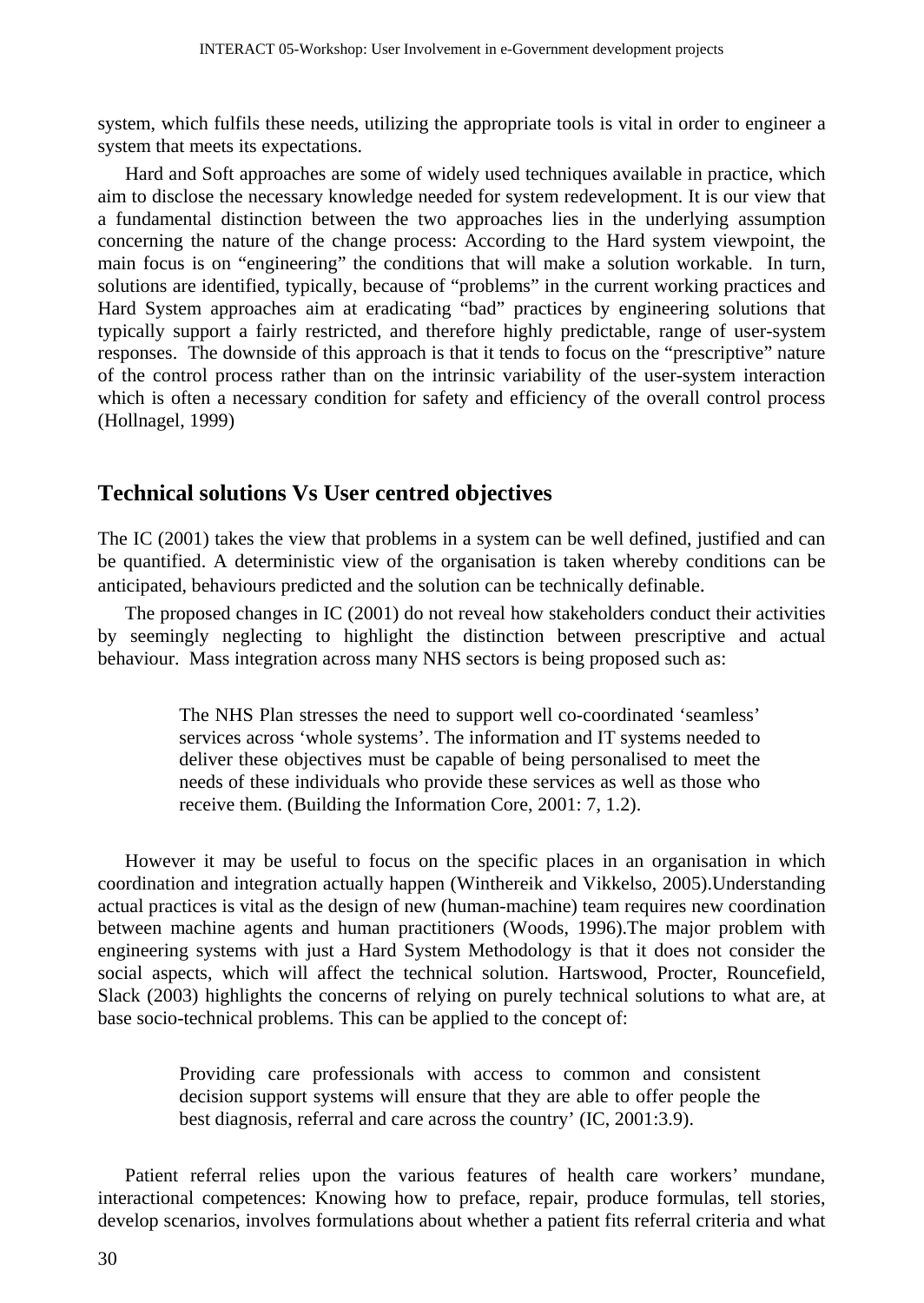system, which fulfils these needs, utilizing the appropriate tools is vital in order to engineer a system that meets its expectations.

Hard and Soft approaches are some of widely used techniques available in practice, which aim to disclose the necessary knowledge needed for system redevelopment. It is our view that a fundamental distinction between the two approaches lies in the underlying assumption concerning the nature of the change process: According to the Hard system viewpoint, the main focus is on "engineering" the conditions that will make a solution workable. In turn, solutions are identified, typically, because of "problems" in the current working practices and Hard System approaches aim at eradicating "bad" practices by engineering solutions that typically support a fairly restricted, and therefore highly predictable, range of user-system responses. The downside of this approach is that it tends to focus on the "prescriptive" nature of the control process rather than on the intrinsic variability of the user-system interaction which is often a necessary condition for safety and efficiency of the overall control process (Hollnagel, 1999)

## Technical solutions Vs User centred objectives

The IC (2001) takes the view that problems in a system can be well defined, justified and can be quantified. A deterministic view of the organisation is taken whereby conditions can be anticipated, behaviours predicted and the solution can be technically definable.

The proposed changes in IC (2001) do not reveal how stakeholders conduct their activities by seemingly neglecting to highlight the distinction between prescriptive and actual behaviour. Mass integration across many NHS sectors is being proposed such as:

> The NHS Plan stresses the need to support well co-coordinated 'seamless' services across 'whole systems'. The information and IT systems needed to deliver these objectives must be capable of being personalised to meet the needs of these individuals who provide these services as well as those who receive them. (Building the Information Core, 2001: 7, 1.2).

However it may be useful to focus on the specific places in an organisation in which coordination and integration actually happen (Winthereik and Vikkelso, 2005).Understanding actual practices is vital as the design of new (human-machine) team requires new coordination between machine agents and human practitioners (Woods, 1996).The major problem with engineering systems with just a Hard System Methodology is that it does not consider the social aspects, which will affect the technical solution. Hartswood, Procter, Rouncefield, Slack (2003) highlights the concerns of relying on purely technical solutions to what are, at base socio-technical problems. This can be applied to the concept of:

> Providing care professionals with access to common and consistent decision support systems will ensure that they are able to offer people the best diagnosis, referral and care across the country' (IC, 2001:3.9).

Patient referral relies upon the various features of health care workers' mundane, interactional competences: Knowing how to preface, repair, produce formulas, tell stories, develop scenarios, involves formulations about whether a patient fits referral criteria and what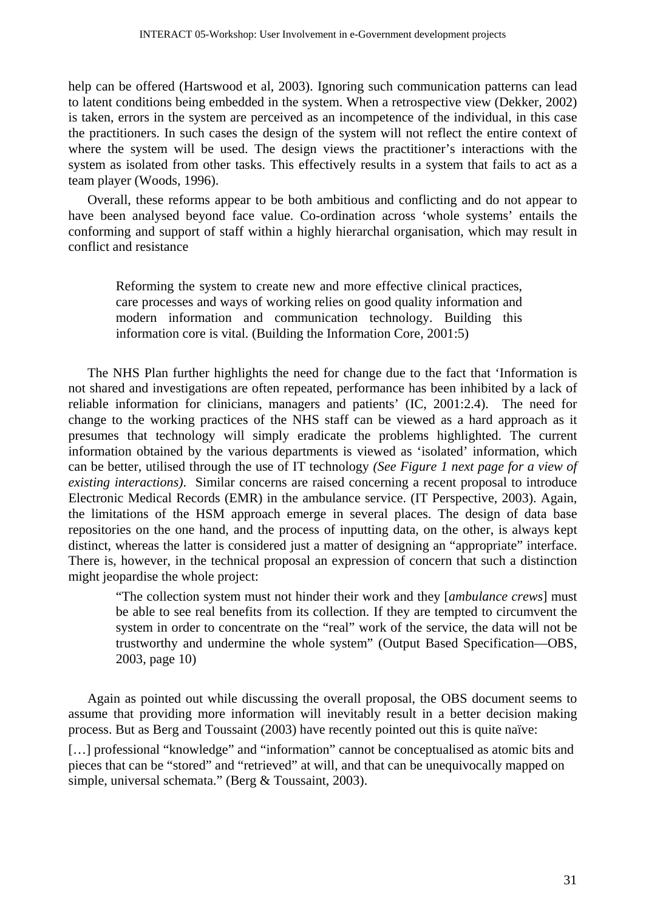help can be offered (Hartswood et al, 2003). Ignoring such communication patterns can lead to latent conditions being embedded in the system. When a retrospective view (Dekker, 2002) is taken, errors in the system are perceived as an incompetence of the individual, in this case the practitioners. In such cases the design of the system will not reflect the entire context of where the system will be used. The design views the practitioner's interactions with the system as isolated from other tasks. This effectively results in a system that fails to act as a team player (Woods, 1996).

Overall, these reforms appear to be both ambitious and conflicting and do not appear to have been analysed beyond face value. Co-ordination across 'whole systems' entails the conforming and support of staff within a highly hierarchal organisation, which may result in conflict and resistance

> Reforming the system to create new and more effective clinical practices, care processes and ways of working relies on good quality information and modern information and communication technology. Building this information core is vital. (Building the Information Core, 2001:5)

The NHS Plan further highlights the need for change due to the fact that 'Information is not shared and investigations are often repeated, performance has been inhibited by a lack of reliable information for clinicians, managers and patients' (IC, 2001:2.4). The need for change to the working practices of the NHS staff can be viewed as a hard approach as it presumes that technology will simply eradicate the problems highlighted. The current information obtained by the various departments is viewed as 'isolated' information, which can be better, utilised through the use of IT technology *(See Figure 1 next page for a view of existing interactions)*. Similar concerns are raised concerning a recent proposal to introduce Electronic Medical Records (EMR) in the ambulance service. (IT Perspective, 2003). Again, the limitations of the HSM approach emerge in several places. The design of data base repositories on the one hand, and the process of inputting data, on the other, is always kept distinct, whereas the latter is considered just a matter of designing an "appropriate" interface. There is, however, in the technical proposal an expression of concern that such a distinction might jeopardise the whole project:

> "The collection system must not hinder their work and they [*ambulance crews*] must be able to see real benefits from its collection. If they are tempted to circumvent the system in order to concentrate on the "real" work of the service, the data will not be trustworthy and undermine the whole system" (Output Based Specification—OBS, 2003, page 10)

Again as pointed out while discussing the overall proposal, the OBS document seems to assume that providing more information will inevitably result in a better decision making process. But as Berg and Toussaint (2003) have recently pointed out this is quite naïve:

[…] professional "knowledge" and "information" cannot be conceptualised as atomic bits and pieces that can be "stored" and "retrieved" at will, and that can be unequivocally mapped on simple, universal schemata." (Berg & Toussaint, 2003).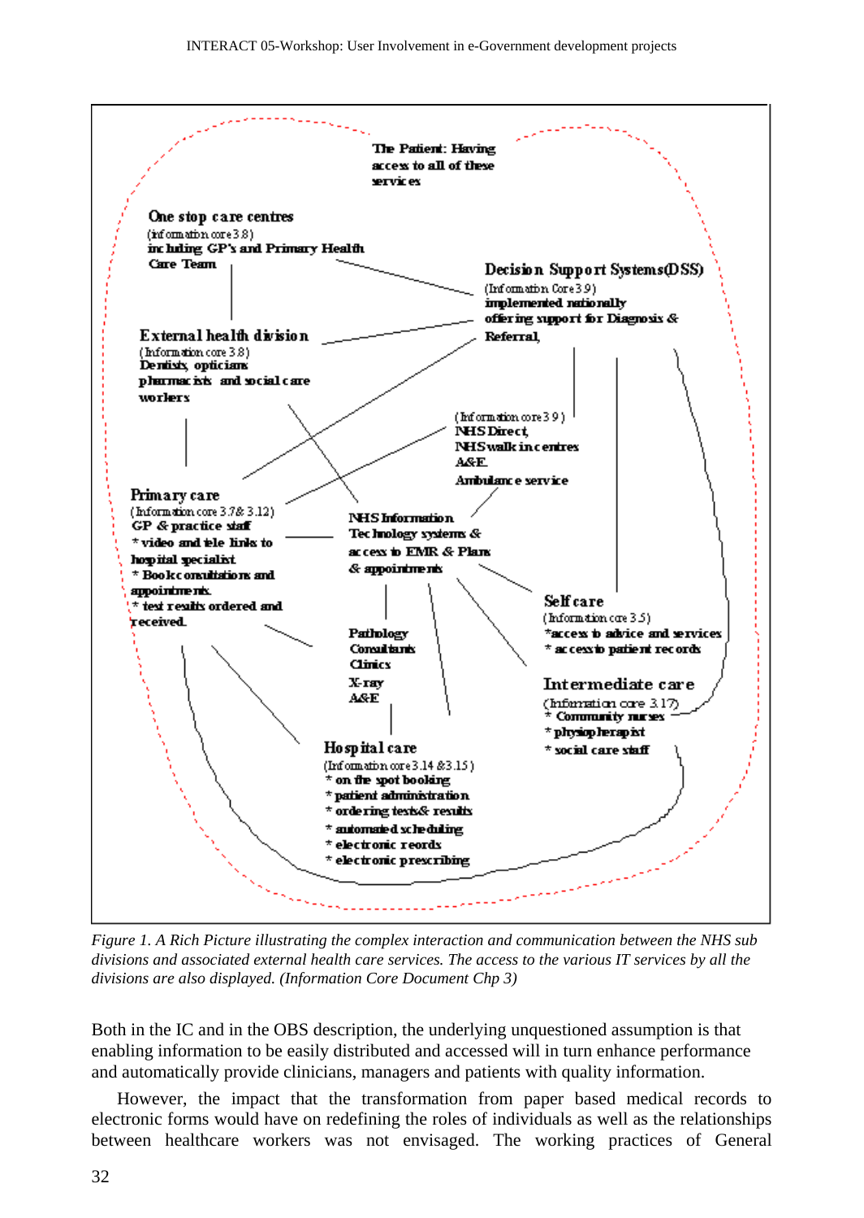The Patient: Having access to all of these services

One stop care centres
(information core 3.8)
including GP's and Primary Health Care Team

Decision Support Systems(DSS)
(Information Core 3.9)
implemented nationally offering support for Diagnosis & Referral,

External health division
(Information core 3.8)
Dentists, opticians pharmacists and social care workers

(Information core 3.9)
NHS Direct,
NHS walk in centres
A&E
Ambulance service

Primary care
(Information core 3.7& 3.12)
GP & practice staff
* video and tele links to hospital specialist
* Book consultations and appointments.
* test results ordered and received.

NHS Information Technology systems & access to EMR & Plans & appointments

Self care
(Information core 3.5)
*access to advice and services
* access to patient records

Pathology
Consultants
Clinics
X-ray
A&E

Intermediate care
(Information core 3.17)
* Community nurses
* physiotherapist
* social care staff

Hospital care
(Information core 3.14 &3.15)
* on the spot booking
* patient administration
* ordering tests& results
* automated scheduling
* electronic reords
* electronic prescribing

*Figure 1. A Rich Picture illustrating the complex interaction and communication between the NHS sub divisions and associated external health care services. The access to the various IT services by all the divisions are also displayed. (Information Core Document Chp 3)*

Both in the IC and in the OBS description, the underlying unquestioned assumption is that enabling information to be easily distributed and accessed will in turn enhance performance and automatically provide clinicians, managers and patients with quality information.

However, the impact that the transformation from paper based medical records to electronic forms would have on redefining the roles of individuals as well as the relationships between healthcare workers was not envisaged. The working practices of General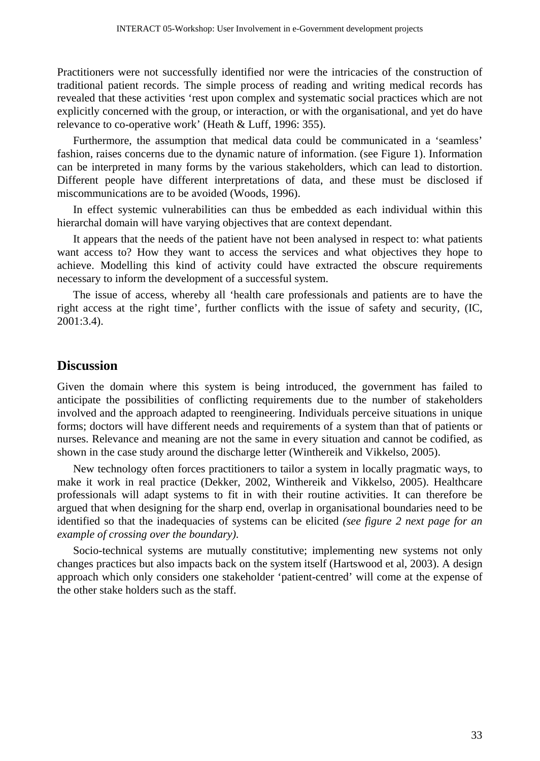Practitioners were not successfully identified nor were the intricacies of the construction of traditional patient records. The simple process of reading and writing medical records has revealed that these activities 'rest upon complex and systematic social practices which are not explicitly concerned with the group, or interaction, or with the organisational, and yet do have relevance to co-operative work' (Heath & Luff, 1996: 355).

Furthermore, the assumption that medical data could be communicated in a 'seamless' fashion, raises concerns due to the dynamic nature of information. (see Figure 1). Information can be interpreted in many forms by the various stakeholders, which can lead to distortion. Different people have different interpretations of data, and these must be disclosed if miscommunications are to be avoided (Woods, 1996).

In effect systemic vulnerabilities can thus be embedded as each individual within this hierarchal domain will have varying objectives that are context dependant.

It appears that the needs of the patient have not been analysed in respect to: what patients want access to? How they want to access the services and what objectives they hope to achieve. Modelling this kind of activity could have extracted the obscure requirements necessary to inform the development of a successful system.

The issue of access, whereby all 'health care professionals and patients are to have the right access at the right time', further conflicts with the issue of safety and security, (IC, 2001:3.4).

## Discussion

Given the domain where this system is being introduced, the government has failed to anticipate the possibilities of conflicting requirements due to the number of stakeholders involved and the approach adapted to reengineering. Individuals perceive situations in unique forms; doctors will have different needs and requirements of a system than that of patients or nurses. Relevance and meaning are not the same in every situation and cannot be codified, as shown in the case study around the discharge letter (Winthereik and Vikkelso, 2005).

New technology often forces practitioners to tailor a system in locally pragmatic ways, to make it work in real practice (Dekker, 2002, Winthereik and Vikkelso, 2005). Healthcare professionals will adapt systems to fit in with their routine activities. It can therefore be argued that when designing for the sharp end, overlap in organisational boundaries need to be identified so that the inadequacies of systems can be elicited *(see figure 2 next page for an example of crossing over the boundary).*

Socio-technical systems are mutually constitutive; implementing new systems not only changes practices but also impacts back on the system itself (Hartswood et al, 2003). A design approach which only considers one stakeholder 'patient-centred' will come at the expense of the other stake holders such as the staff.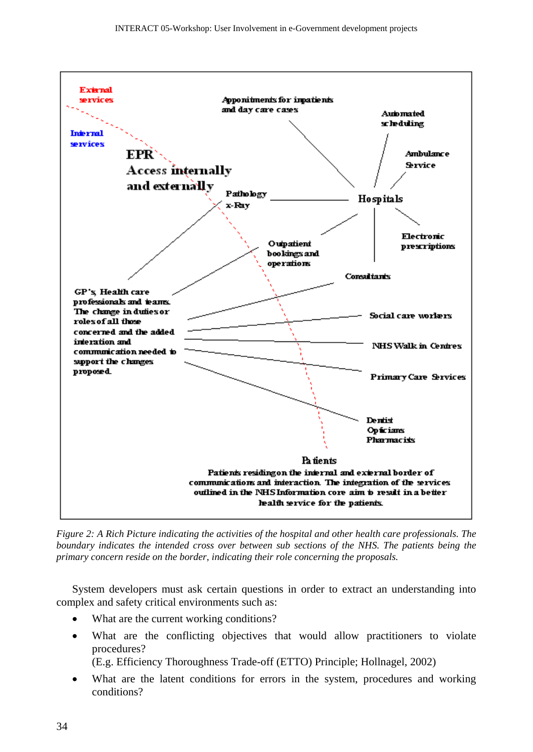*Figure 2: A Rich Picture indicating the activities of the hospital and other health care professionals. The boundary indicates the intended cross over between sub sections of the NHS. The patients being the primary concern reside on the border, indicating their role concerning the proposals.*

System developers must ask certain questions in order to extract an understanding into complex and safety critical environments such as:

- What are the current working conditions?
- What are the conflicting objectives that would allow practitioners to violate procedures?
  (E.g. Efficiency Thoroughness Trade-off (ETTO) Principle; Hollnagel, 2002)
- What are the latent conditions for errors in the system, procedures and working conditions?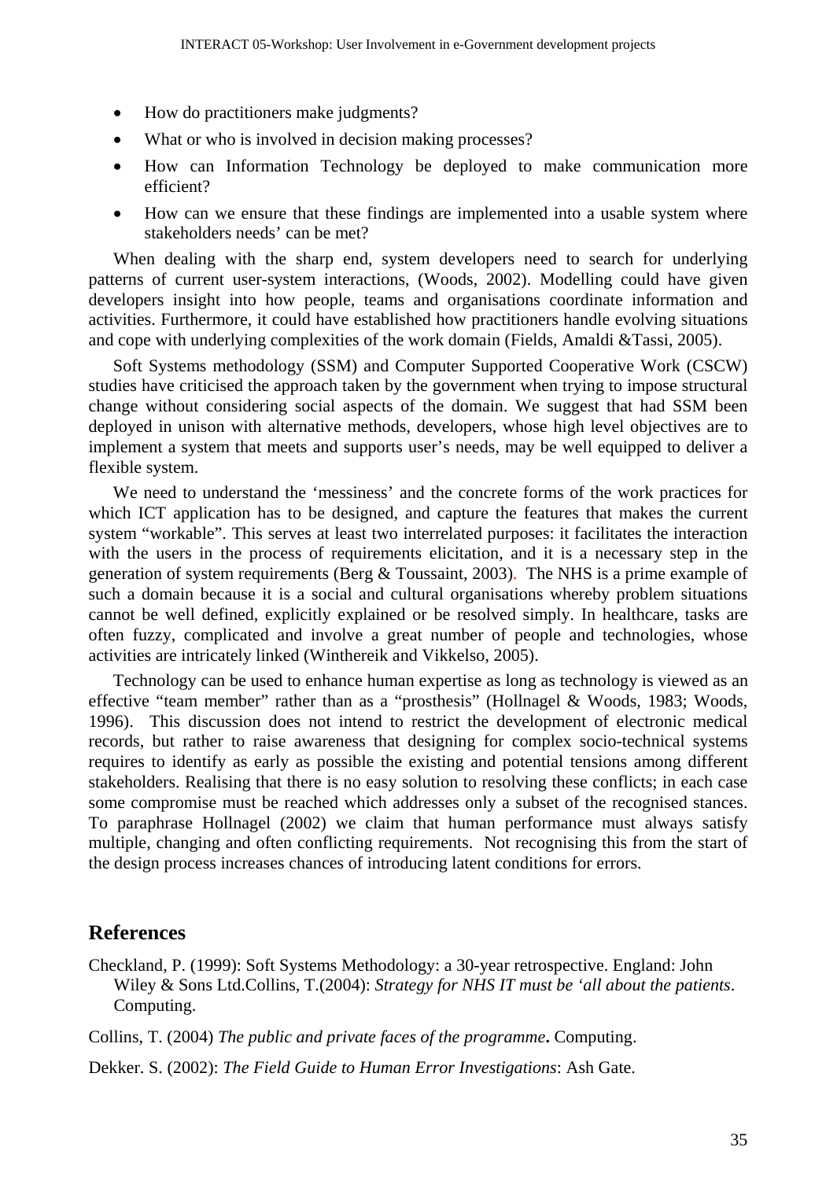- How do practitioners make judgments?
- What or who is involved in decision making processes?
- How can Information Technology be deployed to make communication more efficient?
- How can we ensure that these findings are implemented into a usable system where stakeholders needs' can be met?

When dealing with the sharp end, system developers need to search for underlying patterns of current user-system interactions, (Woods, 2002). Modelling could have given developers insight into how people, teams and organisations coordinate information and activities. Furthermore, it could have established how practitioners handle evolving situations and cope with underlying complexities of the work domain (Fields, Amaldi &Tassi, 2005).

Soft Systems methodology (SSM) and Computer Supported Cooperative Work (CSCW) studies have criticised the approach taken by the government when trying to impose structural change without considering social aspects of the domain. We suggest that had SSM been deployed in unison with alternative methods, developers, whose high level objectives are to implement a system that meets and supports user's needs, may be well equipped to deliver a flexible system.

We need to understand the 'messiness' and the concrete forms of the work practices for which ICT application has to be designed, and capture the features that makes the current system "workable". This serves at least two interrelated purposes: it facilitates the interaction with the users in the process of requirements elicitation, and it is a necessary step in the generation of system requirements (Berg & Toussaint, 2003). The NHS is a prime example of such a domain because it is a social and cultural organisations whereby problem situations cannot be well defined, explicitly explained or be resolved simply. In healthcare, tasks are often fuzzy, complicated and involve a great number of people and technologies, whose activities are intricately linked (Winthereik and Vikkelso, 2005).

Technology can be used to enhance human expertise as long as technology is viewed as an effective "team member" rather than as a "prosthesis" (Hollnagel & Woods, 1983; Woods, 1996). This discussion does not intend to restrict the development of electronic medical records, but rather to raise awareness that designing for complex socio-technical systems requires to identify as early as possible the existing and potential tensions among different stakeholders. Realising that there is no easy solution to resolving these conflicts; in each case some compromise must be reached which addresses only a subset of the recognised stances. To paraphrase Hollnagel (2002) we claim that human performance must always satisfy multiple, changing and often conflicting requirements. Not recognising this from the start of the design process increases chances of introducing latent conditions for errors.

## References

Checkland, P. (1999): Soft Systems Methodology: a 30-year retrospective. England: John Wiley & Sons Ltd.Collins, T.(2004): *Strategy for NHS IT must be 'all about the patients*. Computing.

Collins, T. (2004) *The public and private faces of the programme***.** Computing.

Dekker. S. (2002): *The Field Guide to Human Error Investigations*: Ash Gate.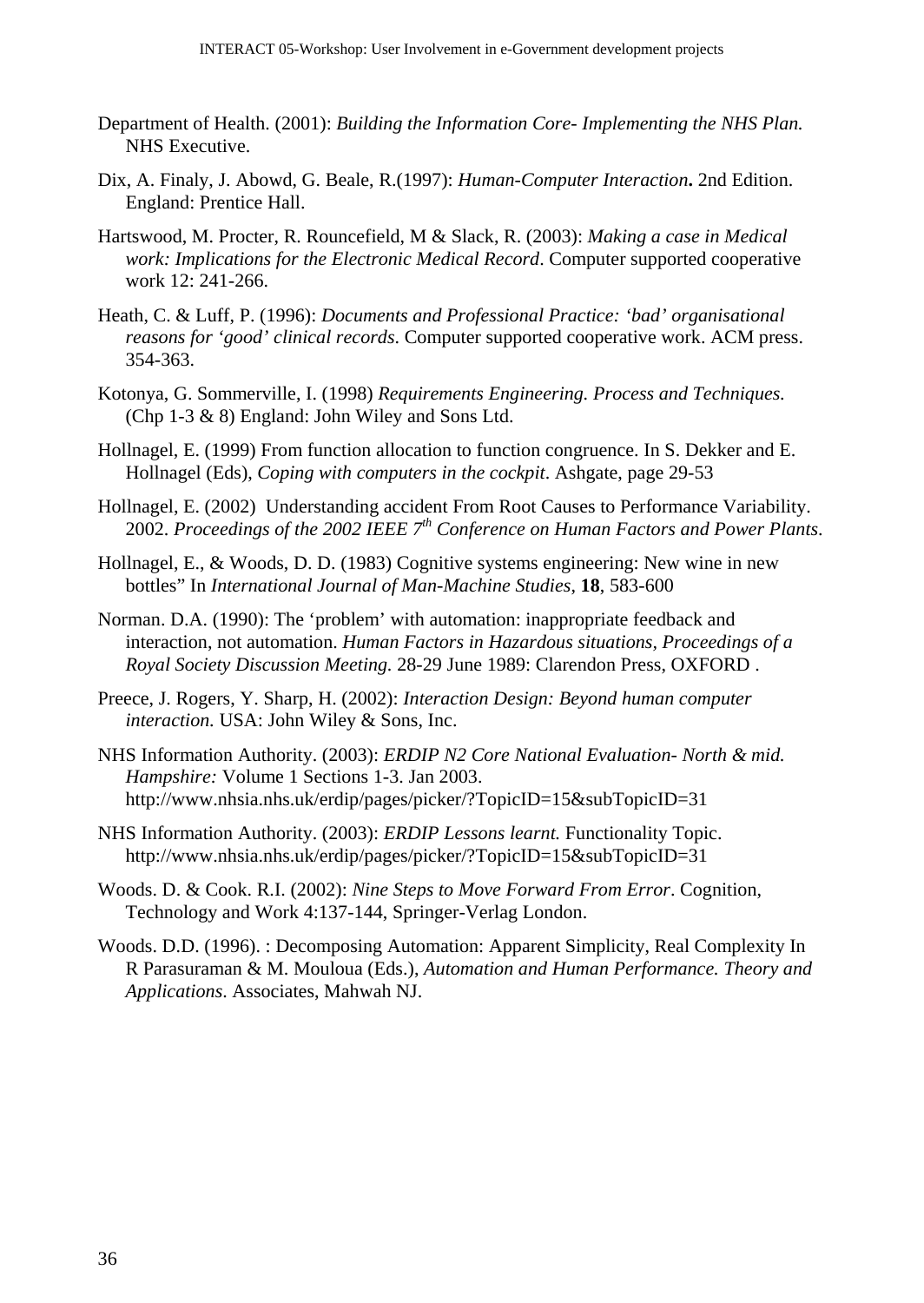Department of Health. (2001): *Building the Information Core- Implementing the NHS Plan.* NHS Executive.

Dix, A. Finaly, J. Abowd, G. Beale, R.(1997): *Human-Computer Interaction***.** 2nd Edition. England: Prentice Hall.

Hartswood, M. Procter, R. Rouncefield, M & Slack, R. (2003): *Making a case in Medical work: Implications for the Electronic Medical Record*. Computer supported cooperative work 12: 241-266.

Heath, C. & Luff, P. (1996): *Documents and Professional Practice: 'bad' organisational reasons for 'good' clinical records*. Computer supported cooperative work. ACM press. 354-363.

Kotonya, G. Sommerville, I. (1998) *Requirements Engineering. Process and Techniques.* (Chp 1-3 & 8) England: John Wiley and Sons Ltd.

Hollnagel, E. (1999) From function allocation to function congruence. In S. Dekker and E. Hollnagel (Eds), *Coping with computers in the cockpit*. Ashgate, page 29-53

Hollnagel, E. (2002) Understanding accident From Root Causes to Performance Variability. 2002. *Proceedings of the 2002 IEEE 7th Conference on Human Factors and Power Plants*.

Hollnagel, E., & Woods, D. D. (1983) Cognitive systems engineering: New wine in new bottles" In *International Journal of Man-Machine Studies*, **18**, 583-600

Norman. D.A. (1990): The 'problem' with automation: inappropriate feedback and interaction, not automation. *Human Factors in Hazardous situations, Proceedings of a Royal Society Discussion Meeting.* 28-29 June 1989: Clarendon Press, OXFORD .

Preece, J. Rogers, Y. Sharp, H. (2002): *Interaction Design: Beyond human computer interaction.* USA: John Wiley & Sons, Inc.

NHS Information Authority. (2003): *ERDIP N2 Core National Evaluation- North & mid. Hampshire:* Volume 1 Sections 1-3. Jan 2003. http://www.nhsia.nhs.uk/erdip/pages/picker/?TopicID=15&subTopicID=31

NHS Information Authority. (2003): *ERDIP Lessons learnt.* Functionality Topic. http://www.nhsia.nhs.uk/erdip/pages/picker/?TopicID=15&subTopicID=31

Woods. D. & Cook. R.I. (2002): *Nine Steps to Move Forward From Error*. Cognition, Technology and Work 4:137-144, Springer-Verlag London.

Woods. D.D. (1996). : Decomposing Automation: Apparent Simplicity, Real Complexity In R Parasuraman & M. Mouloua (Eds.), *Automation and Human Performance. Theory and Applications*. Associates, Mahwah NJ.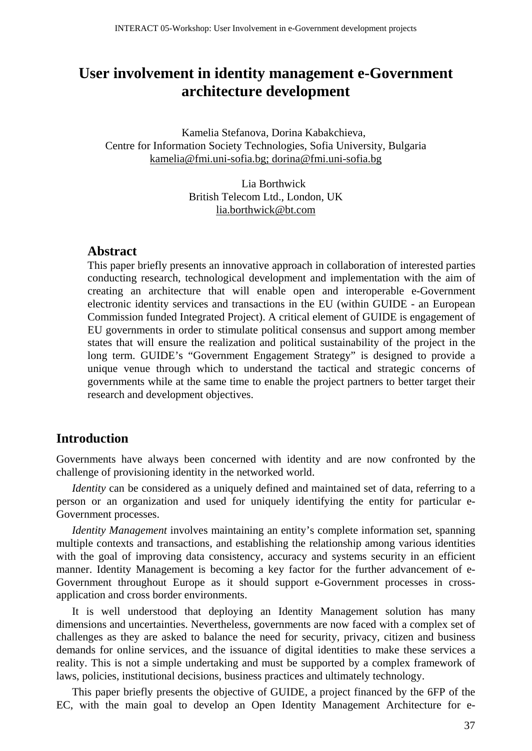# User involvement in identity management e-Government architecture development

Kamelia Stefanova, Dorina Kabakchieva,
Centre for Information Society Technologies, Sofia University, Bulgaria
kamelia@fmi.uni-sofia.bg; dorina@fmi.uni-sofia.bg

Lia Borthwick
British Telecom Ltd., London, UK
lia.borthwick@bt.com

## Abstract

This paper briefly presents an innovative approach in collaboration of interested parties conducting research, technological development and implementation with the aim of creating an architecture that will enable open and interoperable e-Government electronic identity services and transactions in the EU (within GUIDE - an European Commission funded Integrated Project). A critical element of GUIDE is engagement of EU governments in order to stimulate political consensus and support among member states that will ensure the realization and political sustainability of the project in the long term. GUIDE's "Government Engagement Strategy" is designed to provide a unique venue through which to understand the tactical and strategic concerns of governments while at the same time to enable the project partners to better target their research and development objectives.

## Introduction

Governments have always been concerned with identity and are now confronted by the challenge of provisioning identity in the networked world.

*Identity* can be considered as a uniquely defined and maintained set of data, referring to a person or an organization and used for uniquely identifying the entity for particular e-Government processes.

*Identity Management* involves maintaining an entity's complete information set, spanning multiple contexts and transactions, and establishing the relationship among various identities with the goal of improving data consistency, accuracy and systems security in an efficient manner. Identity Management is becoming a key factor for the further advancement of e-Government throughout Europe as it should support e-Government processes in cross-application and cross border environments.

It is well understood that deploying an Identity Management solution has many dimensions and uncertainties. Nevertheless, governments are now faced with a complex set of challenges as they are asked to balance the need for security, privacy, citizen and business demands for online services, and the issuance of digital identities to make these services a reality. This is not a simple undertaking and must be supported by a complex framework of laws, policies, institutional decisions, business practices and ultimately technology.

This paper briefly presents the objective of GUIDE, a project financed by the 6FP of the EC, with the main goal to develop an Open Identity Management Architecture for e-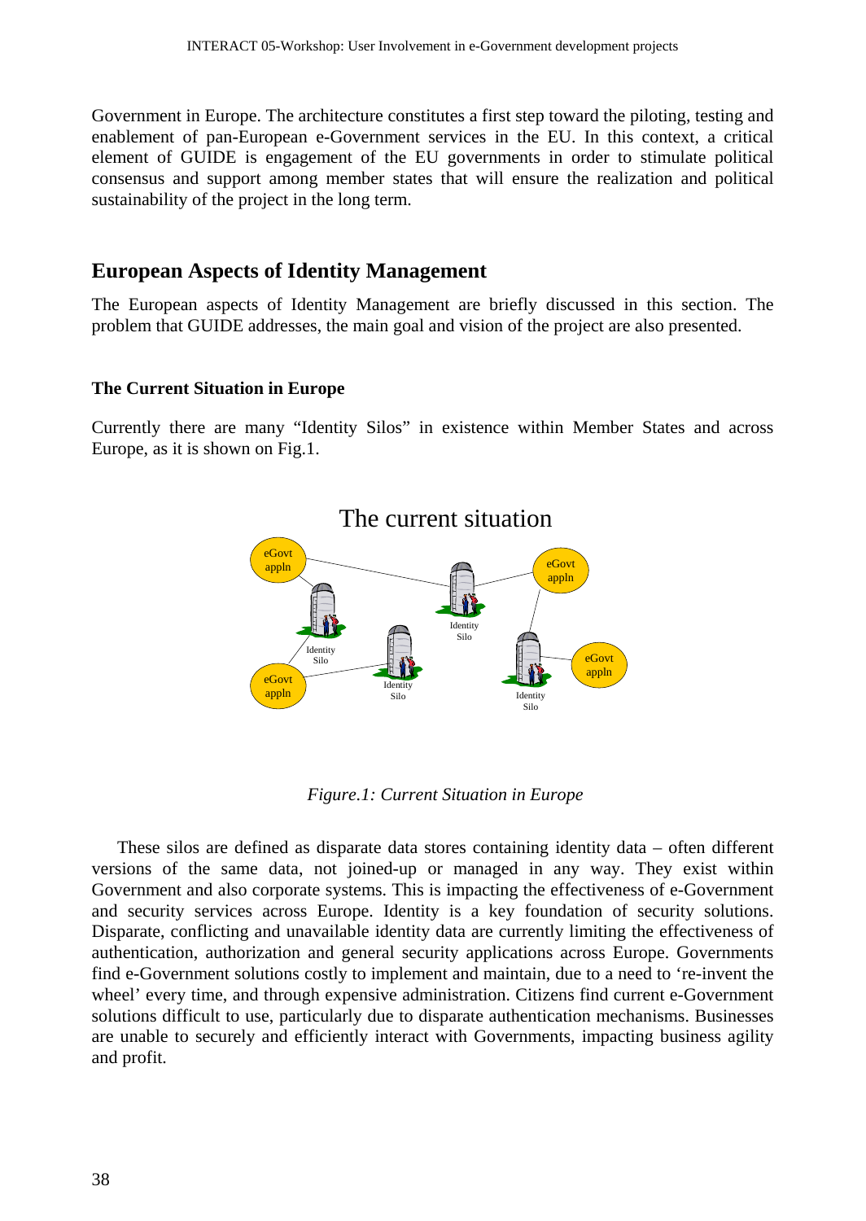Government in Europe. The architecture constitutes a first step toward the piloting, testing and enablement of pan-European e-Government services in the EU. In this context, a critical element of GUIDE is engagement of the EU governments in order to stimulate political consensus and support among member states that will ensure the realization and political sustainability of the project in the long term.

## European Aspects of Identity Management

The European aspects of Identity Management are briefly discussed in this section. The problem that GUIDE addresses, the main goal and vision of the project are also presented.

### The Current Situation in Europe

Currently there are many "Identity Silos" in existence within Member States and across Europe, as it is shown on Fig.1.

*Figure.1: Current Situation in Europe*

These silos are defined as disparate data stores containing identity data – often different versions of the same data, not joined-up or managed in any way. They exist within Government and also corporate systems. This is impacting the effectiveness of e-Government and security services across Europe. Identity is a key foundation of security solutions. Disparate, conflicting and unavailable identity data are currently limiting the effectiveness of authentication, authorization and general security applications across Europe. Governments find e-Government solutions costly to implement and maintain, due to a need to 're-invent the wheel' every time, and through expensive administration. Citizens find current e-Government solutions difficult to use, particularly due to disparate authentication mechanisms. Businesses are unable to securely and efficiently interact with Governments, impacting business agility and profit.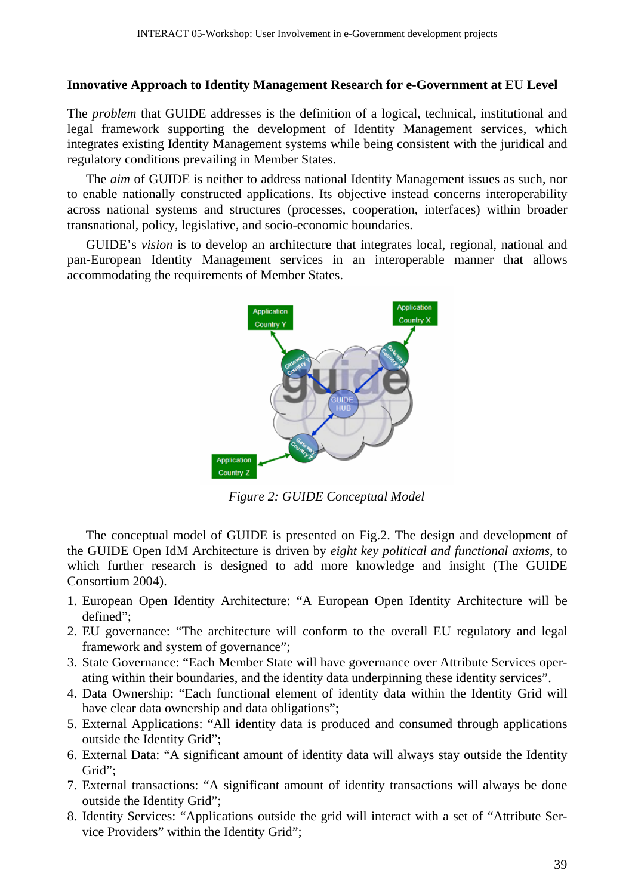## Innovative Approach to Identity Management Research for e-Government at EU Level

The *problem* that GUIDE addresses is the definition of a logical, technical, institutional and legal framework supporting the development of Identity Management services, which integrates existing Identity Management systems while being consistent with the juridical and regulatory conditions prevailing in Member States.

The *aim* of GUIDE is neither to address national Identity Management issues as such, nor to enable nationally constructed applications. Its objective instead concerns interoperability across national systems and structures (processes, cooperation, interfaces) within broader transnational, policy, legislative, and socio-economic boundaries.

GUIDE's *vision* is to develop an architecture that integrates local, regional, national and pan-European Identity Management services in an interoperable manner that allows accommodating the requirements of Member States.

*Figure 2: GUIDE Conceptual Model*

The conceptual model of GUIDE is presented on Fig.2. The design and development of the GUIDE Open IdM Architecture is driven by *eight key political and functional axioms*, to which further research is designed to add more knowledge and insight (The GUIDE Consortium 2004).

1. European Open Identity Architecture: "A European Open Identity Architecture will be defined";
2. EU governance: "The architecture will conform to the overall EU regulatory and legal framework and system of governance";
3. State Governance: "Each Member State will have governance over Attribute Services operating within their boundaries, and the identity data underpinning these identity services".
4. Data Ownership: "Each functional element of identity data within the Identity Grid will have clear data ownership and data obligations";
5. External Applications: "All identity data is produced and consumed through applications outside the Identity Grid";
6. External Data: "A significant amount of identity data will always stay outside the Identity Grid";
7. External transactions: "A significant amount of identity transactions will always be done outside the Identity Grid";
8. Identity Services: "Applications outside the grid will interact with a set of "Attribute Service Providers" within the Identity Grid";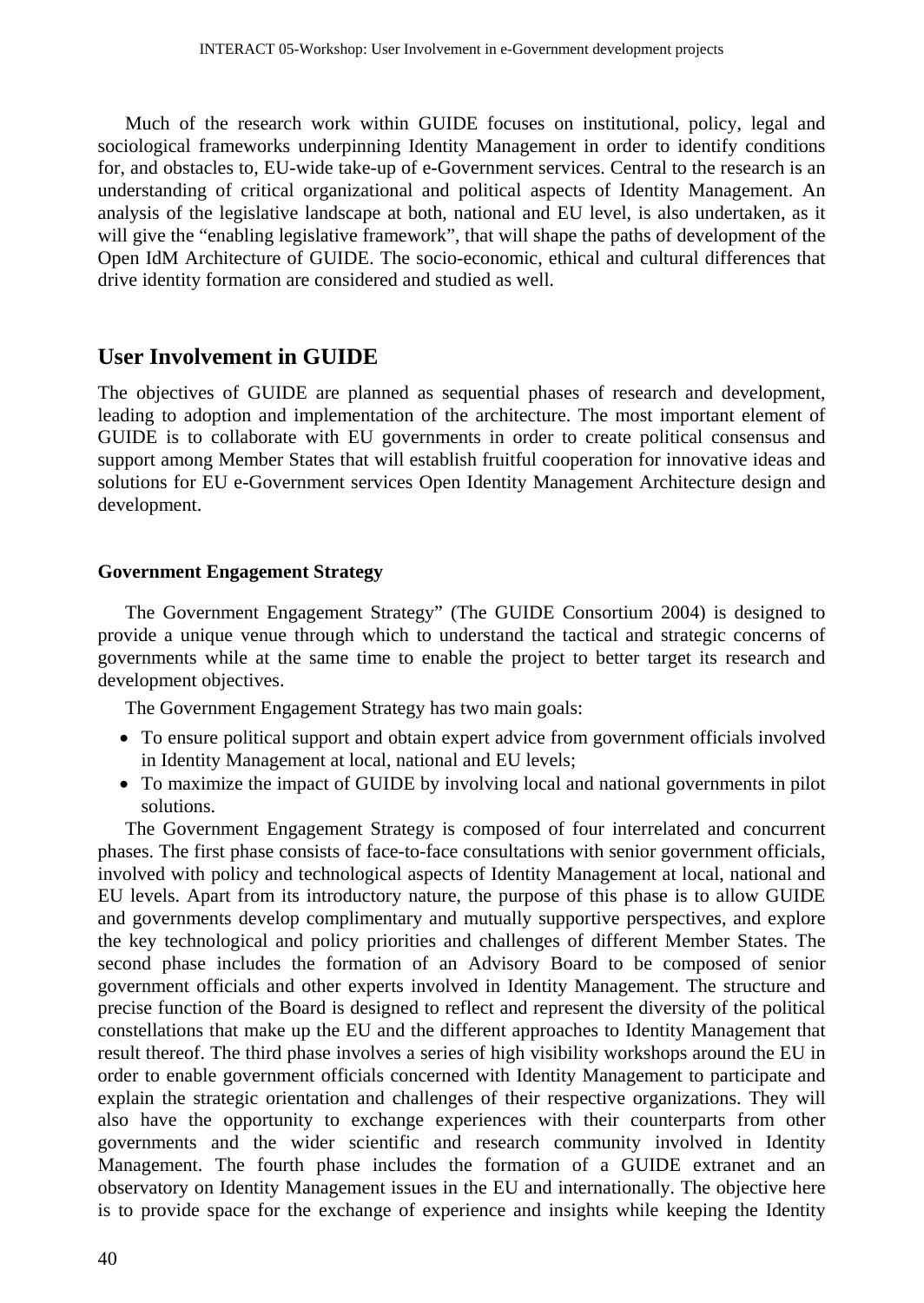Much of the research work within GUIDE focuses on institutional, policy, legal and sociological frameworks underpinning Identity Management in order to identify conditions for, and obstacles to, EU-wide take-up of e-Government services. Central to the research is an understanding of critical organizational and political aspects of Identity Management. An analysis of the legislative landscape at both, national and EU level, is also undertaken, as it will give the "enabling legislative framework", that will shape the paths of development of the Open IdM Architecture of GUIDE. The socio-economic, ethical and cultural differences that drive identity formation are considered and studied as well.

## User Involvement in GUIDE

The objectives of GUIDE are planned as sequential phases of research and development, leading to adoption and implementation of the architecture. The most important element of GUIDE is to collaborate with EU governments in order to create political consensus and support among Member States that will establish fruitful cooperation for innovative ideas and solutions for EU e-Government services Open Identity Management Architecture design and development.

### Government Engagement Strategy

The Government Engagement Strategy" (The GUIDE Consortium 2004) is designed to provide a unique venue through which to understand the tactical and strategic concerns of governments while at the same time to enable the project to better target its research and development objectives.

The Government Engagement Strategy has two main goals:

- To ensure political support and obtain expert advice from government officials involved in Identity Management at local, national and EU levels;
- To maximize the impact of GUIDE by involving local and national governments in pilot solutions.

The Government Engagement Strategy is composed of four interrelated and concurrent phases. The first phase consists of face-to-face consultations with senior government officials, involved with policy and technological aspects of Identity Management at local, national and EU levels. Apart from its introductory nature, the purpose of this phase is to allow GUIDE and governments develop complimentary and mutually supportive perspectives, and explore the key technological and policy priorities and challenges of different Member States. The second phase includes the formation of an Advisory Board to be composed of senior government officials and other experts involved in Identity Management. The structure and precise function of the Board is designed to reflect and represent the diversity of the political constellations that make up the EU and the different approaches to Identity Management that result thereof. The third phase involves a series of high visibility workshops around the EU in order to enable government officials concerned with Identity Management to participate and explain the strategic orientation and challenges of their respective organizations. They will also have the opportunity to exchange experiences with their counterparts from other governments and the wider scientific and research community involved in Identity Management. The fourth phase includes the formation of a GUIDE extranet and an observatory on Identity Management issues in the EU and internationally. The objective here is to provide space for the exchange of experience and insights while keeping the Identity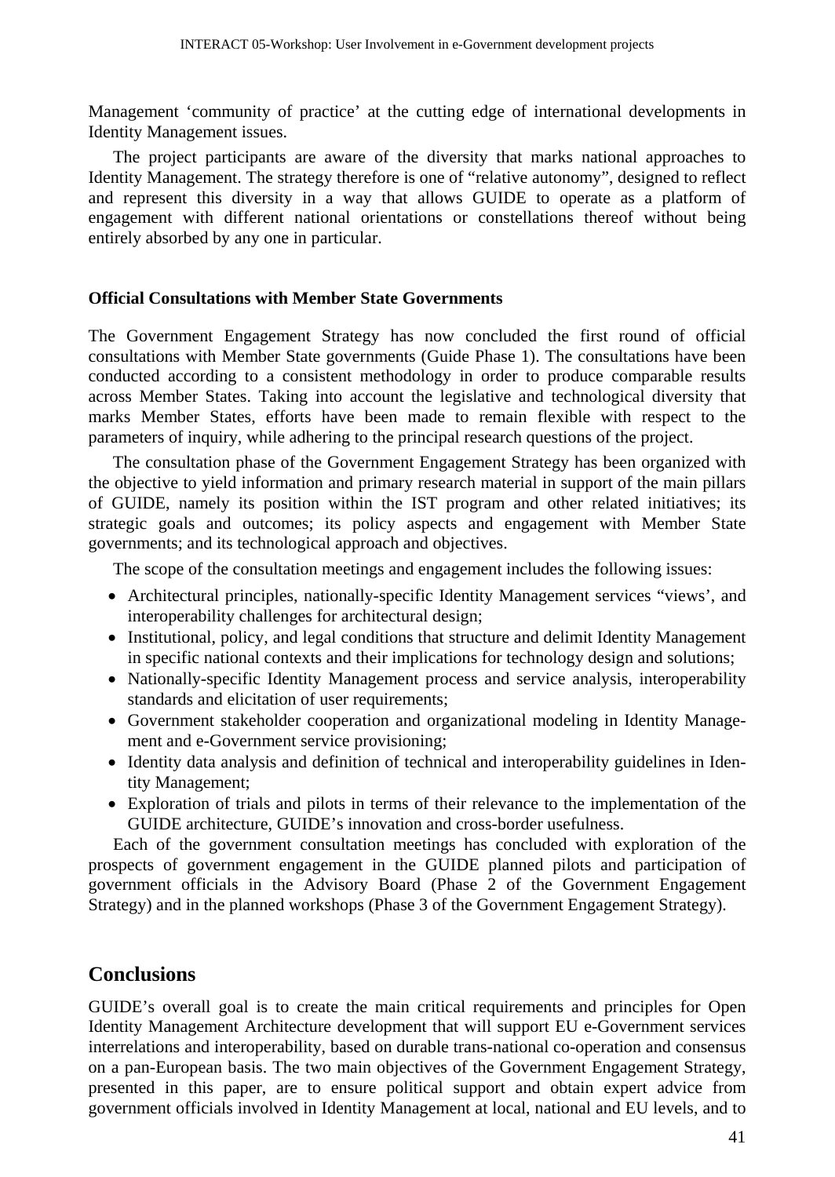Management 'community of practice' at the cutting edge of international developments in Identity Management issues.

The project participants are aware of the diversity that marks national approaches to Identity Management. The strategy therefore is one of "relative autonomy", designed to reflect and represent this diversity in a way that allows GUIDE to operate as a platform of engagement with different national orientations or constellations thereof without being entirely absorbed by any one in particular.

**Official Consultations with Member State Governments**

The Government Engagement Strategy has now concluded the first round of official consultations with Member State governments (Guide Phase 1). The consultations have been conducted according to a consistent methodology in order to produce comparable results across Member States. Taking into account the legislative and technological diversity that marks Member States, efforts have been made to remain flexible with respect to the parameters of inquiry, while adhering to the principal research questions of the project.

The consultation phase of the Government Engagement Strategy has been organized with the objective to yield information and primary research material in support of the main pillars of GUIDE, namely its position within the IST program and other related initiatives; its strategic goals and outcomes; its policy aspects and engagement with Member State governments; and its technological approach and objectives.

The scope of the consultation meetings and engagement includes the following issues:

- Architectural principles, nationally-specific Identity Management services "views', and interoperability challenges for architectural design;
- Institutional, policy, and legal conditions that structure and delimit Identity Management in specific national contexts and their implications for technology design and solutions;
- Nationally-specific Identity Management process and service analysis, interoperability standards and elicitation of user requirements;
- Government stakeholder cooperation and organizational modeling in Identity Management and e-Government service provisioning;
- Identity data analysis and definition of technical and interoperability guidelines in Identity Management;
- Exploration of trials and pilots in terms of their relevance to the implementation of the GUIDE architecture, GUIDE's innovation and cross-border usefulness.

Each of the government consultation meetings has concluded with exploration of the prospects of government engagement in the GUIDE planned pilots and participation of government officials in the Advisory Board (Phase 2 of the Government Engagement Strategy) and in the planned workshops (Phase 3 of the Government Engagement Strategy).

## Conclusions

GUIDE's overall goal is to create the main critical requirements and principles for Open Identity Management Architecture development that will support EU e-Government services interrelations and interoperability, based on durable trans-national co-operation and consensus on a pan-European basis. The two main objectives of the Government Engagement Strategy, presented in this paper, are to ensure political support and obtain expert advice from government officials involved in Identity Management at local, national and EU levels, and to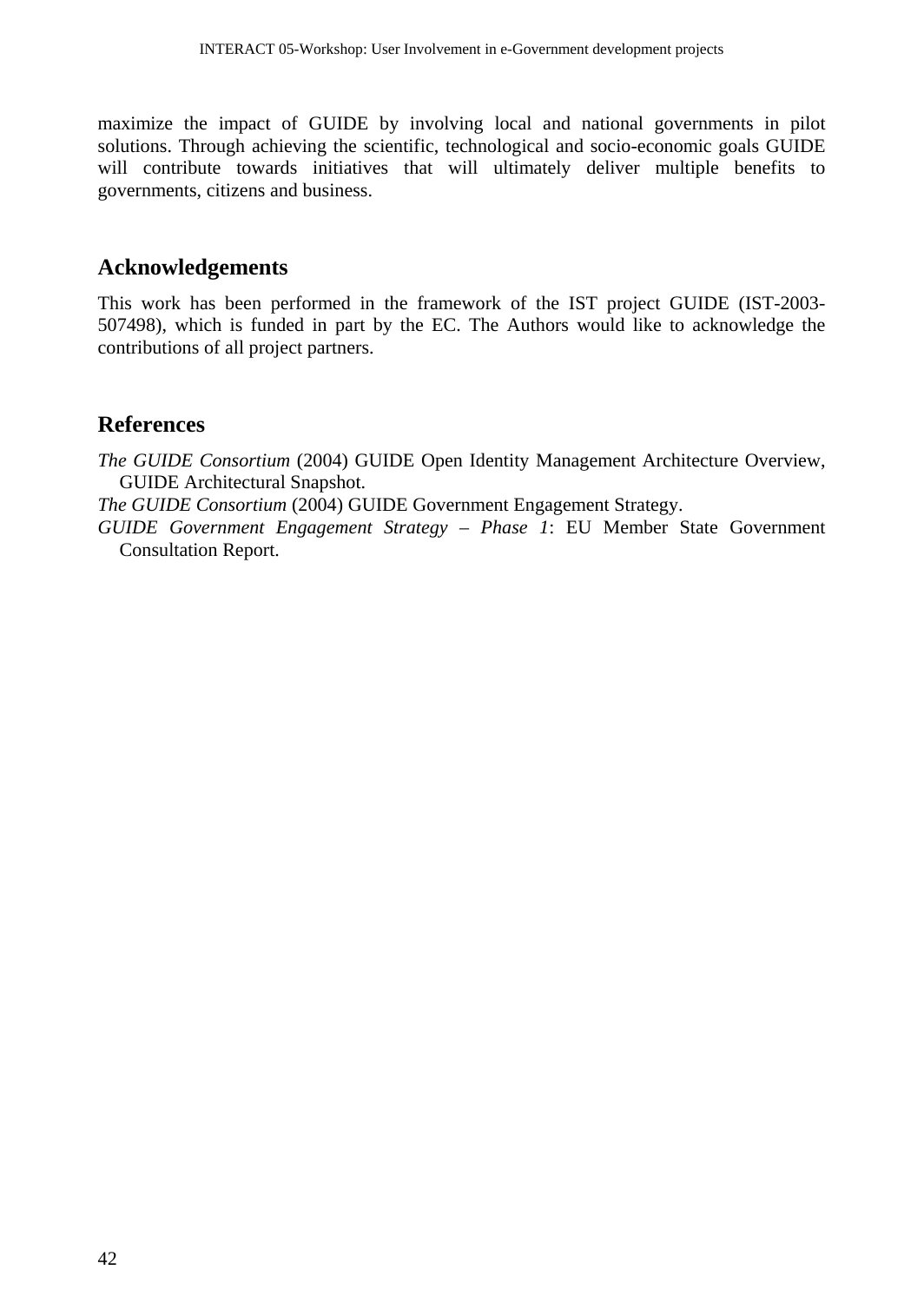maximize the impact of GUIDE by involving local and national governments in pilot solutions. Through achieving the scientific, technological and socio-economic goals GUIDE will contribute towards initiatives that will ultimately deliver multiple benefits to governments, citizens and business.

## Acknowledgements

This work has been performed in the framework of the IST project GUIDE (IST-2003-507498), which is funded in part by the EC. The Authors would like to acknowledge the contributions of all project partners.

## References

*The GUIDE Consortium* (2004) GUIDE Open Identity Management Architecture Overview, GUIDE Architectural Snapshot.

*The GUIDE Consortium* (2004) GUIDE Government Engagement Strategy.

*GUIDE Government Engagement Strategy – Phase 1*: EU Member State Government Consultation Report.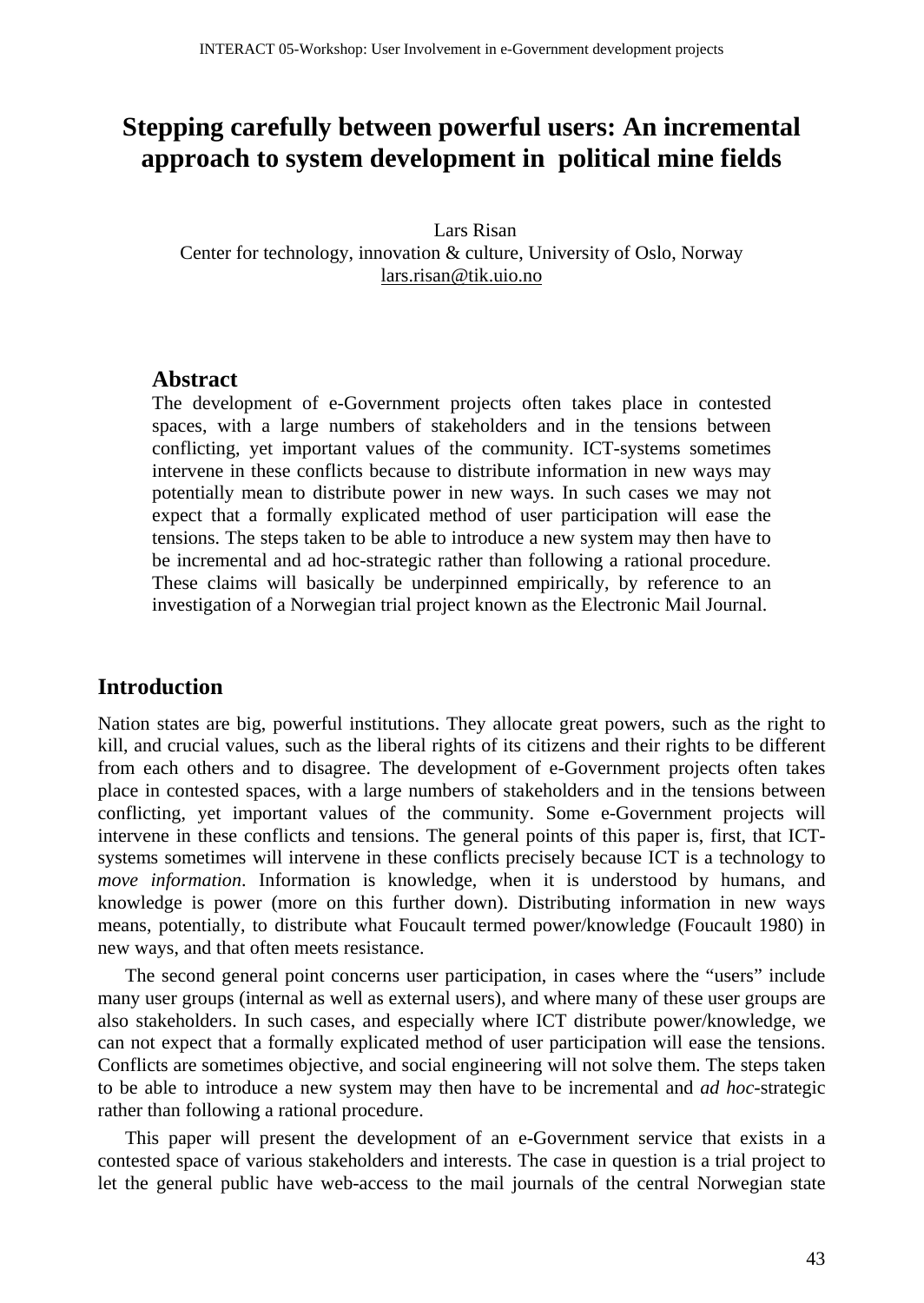# Stepping carefully between powerful users: An incremental approach to system development in political mine fields

Lars Risan
Center for technology, innovation & culture, University of Oslo, Norway
lars.risan@tik.uio.no

## Abstract

The development of e-Government projects often takes place in contested spaces, with a large numbers of stakeholders and in the tensions between conflicting, yet important values of the community. ICT-systems sometimes intervene in these conflicts because to distribute information in new ways may potentially mean to distribute power in new ways. In such cases we may not expect that a formally explicated method of user participation will ease the tensions. The steps taken to be able to introduce a new system may then have to be incremental and ad hoc-strategic rather than following a rational procedure. These claims will basically be underpinned empirically, by reference to an investigation of a Norwegian trial project known as the Electronic Mail Journal.

## Introduction

Nation states are big, powerful institutions. They allocate great powers, such as the right to kill, and crucial values, such as the liberal rights of its citizens and their rights to be different from each others and to disagree. The development of e-Government projects often takes place in contested spaces, with a large numbers of stakeholders and in the tensions between conflicting, yet important values of the community. Some e-Government projects will intervene in these conflicts and tensions. The general points of this paper is, first, that ICT-systems sometimes will intervene in these conflicts precisely because ICT is a technology to *move information*. Information is knowledge, when it is understood by humans, and knowledge is power (more on this further down). Distributing information in new ways means, potentially, to distribute what Foucault termed power/knowledge (Foucault 1980) in new ways, and that often meets resistance.

The second general point concerns user participation, in cases where the "users" include many user groups (internal as well as external users), and where many of these user groups are also stakeholders. In such cases, and especially where ICT distribute power/knowledge, we can not expect that a formally explicated method of user participation will ease the tensions. Conflicts are sometimes objective, and social engineering will not solve them. The steps taken to be able to introduce a new system may then have to be incremental and *ad hoc*-strategic rather than following a rational procedure.

This paper will present the development of an e-Government service that exists in a contested space of various stakeholders and interests. The case in question is a trial project to let the general public have web-access to the mail journals of the central Norwegian state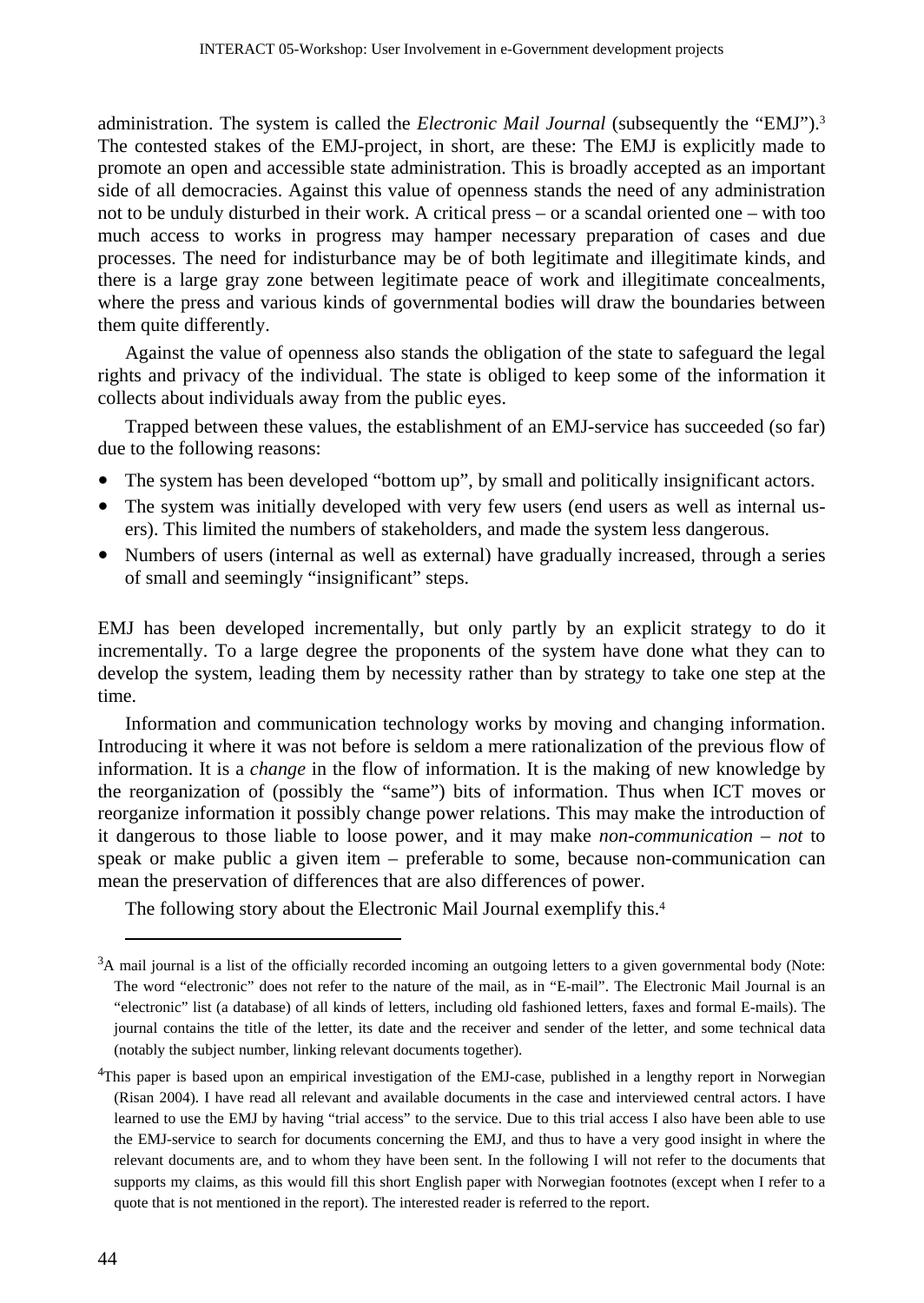administration. The system is called the *Electronic Mail Journal* (subsequently the "EMJ").[3] The contested stakes of the EMJ-project, in short, are these: The EMJ is explicitly made to promote an open and accessible state administration. This is broadly accepted as an important side of all democracies. Against this value of openness stands the need of any administration not to be unduly disturbed in their work. A critical press – or a scandal oriented one – with too much access to works in progress may hamper necessary preparation of cases and due processes. The need for indisturbance may be of both legitimate and illegitimate kinds, and there is a large gray zone between legitimate peace of work and illegitimate concealments, where the press and various kinds of governmental bodies will draw the boundaries between them quite differently.

Against the value of openness also stands the obligation of the state to safeguard the legal rights and privacy of the individual. The state is obliged to keep some of the information it collects about individuals away from the public eyes.

Trapped between these values, the establishment of an EMJ-service has succeeded (so far) due to the following reasons:

- The system has been developed "bottom up", by small and politically insignificant actors.
- The system was initially developed with very few users (end users as well as internal users). This limited the numbers of stakeholders, and made the system less dangerous.
- Numbers of users (internal as well as external) have gradually increased, through a series of small and seemingly "insignificant" steps.

EMJ has been developed incrementally, but only partly by an explicit strategy to do it incrementally. To a large degree the proponents of the system have done what they can to develop the system, leading them by necessity rather than by strategy to take one step at the time.

Information and communication technology works by moving and changing information. Introducing it where it was not before is seldom a mere rationalization of the previous flow of information. It is a *change* in the flow of information. It is the making of new knowledge by the reorganization of (possibly the "same") bits of information. Thus when ICT moves or reorganize information it possibly change power relations. This may make the introduction of it dangerous to those liable to loose power, and it may make *non-communication* – *not* to speak or make public a given item – preferable to some, because non-communication can mean the preservation of differences that are also differences of power.

The following story about the Electronic Mail Journal exemplify this.[4]

---

[3] A mail journal is a list of the officially recorded incoming an outgoing letters to a given governmental body (Note: The word "electronic" does not refer to the nature of the mail, as in "E-mail". The Electronic Mail Journal is an "electronic" list (a database) of all kinds of letters, including old fashioned letters, faxes and formal E-mails). The journal contains the title of the letter, its date and the receiver and sender of the letter, and some technical data (notably the subject number, linking relevant documents together).

[4] This paper is based upon an empirical investigation of the EMJ-case, published in a lengthy report in Norwegian (Risan 2004). I have read all relevant and available documents in the case and interviewed central actors. I have learned to use the EMJ by having "trial access" to the service. Due to this trial access I also have been able to use the EMJ-service to search for documents concerning the EMJ, and thus to have a very good insight in where the relevant documents are, and to whom they have been sent. In the following I will not refer to the documents that supports my claims, as this would fill this short English paper with Norwegian footnotes (except when I refer to a quote that is not mentioned in the report). The interested reader is referred to the report.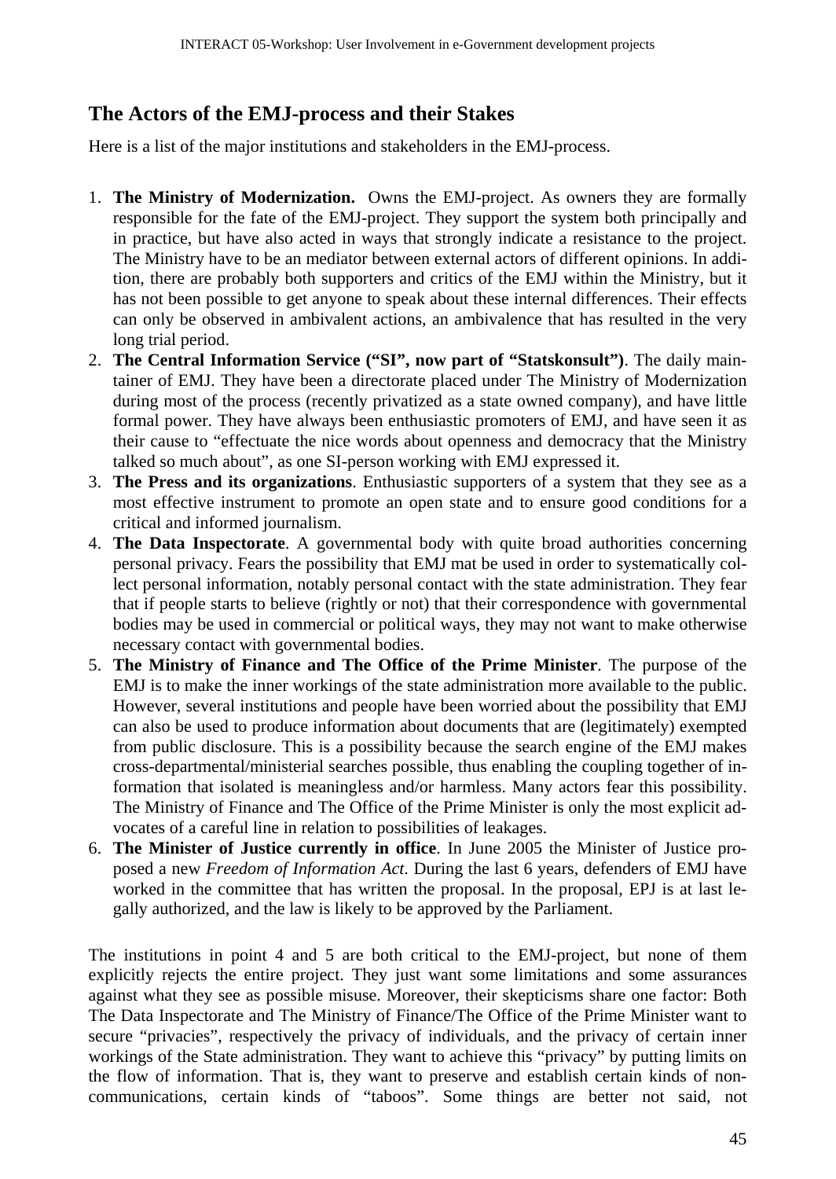## The Actors of the EMJ-process and their Stakes

Here is a list of the major institutions and stakeholders in the EMJ-process.

1. **The Ministry of Modernization.** Owns the EMJ-project. As owners they are formally responsible for the fate of the EMJ-project. They support the system both principally and in practice, but have also acted in ways that strongly indicate a resistance to the project. The Ministry have to be an mediator between external actors of different opinions. In addition, there are probably both supporters and critics of the EMJ within the Ministry, but it has not been possible to get anyone to speak about these internal differences. Their effects can only be observed in ambivalent actions, an ambivalence that has resulted in the very long trial period.
2. **The Central Information Service ("SI", now part of "Statskonsult")**. The daily maintainer of EMJ. They have been a directorate placed under The Ministry of Modernization during most of the process (recently privatized as a state owned company), and have little formal power. They have always been enthusiastic promoters of EMJ, and have seen it as their cause to "effectuate the nice words about openness and democracy that the Ministry talked so much about", as one SI-person working with EMJ expressed it.
3. **The Press and its organizations**. Enthusiastic supporters of a system that they see as a most effective instrument to promote an open state and to ensure good conditions for a critical and informed journalism.
4. **The Data Inspectorate**. A governmental body with quite broad authorities concerning personal privacy. Fears the possibility that EMJ mat be used in order to systematically collect personal information, notably personal contact with the state administration. They fear that if people starts to believe (rightly or not) that their correspondence with governmental bodies may be used in commercial or political ways, they may not want to make otherwise necessary contact with governmental bodies.
5. **The Ministry of Finance and The Office of the Prime Minister**. The purpose of the EMJ is to make the inner workings of the state administration more available to the public. However, several institutions and people have been worried about the possibility that EMJ can also be used to produce information about documents that are (legitimately) exempted from public disclosure. This is a possibility because the search engine of the EMJ makes cross-departmental/ministerial searches possible, thus enabling the coupling together of information that isolated is meaningless and/or harmless. Many actors fear this possibility. The Ministry of Finance and The Office of the Prime Minister is only the most explicit advocates of a careful line in relation to possibilities of leakages.
6. **The Minister of Justice currently in office**. In June 2005 the Minister of Justice proposed a new *Freedom of Information Act*. During the last 6 years, defenders of EMJ have worked in the committee that has written the proposal. In the proposal, EPJ is at last legally authorized, and the law is likely to be approved by the Parliament.

The institutions in point 4 and 5 are both critical to the EMJ-project, but none of them explicitly rejects the entire project. They just want some limitations and some assurances against what they see as possible misuse. Moreover, their skepticisms share one factor: Both The Data Inspectorate and The Ministry of Finance/The Office of the Prime Minister want to secure "privacies", respectively the privacy of individuals, and the privacy of certain inner workings of the State administration. They want to achieve this "privacy" by putting limits on the flow of information. That is, they want to preserve and establish certain kinds of non-communications, certain kinds of "taboos". Some things are better not said, not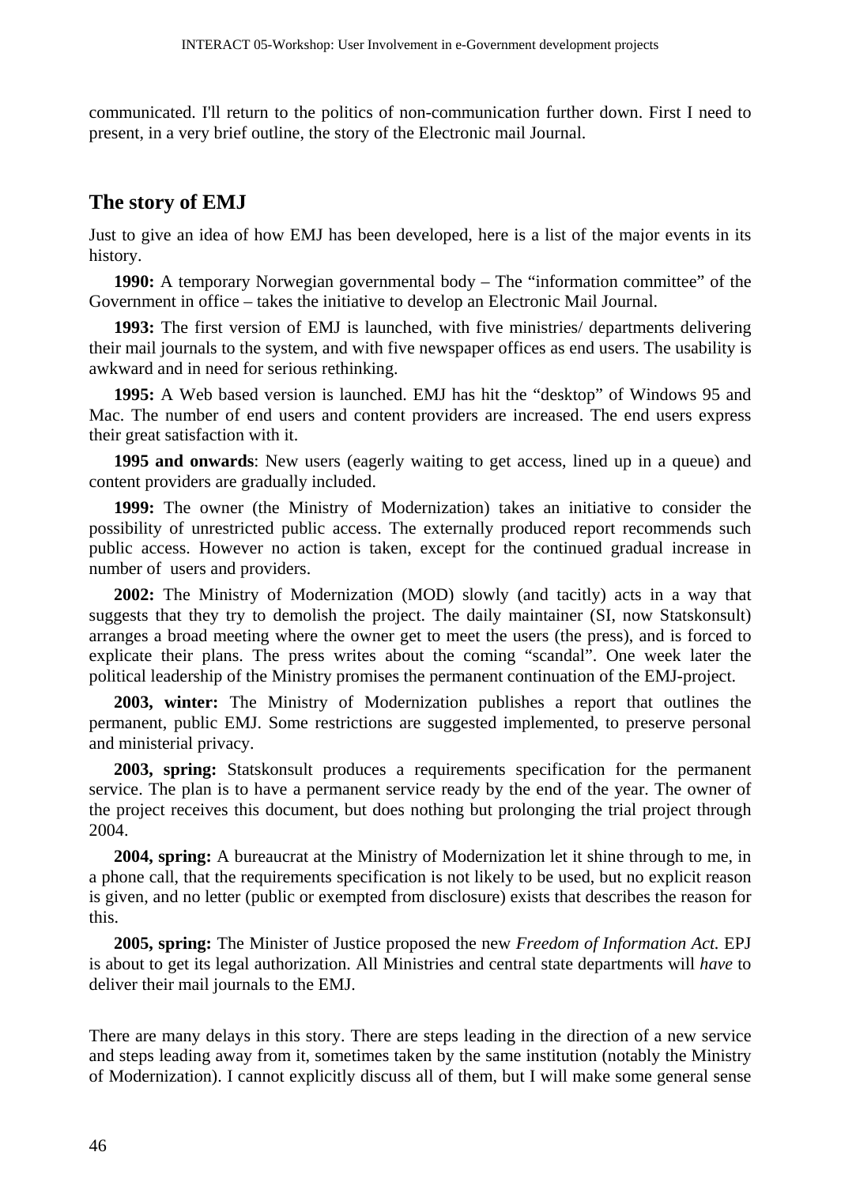communicated. I'll return to the politics of non-communication further down. First I need to present, in a very brief outline, the story of the Electronic mail Journal.

## The story of EMJ

Just to give an idea of how EMJ has been developed, here is a list of the major events in its history.

**1990:** A temporary Norwegian governmental body – The "information committee" of the Government in office – takes the initiative to develop an Electronic Mail Journal.

**1993:** The first version of EMJ is launched, with five ministries/ departments delivering their mail journals to the system, and with five newspaper offices as end users. The usability is awkward and in need for serious rethinking.

**1995:** A Web based version is launched. EMJ has hit the "desktop" of Windows 95 and Mac. The number of end users and content providers are increased. The end users express their great satisfaction with it.

**1995 and onwards**: New users (eagerly waiting to get access, lined up in a queue) and content providers are gradually included.

**1999:** The owner (the Ministry of Modernization) takes an initiative to consider the possibility of unrestricted public access. The externally produced report recommends such public access. However no action is taken, except for the continued gradual increase in number of users and providers.

**2002:** The Ministry of Modernization (MOD) slowly (and tacitly) acts in a way that suggests that they try to demolish the project. The daily maintainer (SI, now Statskonsult) arranges a broad meeting where the owner get to meet the users (the press), and is forced to explicate their plans. The press writes about the coming "scandal". One week later the political leadership of the Ministry promises the permanent continuation of the EMJ-project.

**2003, winter:** The Ministry of Modernization publishes a report that outlines the permanent, public EMJ. Some restrictions are suggested implemented, to preserve personal and ministerial privacy.

**2003, spring:** Statskonsult produces a requirements specification for the permanent service. The plan is to have a permanent service ready by the end of the year. The owner of the project receives this document, but does nothing but prolonging the trial project through 2004.

**2004, spring:** A bureaucrat at the Ministry of Modernization let it shine through to me, in a phone call, that the requirements specification is not likely to be used, but no explicit reason is given, and no letter (public or exempted from disclosure) exists that describes the reason for this.

**2005, spring:** The Minister of Justice proposed the new *Freedom of Information Act.* EPJ is about to get its legal authorization. All Ministries and central state departments will *have* to deliver their mail journals to the EMJ.

There are many delays in this story. There are steps leading in the direction of a new service and steps leading away from it, sometimes taken by the same institution (notably the Ministry of Modernization). I cannot explicitly discuss all of them, but I will make some general sense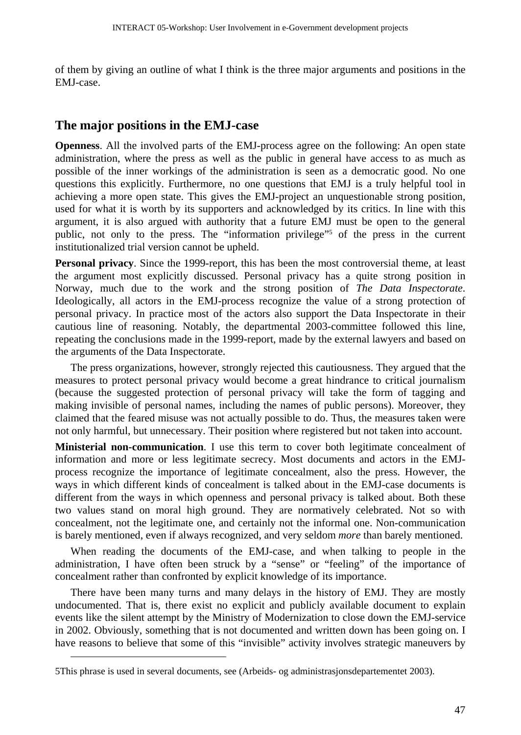of them by giving an outline of what I think is the three major arguments and positions in the EMJ-case.

## The major positions in the EMJ-case

**Openness**. All the involved parts of the EMJ-process agree on the following: An open state administration, where the press as well as the public in general have access to as much as possible of the inner workings of the administration is seen as a democratic good. No one questions this explicitly. Furthermore, no one questions that EMJ is a truly helpful tool in achieving a more open state. This gives the EMJ-project an unquestionable strong position, used for what it is worth by its supporters and acknowledged by its critics. In line with this argument, it is also argued with authority that a future EMJ must be open to the general public, not only to the press. The "information privilege"[5] of the press in the current institutionalized trial version cannot be upheld.

**Personal privacy**. Since the 1999-report, this has been the most controversial theme, at least the argument most explicitly discussed. Personal privacy has a quite strong position in Norway, much due to the work and the strong position of *The Data Inspectorate*. Ideologically, all actors in the EMJ-process recognize the value of a strong protection of personal privacy. In practice most of the actors also support the Data Inspectorate in their cautious line of reasoning. Notably, the departmental 2003-committee followed this line, repeating the conclusions made in the 1999-report, made by the external lawyers and based on the arguments of the Data Inspectorate.

The press organizations, however, strongly rejected this cautiousness. They argued that the measures to protect personal privacy would become a great hindrance to critical journalism (because the suggested protection of personal privacy will take the form of tagging and making invisible of personal names, including the names of public persons). Moreover, they claimed that the feared misuse was not actually possible to do. Thus, the measures taken were not only harmful, but unnecessary. Their position where registered but not taken into account.

**Ministerial non-communication**. I use this term to cover both legitimate concealment of information and more or less legitimate secrecy. Most documents and actors in the EMJ-process recognize the importance of legitimate concealment, also the press. However, the ways in which different kinds of concealment is talked about in the EMJ-case documents is different from the ways in which openness and personal privacy is talked about. Both these two values stand on moral high ground. They are normatively celebrated. Not so with concealment, not the legitimate one, and certainly not the informal one. Non-communication is barely mentioned, even if always recognized, and very seldom *more* than barely mentioned.

When reading the documents of the EMJ-case, and when talking to people in the administration, I have often been struck by a "sense" or "feeling" of the importance of concealment rather than confronted by explicit knowledge of its importance.

There have been many turns and many delays in the history of EMJ. They are mostly undocumented. That is, there exist no explicit and publicly available document to explain events like the silent attempt by the Ministry of Modernization to close down the EMJ-service in 2002. Obviously, something that is not documented and written down has been going on. I have reasons to believe that some of this "invisible" activity involves strategic maneuvers by

---

[5] This phrase is used in several documents, see (Arbeids- og administrasjonsdepartementet 2003).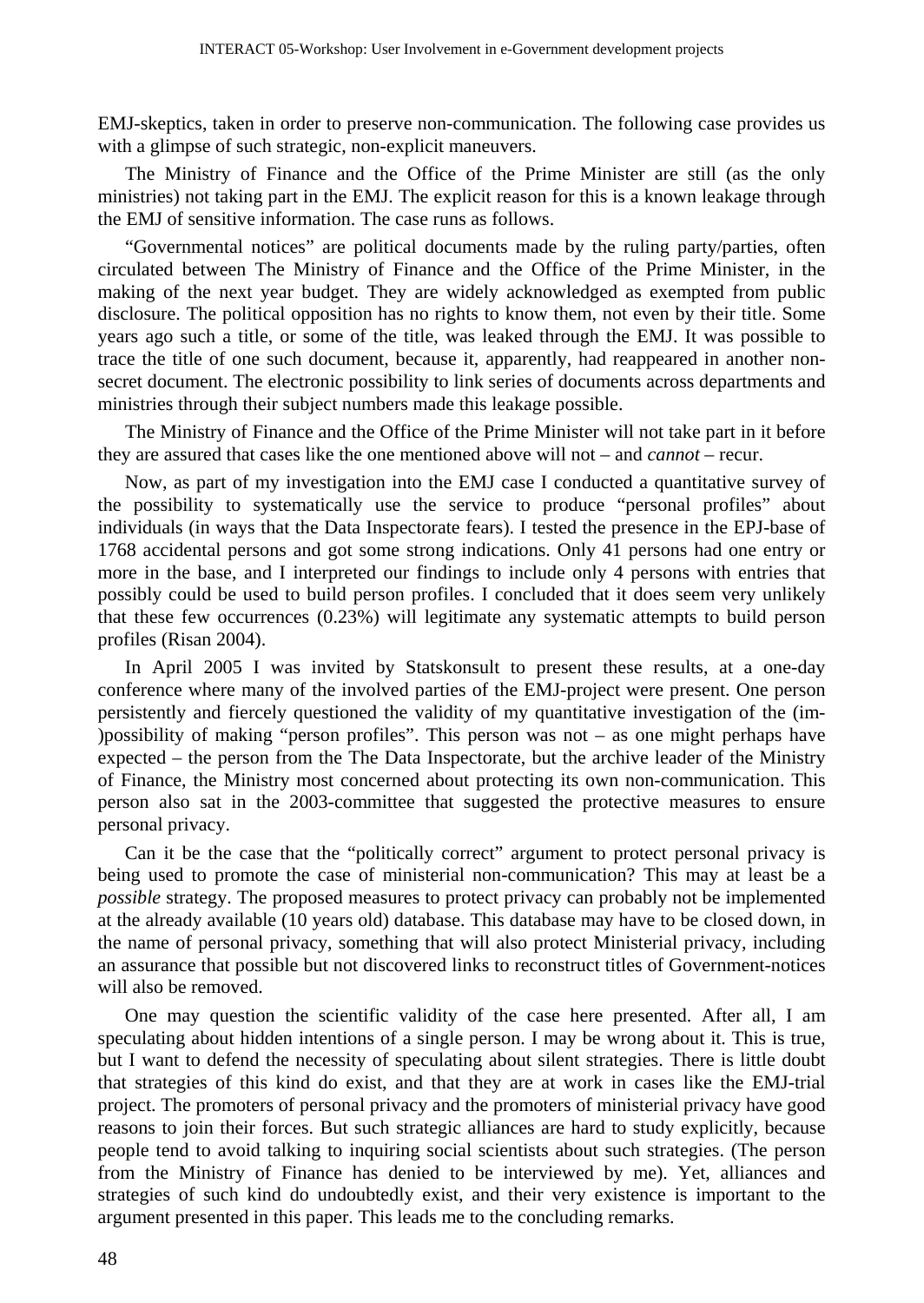EMJ-skeptics, taken in order to preserve non-communication. The following case provides us with a glimpse of such strategic, non-explicit maneuvers.

The Ministry of Finance and the Office of the Prime Minister are still (as the only ministries) not taking part in the EMJ. The explicit reason for this is a known leakage through the EMJ of sensitive information. The case runs as follows.

"Governmental notices" are political documents made by the ruling party/parties, often circulated between The Ministry of Finance and the Office of the Prime Minister, in the making of the next year budget. They are widely acknowledged as exempted from public disclosure. The political opposition has no rights to know them, not even by their title. Some years ago such a title, or some of the title, was leaked through the EMJ. It was possible to trace the title of one such document, because it, apparently, had reappeared in another non-secret document. The electronic possibility to link series of documents across departments and ministries through their subject numbers made this leakage possible.

The Ministry of Finance and the Office of the Prime Minister will not take part in it before they are assured that cases like the one mentioned above will not – and *cannot* – recur.

Now, as part of my investigation into the EMJ case I conducted a quantitative survey of the possibility to systematically use the service to produce "personal profiles" about individuals (in ways that the Data Inspectorate fears). I tested the presence in the EPJ-base of 1768 accidental persons and got some strong indications. Only 41 persons had one entry or more in the base, and I interpreted our findings to include only 4 persons with entries that possibly could be used to build person profiles. I concluded that it does seem very unlikely that these few occurrences (0.23%) will legitimate any systematic attempts to build person profiles (Risan 2004).

In April 2005 I was invited by Statskonsult to present these results, at a one-day conference where many of the involved parties of the EMJ-project were present. One person persistently and fiercely questioned the validity of my quantitative investigation of the (im-)possibility of making "person profiles". This person was not – as one might perhaps have expected – the person from the The Data Inspectorate, but the archive leader of the Ministry of Finance, the Ministry most concerned about protecting its own non-communication. This person also sat in the 2003-committee that suggested the protective measures to ensure personal privacy.

Can it be the case that the "politically correct" argument to protect personal privacy is being used to promote the case of ministerial non-communication? This may at least be a *possible* strategy. The proposed measures to protect privacy can probably not be implemented at the already available (10 years old) database. This database may have to be closed down, in the name of personal privacy, something that will also protect Ministerial privacy, including an assurance that possible but not discovered links to reconstruct titles of Government-notices will also be removed.

One may question the scientific validity of the case here presented. After all, I am speculating about hidden intentions of a single person. I may be wrong about it. This is true, but I want to defend the necessity of speculating about silent strategies. There is little doubt that strategies of this kind do exist, and that they are at work in cases like the EMJ-trial project. The promoters of personal privacy and the promoters of ministerial privacy have good reasons to join their forces. But such strategic alliances are hard to study explicitly, because people tend to avoid talking to inquiring social scientists about such strategies. (The person from the Ministry of Finance has denied to be interviewed by me). Yet, alliances and strategies of such kind do undoubtedly exist, and their very existence is important to the argument presented in this paper. This leads me to the concluding remarks.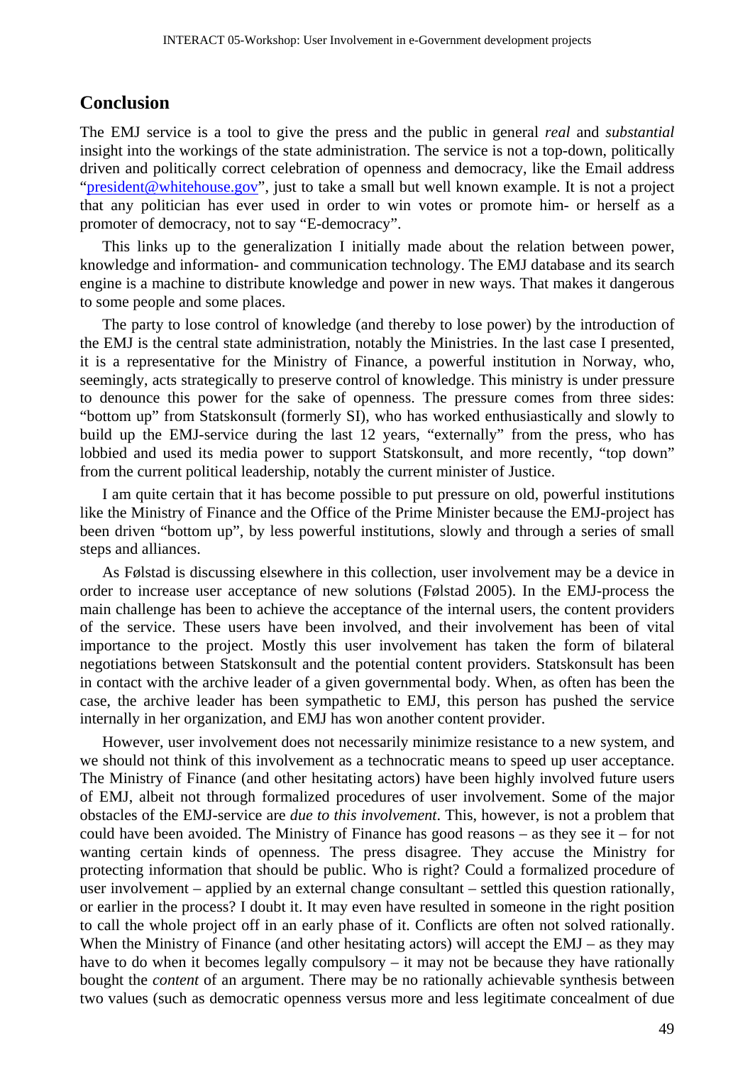## Conclusion

The EMJ service is a tool to give the press and the public in general *real* and *substantial* insight into the workings of the state administration. The service is not a top-down, politically driven and politically correct celebration of openness and democracy, like the Email address "president@whitehouse.gov", just to take a small but well known example. It is not a project that any politician has ever used in order to win votes or promote him- or herself as a promoter of democracy, not to say "E-democracy".

This links up to the generalization I initially made about the relation between power, knowledge and information- and communication technology. The EMJ database and its search engine is a machine to distribute knowledge and power in new ways. That makes it dangerous to some people and some places.

The party to lose control of knowledge (and thereby to lose power) by the introduction of the EMJ is the central state administration, notably the Ministries. In the last case I presented, it is a representative for the Ministry of Finance, a powerful institution in Norway, who, seemingly, acts strategically to preserve control of knowledge. This ministry is under pressure to denounce this power for the sake of openness. The pressure comes from three sides: "bottom up" from Statskonsult (formerly SI), who has worked enthusiastically and slowly to build up the EMJ-service during the last 12 years, "externally" from the press, who has lobbied and used its media power to support Statskonsult, and more recently, "top down" from the current political leadership, notably the current minister of Justice.

I am quite certain that it has become possible to put pressure on old, powerful institutions like the Ministry of Finance and the Office of the Prime Minister because the EMJ-project has been driven "bottom up", by less powerful institutions, slowly and through a series of small steps and alliances.

As Følstad is discussing elsewhere in this collection, user involvement may be a device in order to increase user acceptance of new solutions (Følstad 2005). In the EMJ-process the main challenge has been to achieve the acceptance of the internal users, the content providers of the service. These users have been involved, and their involvement has been of vital importance to the project. Mostly this user involvement has taken the form of bilateral negotiations between Statskonsult and the potential content providers. Statskonsult has been in contact with the archive leader of a given governmental body. When, as often has been the case, the archive leader has been sympathetic to EMJ, this person has pushed the service internally in her organization, and EMJ has won another content provider.

However, user involvement does not necessarily minimize resistance to a new system, and we should not think of this involvement as a technocratic means to speed up user acceptance. The Ministry of Finance (and other hesitating actors) have been highly involved future users of EMJ, albeit not through formalized procedures of user involvement. Some of the major obstacles of the EMJ-service are *due to this involvement*. This, however, is not a problem that could have been avoided. The Ministry of Finance has good reasons – as they see it – for not wanting certain kinds of openness. The press disagree. They accuse the Ministry for protecting information that should be public. Who is right? Could a formalized procedure of user involvement – applied by an external change consultant – settled this question rationally, or earlier in the process? I doubt it. It may even have resulted in someone in the right position to call the whole project off in an early phase of it. Conflicts are often not solved rationally. When the Ministry of Finance (and other hesitating actors) will accept the EMJ – as they may have to do when it becomes legally compulsory – it may not be because they have rationally bought the *content* of an argument. There may be no rationally achievable synthesis between two values (such as democratic openness versus more and less legitimate concealment of due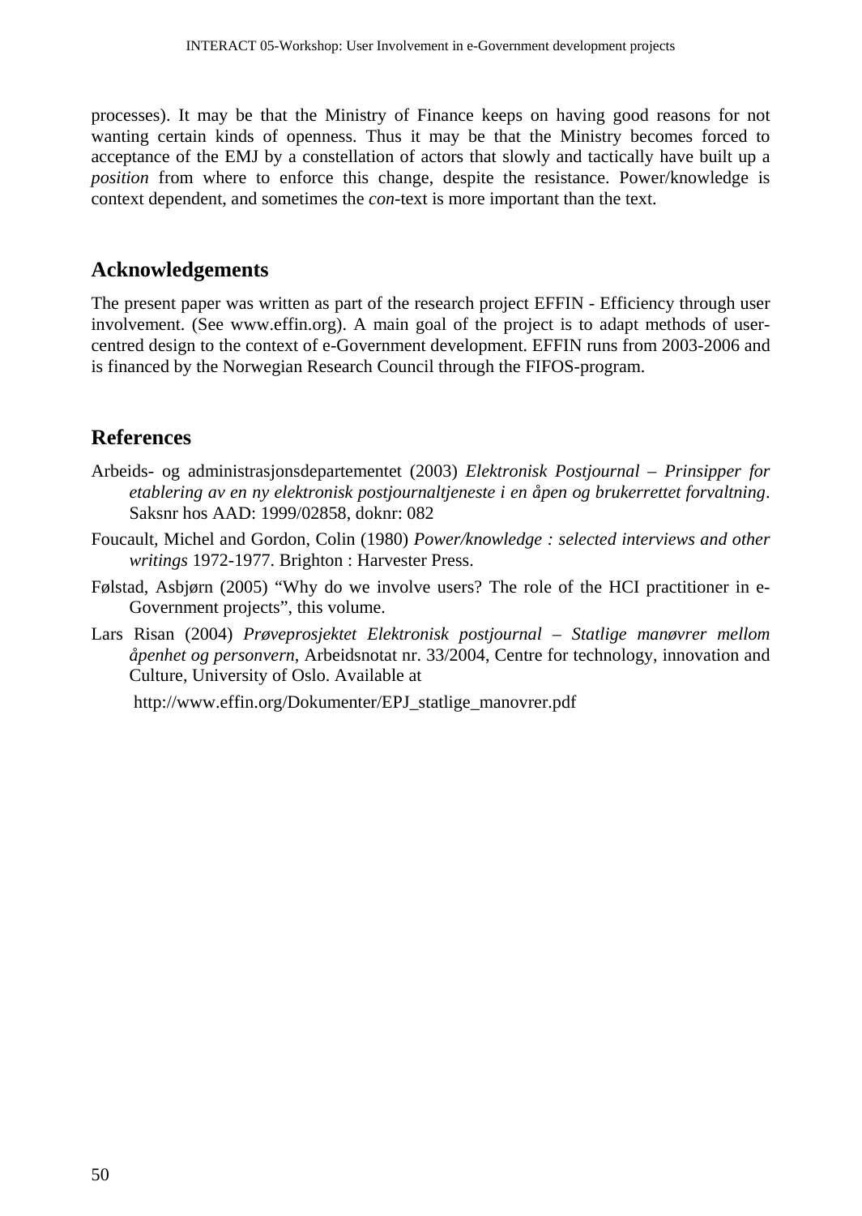processes). It may be that the Ministry of Finance keeps on having good reasons for not wanting certain kinds of openness. Thus it may be that the Ministry becomes forced to acceptance of the EMJ by a constellation of actors that slowly and tactically have built up a *position* from where to enforce this change, despite the resistance. Power/knowledge is context dependent, and sometimes the *con*-text is more important than the text.

## Acknowledgements

The present paper was written as part of the research project EFFIN - Efficiency through user involvement. (See www.effin.org). A main goal of the project is to adapt methods of user-centred design to the context of e-Government development. EFFIN runs from 2003-2006 and is financed by the Norwegian Research Council through the FIFOS-program.

## References

Arbeids- og administrasjonsdepartementet (2003) *Elektronisk Postjournal – Prinsipper for etablering av en ny elektronisk postjournaltjeneste i en åpen og brukerrettet forvaltning*. Saksnr hos AAD: 1999/02858, doknr: 082

Foucault, Michel and Gordon, Colin (1980) *Power/knowledge : selected interviews and other writings* 1972-1977. Brighton : Harvester Press.

Følstad, Asbjørn (2005) "Why do we involve users? The role of the HCI practitioner in e-Government projects", this volume.

Lars Risan (2004) *Prøveprosjektet Elektronisk postjournal – Statlige manøvrer mellom åpenhet og personvern*, Arbeidsnotat nr. 33/2004, Centre for technology, innovation and Culture, University of Oslo. Available at

http://www.effin.org/Dokumenter/EPJ_statlige_manovrer.pdf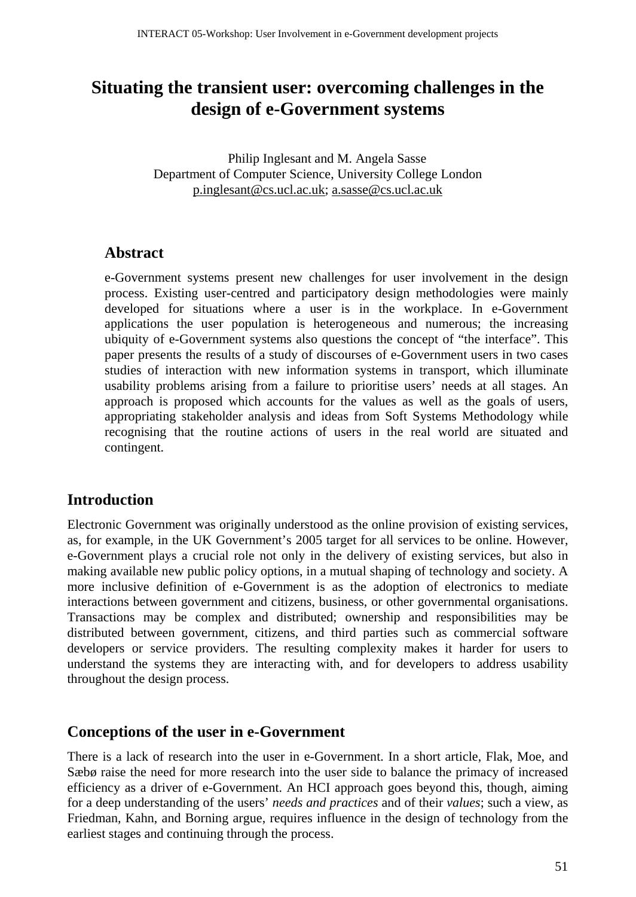# Situating the transient user: overcoming challenges in the design of e-Government systems

Philip Inglesant and M. Angela Sasse
Department of Computer Science, University College London
p.inglesant@cs.ucl.ac.uk; a.sasse@cs.ucl.ac.uk

## Abstract

e-Government systems present new challenges for user involvement in the design process. Existing user-centred and participatory design methodologies were mainly developed for situations where a user is in the workplace. In e-Government applications the user population is heterogeneous and numerous; the increasing ubiquity of e-Government systems also questions the concept of "the interface". This paper presents the results of a study of discourses of e-Government users in two cases studies of interaction with new information systems in transport, which illuminate usability problems arising from a failure to prioritise users' needs at all stages. An approach is proposed which accounts for the values as well as the goals of users, appropriating stakeholder analysis and ideas from Soft Systems Methodology while recognising that the routine actions of users in the real world are situated and contingent.

## Introduction

Electronic Government was originally understood as the online provision of existing services, as, for example, in the UK Government's 2005 target for all services to be online. However, e-Government plays a crucial role not only in the delivery of existing services, but also in making available new public policy options, in a mutual shaping of technology and society. A more inclusive definition of e-Government is as the adoption of electronics to mediate interactions between government and citizens, business, or other governmental organisations. Transactions may be complex and distributed; ownership and responsibilities may be distributed between government, citizens, and third parties such as commercial software developers or service providers. The resulting complexity makes it harder for users to understand the systems they are interacting with, and for developers to address usability throughout the design process.

## Conceptions of the user in e-Government

There is a lack of research into the user in e-Government. In a short article, Flak, Moe, and Sæbø raise the need for more research into the user side to balance the primacy of increased efficiency as a driver of e-Government. An HCI approach goes beyond this, though, aiming for a deep understanding of the users' *needs and practices* and of their *values*; such a view, as Friedman, Kahn, and Borning argue, requires influence in the design of technology from the earliest stages and continuing through the process.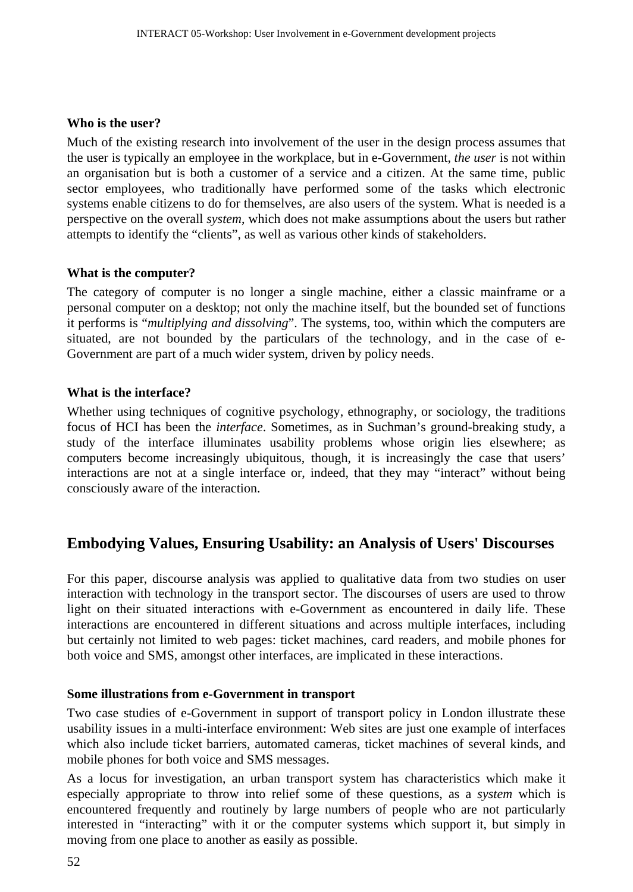### Who is the user?

Much of the existing research into involvement of the user in the design process assumes that the user is typically an employee in the workplace, but in e-Government, *the user* is not within an organisation but is both a customer of a service and a citizen. At the same time, public sector employees, who traditionally have performed some of the tasks which electronic systems enable citizens to do for themselves, are also users of the system. What is needed is a perspective on the overall *system*, which does not make assumptions about the users but rather attempts to identify the "clients", as well as various other kinds of stakeholders.

### What is the computer?

The category of computer is no longer a single machine, either a classic mainframe or a personal computer on a desktop; not only the machine itself, but the bounded set of functions it performs is "*multiplying and dissolving*". The systems, too, within which the computers are situated, are not bounded by the particulars of the technology, and in the case of e-Government are part of a much wider system, driven by policy needs.

### What is the interface?

Whether using techniques of cognitive psychology, ethnography, or sociology, the traditions focus of HCI has been the *interface*. Sometimes, as in Suchman's ground-breaking study, a study of the interface illuminates usability problems whose origin lies elsewhere; as computers become increasingly ubiquitous, though, it is increasingly the case that users' interactions are not at a single interface or, indeed, that they may "interact" without being consciously aware of the interaction.

## Embodying Values, Ensuring Usability: an Analysis of Users' Discourses

For this paper, discourse analysis was applied to qualitative data from two studies on user interaction with technology in the transport sector. The discourses of users are used to throw light on their situated interactions with e-Government as encountered in daily life. These interactions are encountered in different situations and across multiple interfaces, including but certainly not limited to web pages: ticket machines, card readers, and mobile phones for both voice and SMS, amongst other interfaces, are implicated in these interactions.

### Some illustrations from e-Government in transport

Two case studies of e-Government in support of transport policy in London illustrate these usability issues in a multi-interface environment: Web sites are just one example of interfaces which also include ticket barriers, automated cameras, ticket machines of several kinds, and mobile phones for both voice and SMS messages.

As a locus for investigation, an urban transport system has characteristics which make it especially appropriate to throw into relief some of these questions, as a *system* which is encountered frequently and routinely by large numbers of people who are not particularly interested in "interacting" with it or the computer systems which support it, but simply in moving from one place to another as easily as possible.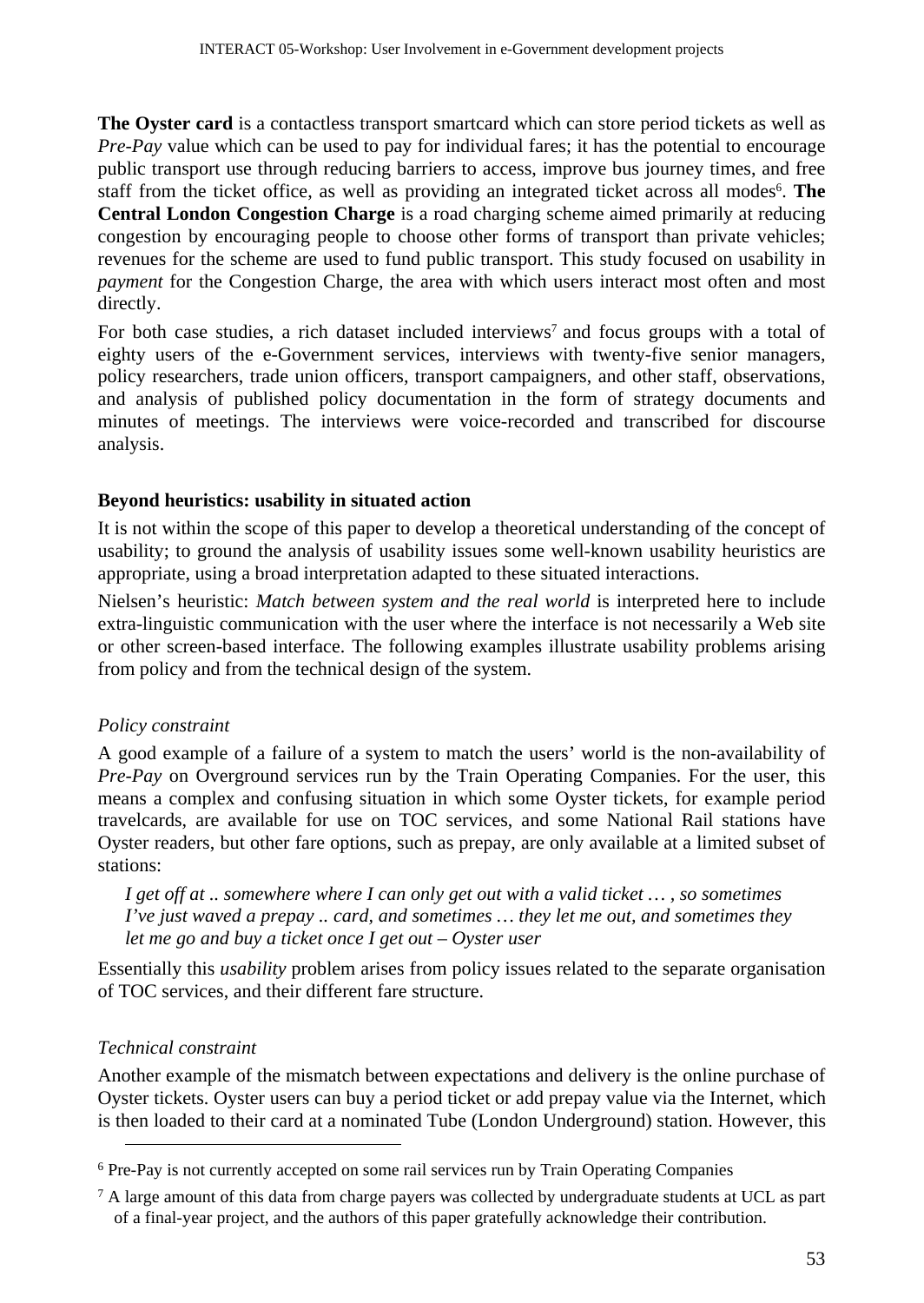**The Oyster card** is a contactless transport smartcard which can store period tickets as well as *Pre-Pay* value which can be used to pay for individual fares; it has the potential to encourage public transport use through reducing barriers to access, improve bus journey times, and free staff from the ticket office, as well as providing an integrated ticket across all modes[6]. **The Central London Congestion Charge** is a road charging scheme aimed primarily at reducing congestion by encouraging people to choose other forms of transport than private vehicles; revenues for the scheme are used to fund public transport. This study focused on usability in *payment* for the Congestion Charge, the area with which users interact most often and most directly.

For both case studies, a rich dataset included interviews[7] and focus groups with a total of eighty users of the e-Government services, interviews with twenty-five senior managers, policy researchers, trade union officers, transport campaigners, and other staff, observations, and analysis of published policy documentation in the form of strategy documents and minutes of meetings. The interviews were voice-recorded and transcribed for discourse analysis.

### Beyond heuristics: usability in situated action

It is not within the scope of this paper to develop a theoretical understanding of the concept of usability; to ground the analysis of usability issues some well-known usability heuristics are appropriate, using a broad interpretation adapted to these situated interactions.

Nielsen's heuristic: *Match between system and the real world* is interpreted here to include extra-linguistic communication with the user where the interface is not necessarily a Web site or other screen-based interface. The following examples illustrate usability problems arising from policy and from the technical design of the system.

#### *Policy constraint*

A good example of a failure of a system to match the users' world is the non-availability of *Pre-Pay* on Overground services run by the Train Operating Companies. For the user, this means a complex and confusing situation in which some Oyster tickets, for example period travelcards, are available for use on TOC services, and some National Rail stations have Oyster readers, but other fare options, such as prepay, are only available at a limited subset of stations:

> *I get off at .. somewhere where I can only get out with a valid ticket … , so sometimes I've just waved a prepay .. card, and sometimes … they let me out, and sometimes they let me go and buy a ticket once I get out – Oyster user*

Essentially this *usability* problem arises from policy issues related to the separate organisation of TOC services, and their different fare structure.

#### *Technical constraint*

Another example of the mismatch between expectations and delivery is the online purchase of Oyster tickets. Oyster users can buy a period ticket or add prepay value via the Internet, which is then loaded to their card at a nominated Tube (London Underground) station. However, this

---

[6] Pre-Pay is not currently accepted on some rail services run by Train Operating Companies

[7] A large amount of this data from charge payers was collected by undergraduate students at UCL as part of a final-year project, and the authors of this paper gratefully acknowledge their contribution.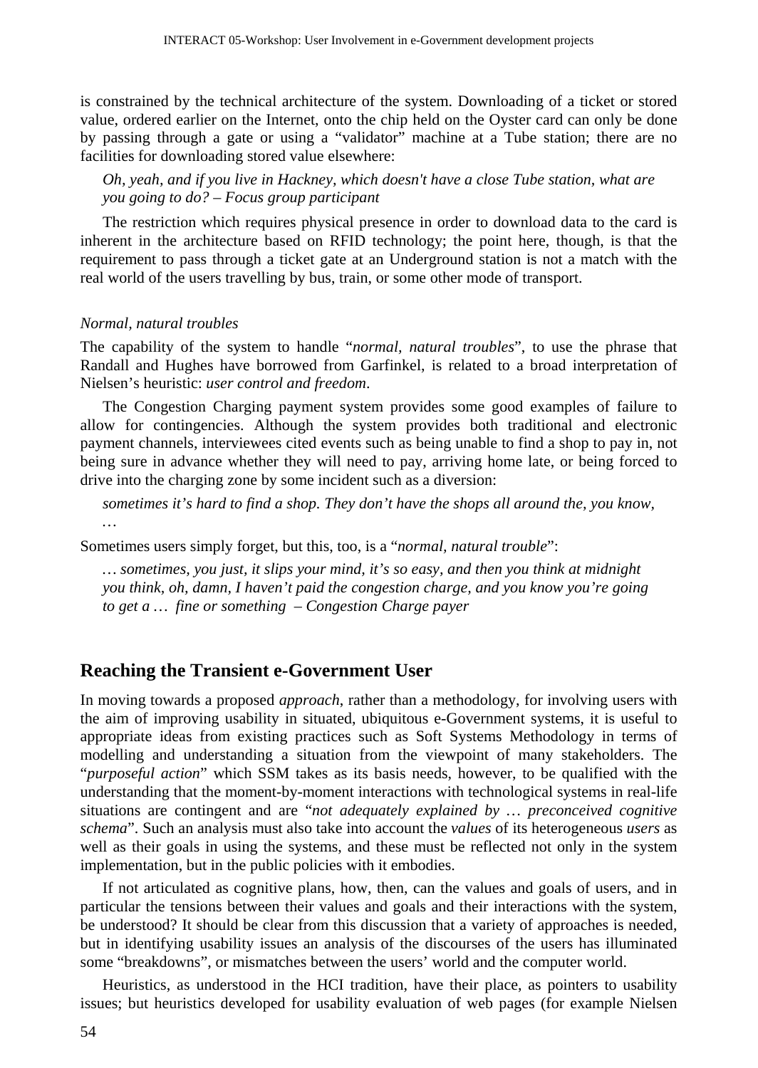is constrained by the technical architecture of the system. Downloading of a ticket or stored value, ordered earlier on the Internet, onto the chip held on the Oyster card can only be done by passing through a gate or using a "validator" machine at a Tube station; there are no facilities for downloading stored value elsewhere:

> *Oh, yeah, and if you live in Hackney, which doesn't have a close Tube station, what are you going to do? – Focus group participant*

The restriction which requires physical presence in order to download data to the card is inherent in the architecture based on RFID technology; the point here, though, is that the requirement to pass through a ticket gate at an Underground station is not a match with the real world of the users travelling by bus, train, or some other mode of transport.

*Normal, natural troubles*

The capability of the system to handle "*normal, natural troubles*", to use the phrase that Randall and Hughes have borrowed from Garfinkel, is related to a broad interpretation of Nielsen's heuristic: *user control and freedom*.

The Congestion Charging payment system provides some good examples of failure to allow for contingencies. Although the system provides both traditional and electronic payment channels, interviewees cited events such as being unable to find a shop to pay in, not being sure in advance whether they will need to pay, arriving home late, or being forced to drive into the charging zone by some incident such as a diversion:

> *sometimes it's hard to find a shop. They don't have the shops all around the, you know, …*

Sometimes users simply forget, but this, too, is a "*normal, natural trouble*":

> *… sometimes, you just, it slips your mind, it's so easy, and then you think at midnight you think, oh, damn, I haven't paid the congestion charge, and you know you're going to get a … fine or something – Congestion Charge payer*

## Reaching the Transient e-Government User

In moving towards a proposed *approach*, rather than a methodology, for involving users with the aim of improving usability in situated, ubiquitous e-Government systems, it is useful to appropriate ideas from existing practices such as Soft Systems Methodology in terms of modelling and understanding a situation from the viewpoint of many stakeholders. The "*purposeful action*" which SSM takes as its basis needs, however, to be qualified with the understanding that the moment-by-moment interactions with technological systems in real-life situations are contingent and are "*not adequately explained by … preconceived cognitive schema*". Such an analysis must also take into account the *values* of its heterogeneous *users* as well as their goals in using the systems, and these must be reflected not only in the system implementation, but in the public policies with it embodies.

If not articulated as cognitive plans, how, then, can the values and goals of users, and in particular the tensions between their values and goals and their interactions with the system, be understood? It should be clear from this discussion that a variety of approaches is needed, but in identifying usability issues an analysis of the discourses of the users has illuminated some "breakdowns", or mismatches between the users' world and the computer world.

Heuristics, as understood in the HCI tradition, have their place, as pointers to usability issues; but heuristics developed for usability evaluation of web pages (for example Nielsen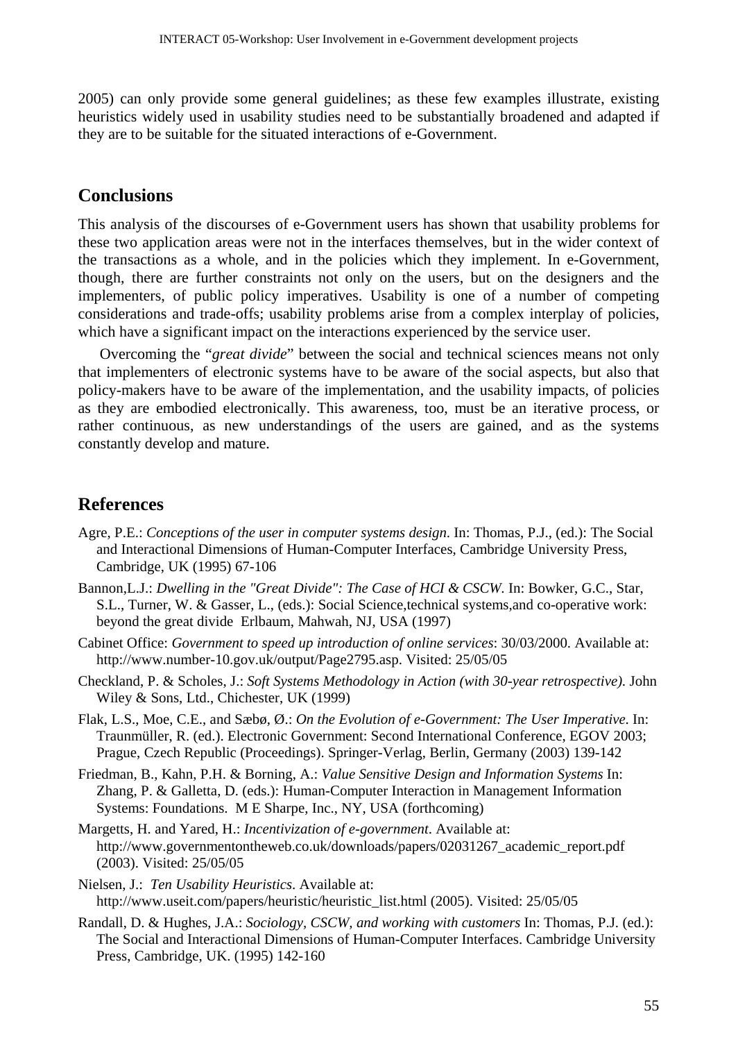2005) can only provide some general guidelines; as these few examples illustrate, existing heuristics widely used in usability studies need to be substantially broadened and adapted if they are to be suitable for the situated interactions of e-Government.

## Conclusions

This analysis of the discourses of e-Government users has shown that usability problems for these two application areas were not in the interfaces themselves, but in the wider context of the transactions as a whole, and in the policies which they implement. In e-Government, though, there are further constraints not only on the users, but on the designers and the implementers, of public policy imperatives. Usability is one of a number of competing considerations and trade-offs; usability problems arise from a complex interplay of policies, which have a significant impact on the interactions experienced by the service user.

Overcoming the "*great divide*" between the social and technical sciences means not only that implementers of electronic systems have to be aware of the social aspects, but also that policy-makers have to be aware of the implementation, and the usability impacts, of policies as they are embodied electronically. This awareness, too, must be an iterative process, or rather continuous, as new understandings of the users are gained, and as the systems constantly develop and mature.

## References

Agre, P.E.: *Conceptions of the user in computer systems design*. In: Thomas, P.J., (ed.): The Social and Interactional Dimensions of Human-Computer Interfaces, Cambridge University Press, Cambridge, UK (1995) 67-106

Bannon,L.J.: *Dwelling in the "Great Divide": The Case of HCI & CSCW*. In: Bowker, G.C., Star, S.L., Turner, W. & Gasser, L., (eds.): Social Science,technical systems,and co-operative work: beyond the great divide Erlbaum, Mahwah, NJ, USA (1997)

Cabinet Office: *Government to speed up introduction of online services*: 30/03/2000. Available at: http://www.number-10.gov.uk/output/Page2795.asp. Visited: 25/05/05

Checkland, P. & Scholes, J.: *Soft Systems Methodology in Action (with 30-year retrospective)*. John Wiley & Sons, Ltd., Chichester, UK (1999)

Flak, L.S., Moe, C.E., and Sæbø, Ø.: *On the Evolution of e-Government: The User Imperative*. In: Traunmüller, R. (ed.). Electronic Government: Second International Conference, EGOV 2003; Prague, Czech Republic (Proceedings). Springer-Verlag, Berlin, Germany (2003) 139-142

Friedman, B., Kahn, P.H. & Borning, A.: *Value Sensitive Design and Information Systems* In: Zhang, P. & Galletta, D. (eds.): Human-Computer Interaction in Management Information Systems: Foundations. M E Sharpe, Inc., NY, USA (forthcoming)

Margetts, H. and Yared, H.: *Incentivization of e-government*. Available at: http://www.governmentontheweb.co.uk/downloads/papers/02031267_academic_report.pdf (2003). Visited: 25/05/05

Nielsen, J.: *Ten Usability Heuristics*. Available at: http://www.useit.com/papers/heuristic/heuristic_list.html (2005). Visited: 25/05/05

Randall, D. & Hughes, J.A.: *Sociology, CSCW, and working with customers* In: Thomas, P.J. (ed.): The Social and Interactional Dimensions of Human-Computer Interfaces. Cambridge University Press, Cambridge, UK. (1995) 142-160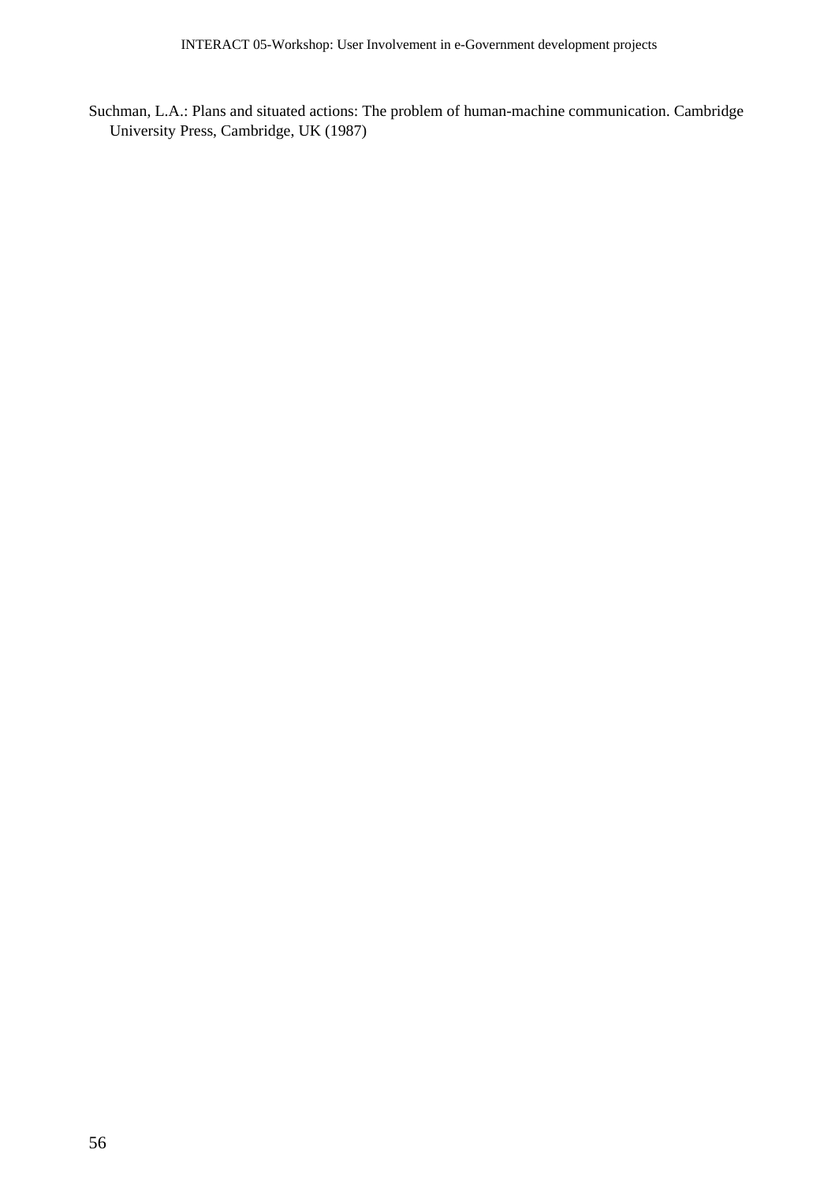Suchman, L.A.: Plans and situated actions: The problem of human-machine communication. Cambridge University Press, Cambridge, UK (1987)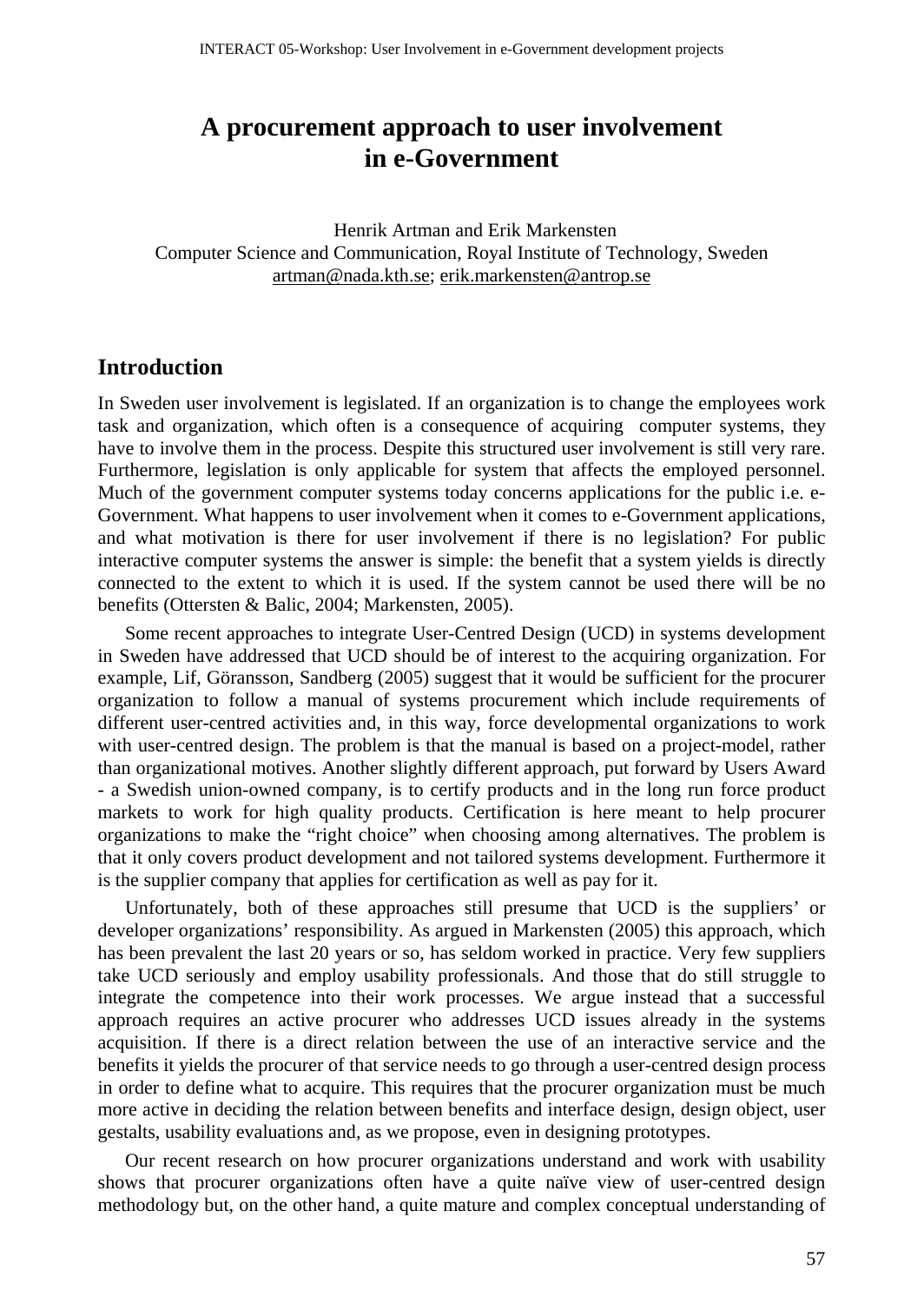# A procurement approach to user involvement in e-Government

Henrik Artman and Erik Markensten
Computer Science and Communication, Royal Institute of Technology, Sweden
artman@nada.kth.se; erik.markensten@antrop.se

## Introduction

In Sweden user involvement is legislated. If an organization is to change the employees work task and organization, which often is a consequence of acquiring computer systems, they have to involve them in the process. Despite this structured user involvement is still very rare. Furthermore, legislation is only applicable for system that affects the employed personnel. Much of the government computer systems today concerns applications for the public i.e. e-Government. What happens to user involvement when it comes to e-Government applications, and what motivation is there for user involvement if there is no legislation? For public interactive computer systems the answer is simple: the benefit that a system yields is directly connected to the extent to which it is used. If the system cannot be used there will be no benefits (Ottersten & Balic, 2004; Markensten, 2005).

Some recent approaches to integrate User-Centred Design (UCD) in systems development in Sweden have addressed that UCD should be of interest to the acquiring organization. For example, Lif, Göransson, Sandberg (2005) suggest that it would be sufficient for the procurer organization to follow a manual of systems procurement which include requirements of different user-centred activities and, in this way, force developmental organizations to work with user-centred design. The problem is that the manual is based on a project-model, rather than organizational motives. Another slightly different approach, put forward by Users Award - a Swedish union-owned company, is to certify products and in the long run force product markets to work for high quality products. Certification is here meant to help procurer organizations to make the "right choice" when choosing among alternatives. The problem is that it only covers product development and not tailored systems development. Furthermore it is the supplier company that applies for certification as well as pay for it.

Unfortunately, both of these approaches still presume that UCD is the suppliers' or developer organizations' responsibility. As argued in Markensten (2005) this approach, which has been prevalent the last 20 years or so, has seldom worked in practice. Very few suppliers take UCD seriously and employ usability professionals. And those that do still struggle to integrate the competence into their work processes. We argue instead that a successful approach requires an active procurer who addresses UCD issues already in the systems acquisition. If there is a direct relation between the use of an interactive service and the benefits it yields the procurer of that service needs to go through a user-centred design process in order to define what to acquire. This requires that the procurer organization must be much more active in deciding the relation between benefits and interface design, design object, user gestalts, usability evaluations and, as we propose, even in designing prototypes.

Our recent research on how procurer organizations understand and work with usability shows that procurer organizations often have a quite naïve view of user-centred design methodology but, on the other hand, a quite mature and complex conceptual understanding of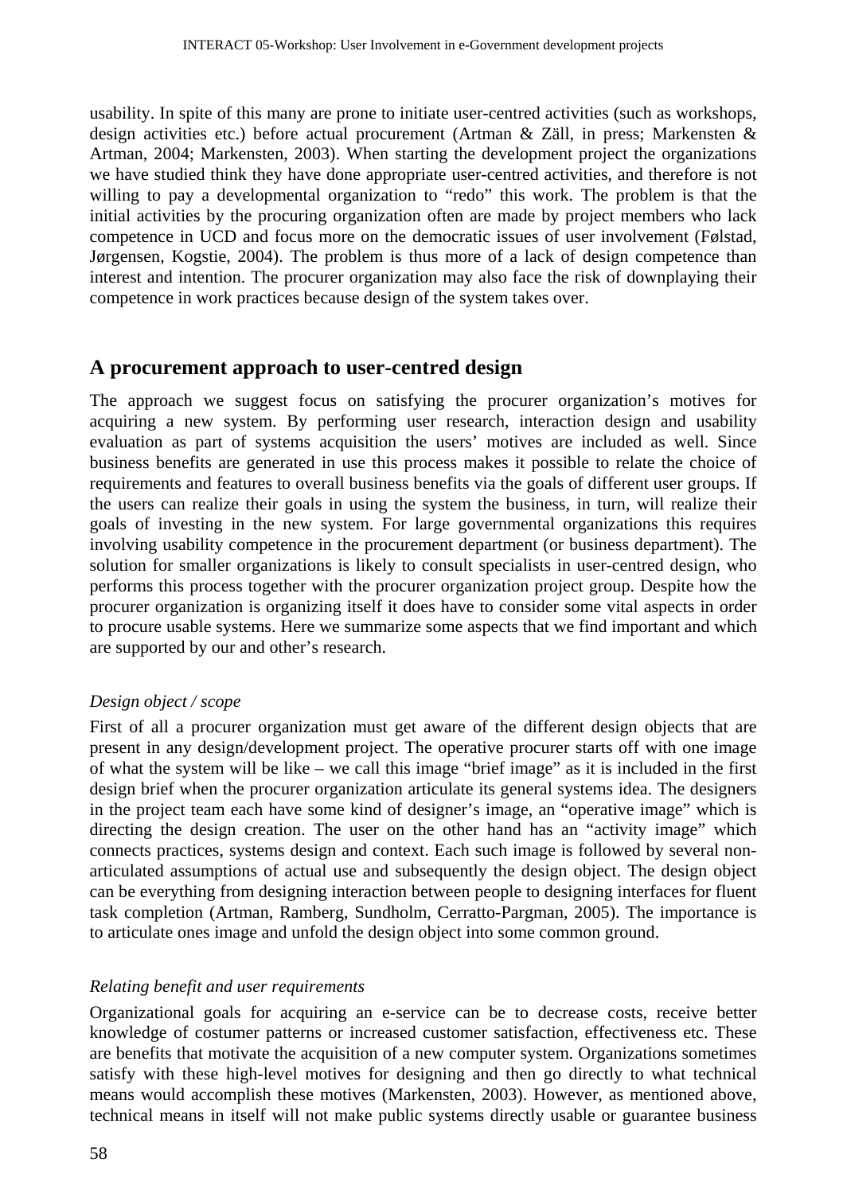usability. In spite of this many are prone to initiate user-centred activities (such as workshops, design activities etc.) before actual procurement (Artman & Zäll, in press; Markensten & Artman, 2004; Markensten, 2003). When starting the development project the organizations we have studied think they have done appropriate user-centred activities, and therefore is not willing to pay a developmental organization to "redo" this work. The problem is that the initial activities by the procuring organization often are made by project members who lack competence in UCD and focus more on the democratic issues of user involvement (Følstad, Jørgensen, Kogstie, 2004). The problem is thus more of a lack of design competence than interest and intention. The procurer organization may also face the risk of downplaying their competence in work practices because design of the system takes over.

## A procurement approach to user-centred design

The approach we suggest focus on satisfying the procurer organization's motives for acquiring a new system. By performing user research, interaction design and usability evaluation as part of systems acquisition the users' motives are included as well. Since business benefits are generated in use this process makes it possible to relate the choice of requirements and features to overall business benefits via the goals of different user groups. If the users can realize their goals in using the system the business, in turn, will realize their goals of investing in the new system. For large governmental organizations this requires involving usability competence in the procurement department (or business department). The solution for smaller organizations is likely to consult specialists in user-centred design, who performs this process together with the procurer organization project group. Despite how the procurer organization is organizing itself it does have to consider some vital aspects in order to procure usable systems. Here we summarize some aspects that we find important and which are supported by our and other's research.

*Design object / scope*

First of all a procurer organization must get aware of the different design objects that are present in any design/development project. The operative procurer starts off with one image of what the system will be like – we call this image "brief image" as it is included in the first design brief when the procurer organization articulate its general systems idea. The designers in the project team each have some kind of designer's image, an "operative image" which is directing the design creation. The user on the other hand has an "activity image" which connects practices, systems design and context. Each such image is followed by several non-articulated assumptions of actual use and subsequently the design object. The design object can be everything from designing interaction between people to designing interfaces for fluent task completion (Artman, Ramberg, Sundholm, Cerratto-Pargman, 2005). The importance is to articulate ones image and unfold the design object into some common ground.

*Relating benefit and user requirements*

Organizational goals for acquiring an e-service can be to decrease costs, receive better knowledge of costumer patterns or increased customer satisfaction, effectiveness etc. These are benefits that motivate the acquisition of a new computer system. Organizations sometimes satisfy with these high-level motives for designing and then go directly to what technical means would accomplish these motives (Markensten, 2003). However, as mentioned above, technical means in itself will not make public systems directly usable or guarantee business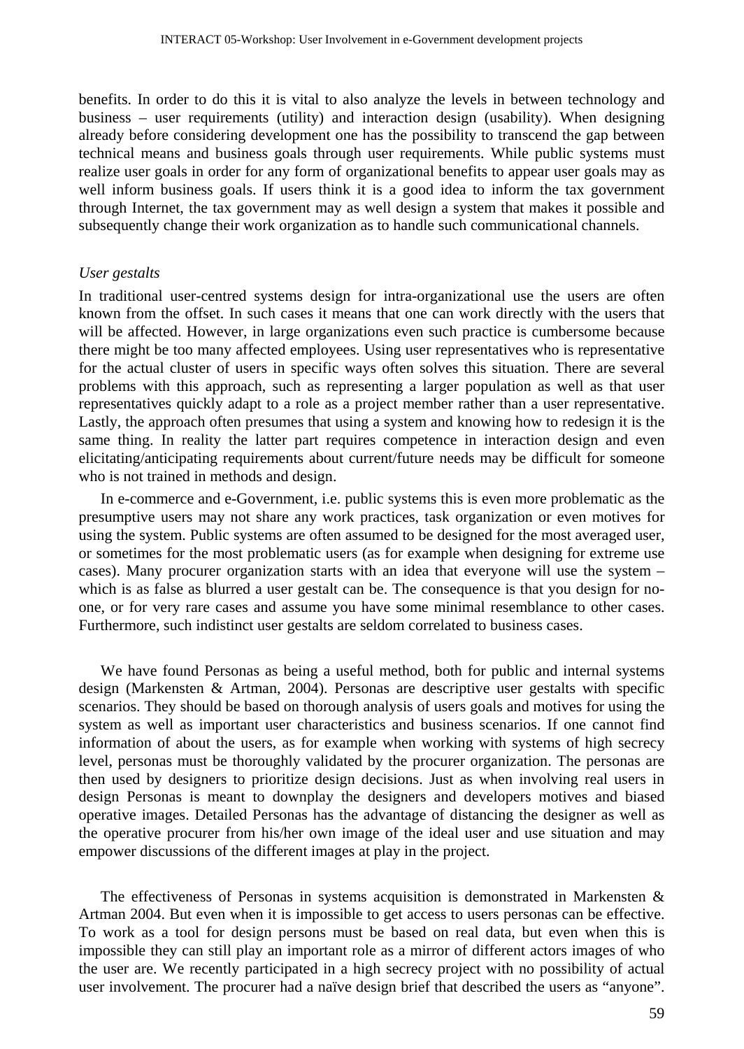benefits. In order to do this it is vital to also analyze the levels in between technology and business – user requirements (utility) and interaction design (usability). When designing already before considering development one has the possibility to transcend the gap between technical means and business goals through user requirements. While public systems must realize user goals in order for any form of organizational benefits to appear user goals may as well inform business goals. If users think it is a good idea to inform the tax government through Internet, the tax government may as well design a system that makes it possible and subsequently change their work organization as to handle such communicational channels.

### *User gestalts*

In traditional user-centred systems design for intra-organizational use the users are often known from the offset. In such cases it means that one can work directly with the users that will be affected. However, in large organizations even such practice is cumbersome because there might be too many affected employees. Using user representatives who is representative for the actual cluster of users in specific ways often solves this situation. There are several problems with this approach, such as representing a larger population as well as that user representatives quickly adapt to a role as a project member rather than a user representative. Lastly, the approach often presumes that using a system and knowing how to redesign it is the same thing. In reality the latter part requires competence in interaction design and even elicitating/anticipating requirements about current/future needs may be difficult for someone who is not trained in methods and design.

In e-commerce and e-Government, i.e. public systems this is even more problematic as the presumptive users may not share any work practices, task organization or even motives for using the system. Public systems are often assumed to be designed for the most averaged user, or sometimes for the most problematic users (as for example when designing for extreme use cases). Many procurer organization starts with an idea that everyone will use the system – which is as false as blurred a user gestalt can be. The consequence is that you design for no-one, or for very rare cases and assume you have some minimal resemblance to other cases. Furthermore, such indistinct user gestalts are seldom correlated to business cases.

We have found Personas as being a useful method, both for public and internal systems design (Markensten & Artman, 2004). Personas are descriptive user gestalts with specific scenarios. They should be based on thorough analysis of users goals and motives for using the system as well as important user characteristics and business scenarios. If one cannot find information of about the users, as for example when working with systems of high secrecy level, personas must be thoroughly validated by the procurer organization. The personas are then used by designers to prioritize design decisions. Just as when involving real users in design Personas is meant to downplay the designers and developers motives and biased operative images. Detailed Personas has the advantage of distancing the designer as well as the operative procurer from his/her own image of the ideal user and use situation and may empower discussions of the different images at play in the project.

The effectiveness of Personas in systems acquisition is demonstrated in Markensten & Artman 2004. But even when it is impossible to get access to users personas can be effective. To work as a tool for design persons must be based on real data, but even when this is impossible they can still play an important role as a mirror of different actors images of who the user are. We recently participated in a high secrecy project with no possibility of actual user involvement. The procurer had a naïve design brief that described the users as "anyone".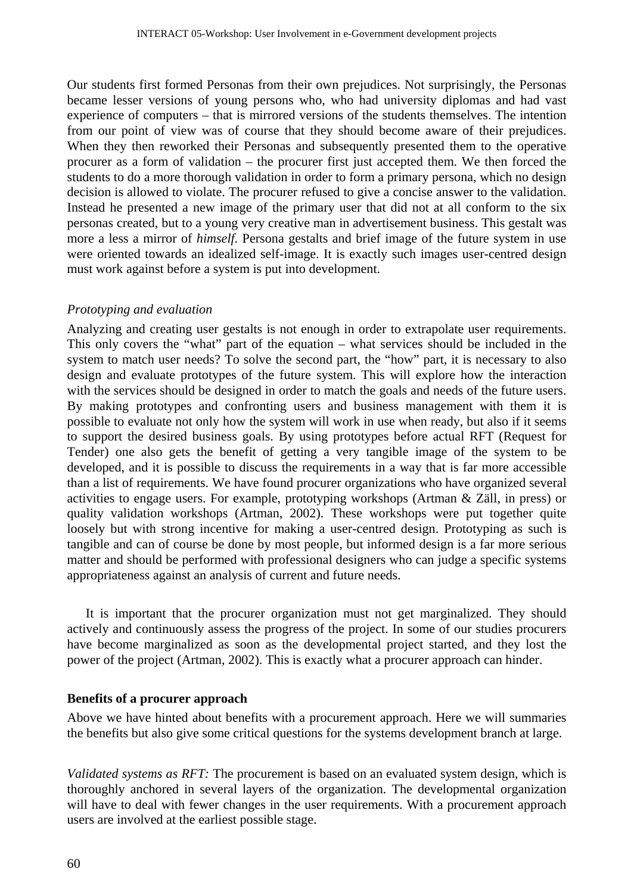Our students first formed Personas from their own prejudices. Not surprisingly, the Personas became lesser versions of young persons who, who had university diplomas and had vast experience of computers – that is mirrored versions of the students themselves. The intention from our point of view was of course that they should become aware of their prejudices. When they then reworked their Personas and subsequently presented them to the operative procurer as a form of validation – the procurer first just accepted them. We then forced the students to do a more thorough validation in order to form a primary persona, which no design decision is allowed to violate. The procurer refused to give a concise answer to the validation. Instead he presented a new image of the primary user that did not at all conform to the six personas created, but to a young very creative man in advertisement business. This gestalt was more a less a mirror of *himself*. Persona gestalts and brief image of the future system in use were oriented towards an idealized self-image. It is exactly such images user-centred design must work against before a system is put into development.

*Prototyping and evaluation*

Analyzing and creating user gestalts is not enough in order to extrapolate user requirements. This only covers the "what" part of the equation – what services should be included in the system to match user needs? To solve the second part, the "how" part, it is necessary to also design and evaluate prototypes of the future system. This will explore how the interaction with the services should be designed in order to match the goals and needs of the future users. By making prototypes and confronting users and business management with them it is possible to evaluate not only how the system will work in use when ready, but also if it seems to support the desired business goals. By using prototypes before actual RFT (Request for Tender) one also gets the benefit of getting a very tangible image of the system to be developed, and it is possible to discuss the requirements in a way that is far more accessible than a list of requirements. We have found procurer organizations who have organized several activities to engage users. For example, prototyping workshops (Artman & Zäll, in press) or quality validation workshops (Artman, 2002). These workshops were put together quite loosely but with strong incentive for making a user-centred design. Prototyping as such is tangible and can of course be done by most people, but informed design is a far more serious matter and should be performed with professional designers who can judge a specific systems appropriateness against an analysis of current and future needs.

It is important that the procurer organization must not get marginalized. They should actively and continuously assess the progress of the project. In some of our studies procurers have become marginalized as soon as the developmental project started, and they lost the power of the project (Artman, 2002). This is exactly what a procurer approach can hinder.

**Benefits of a procurer approach**

Above we have hinted about benefits with a procurement approach. Here we will summaries the benefits but also give some critical questions for the systems development branch at large.

*Validated systems as RFT:* The procurement is based on an evaluated system design, which is thoroughly anchored in several layers of the organization. The developmental organization will have to deal with fewer changes in the user requirements. With a procurement approach users are involved at the earliest possible stage.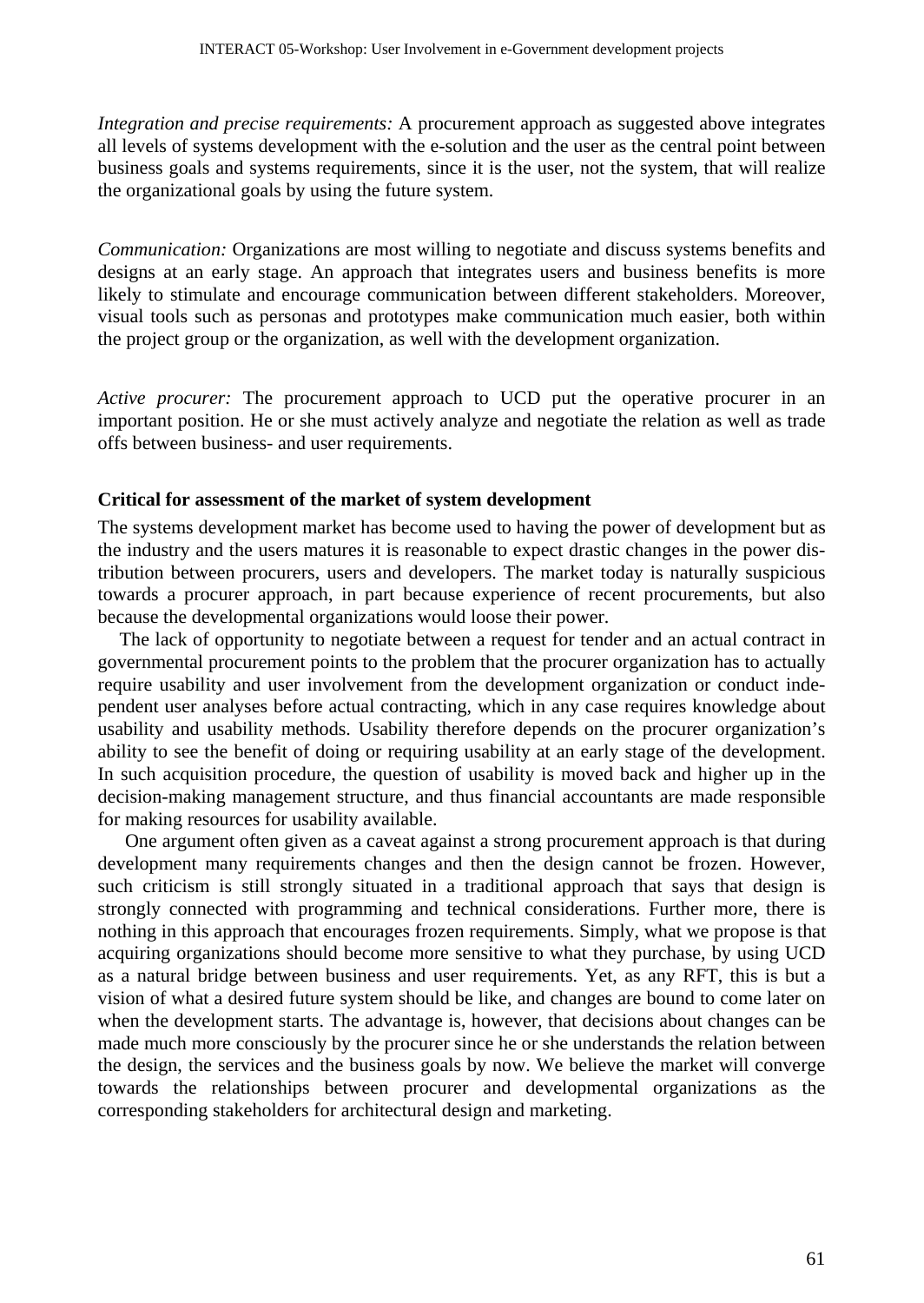*Integration and precise requirements:* A procurement approach as suggested above integrates all levels of systems development with the e-solution and the user as the central point between business goals and systems requirements, since it is the user, not the system, that will realize the organizational goals by using the future system.

*Communication:* Organizations are most willing to negotiate and discuss systems benefits and designs at an early stage. An approach that integrates users and business benefits is more likely to stimulate and encourage communication between different stakeholders. Moreover, visual tools such as personas and prototypes make communication much easier, both within the project group or the organization, as well with the development organization.

*Active procurer:* The procurement approach to UCD put the operative procurer in an important position. He or she must actively analyze and negotiate the relation as well as trade offs between business- and user requirements.

**Critical for assessment of the market of system development**

The systems development market has become used to having the power of development but as the industry and the users matures it is reasonable to expect drastic changes in the power distribution between procurers, users and developers. The market today is naturally suspicious towards a procurer approach, in part because experience of recent procurements, but also because the developmental organizations would loose their power.

The lack of opportunity to negotiate between a request for tender and an actual contract in governmental procurement points to the problem that the procurer organization has to actually require usability and user involvement from the development organization or conduct independent user analyses before actual contracting, which in any case requires knowledge about usability and usability methods. Usability therefore depends on the procurer organization's ability to see the benefit of doing or requiring usability at an early stage of the development. In such acquisition procedure, the question of usability is moved back and higher up in the decision-making management structure, and thus financial accountants are made responsible for making resources for usability available.

One argument often given as a caveat against a strong procurement approach is that during development many requirements changes and then the design cannot be frozen. However, such criticism is still strongly situated in a traditional approach that says that design is strongly connected with programming and technical considerations. Further more, there is nothing in this approach that encourages frozen requirements. Simply, what we propose is that acquiring organizations should become more sensitive to what they purchase, by using UCD as a natural bridge between business and user requirements. Yet, as any RFT, this is but a vision of what a desired future system should be like, and changes are bound to come later on when the development starts. The advantage is, however, that decisions about changes can be made much more consciously by the procurer since he or she understands the relation between the design, the services and the business goals by now. We believe the market will converge towards the relationships between procurer and developmental organizations as the corresponding stakeholders for architectural design and marketing.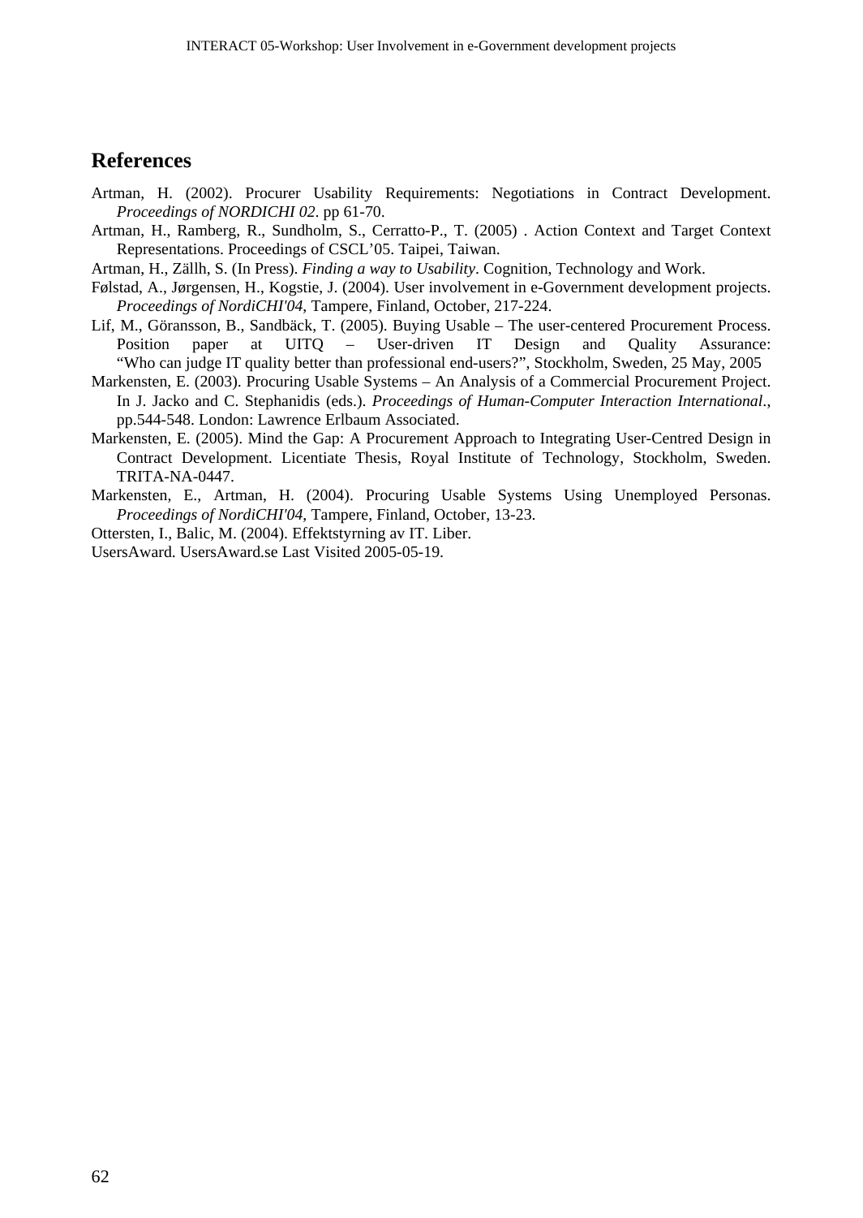## References

Artman, H. (2002). Procurer Usability Requirements: Negotiations in Contract Development. *Proceedings of NORDICHI 02*. pp 61-70.

Artman, H., Ramberg, R., Sundholm, S., Cerratto-P., T. (2005) . Action Context and Target Context Representations. Proceedings of CSCL'05. Taipei, Taiwan.

Artman, H., Zällh, S. (In Press). *Finding a way to Usability*. Cognition, Technology and Work.

Følstad, A., Jørgensen, H., Kogstie, J. (2004). User involvement in e-Government development projects. *Proceedings of NordiCHI'04*, Tampere, Finland, October, 217-224.

Lif, M., Göransson, B., Sandbäck, T. (2005). Buying Usable – The user-centered Procurement Process. Position paper at UITQ – User-driven IT Design and Quality Assurance: "Who can judge IT quality better than professional end-users?", Stockholm, Sweden, 25 May, 2005

Markensten, E. (2003). Procuring Usable Systems – An Analysis of a Commercial Procurement Project. In J. Jacko and C. Stephanidis (eds.). *Proceedings of Human-Computer Interaction International.*, pp.544-548. London: Lawrence Erlbaum Associated.

Markensten, E. (2005). Mind the Gap: A Procurement Approach to Integrating User-Centred Design in Contract Development. Licentiate Thesis, Royal Institute of Technology, Stockholm, Sweden. TRITA-NA-0447.

Markensten, E., Artman, H. (2004). Procuring Usable Systems Using Unemployed Personas. *Proceedings of NordiCHI'04,* Tampere, Finland, October, 13-23.

Ottersten, I., Balic, M. (2004). Effektstyrning av IT. Liber.

UsersAward. UsersAward.se Last Visited 2005-05-19.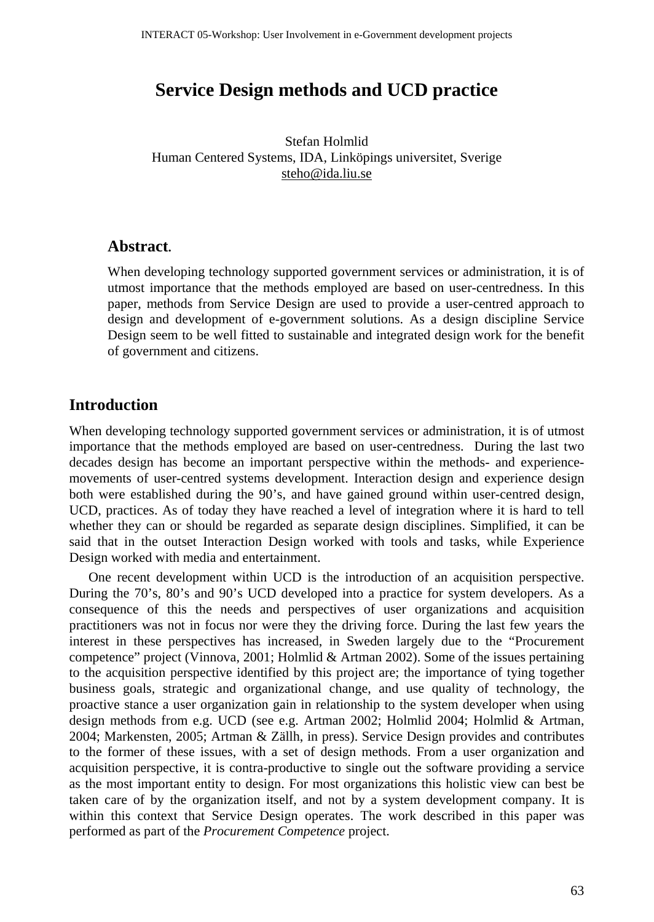# Service Design methods and UCD practice

Stefan Holmlid
Human Centered Systems, IDA, Linköpings universitet, Sverige
steho@ida.liu.se

**Abstract.**

When developing technology supported government services or administration, it is of utmost importance that the methods employed are based on user-centredness. In this paper, methods from Service Design are used to provide a user-centred approach to design and development of e-government solutions. As a design discipline Service Design seem to be well fitted to sustainable and integrated design work for the benefit of government and citizens.

## Introduction

When developing technology supported government services or administration, it is of utmost importance that the methods employed are based on user-centredness. During the last two decades design has become an important perspective within the methods- and experience-movements of user-centred systems development. Interaction design and experience design both were established during the 90's, and have gained ground within user-centred design, UCD, practices. As of today they have reached a level of integration where it is hard to tell whether they can or should be regarded as separate design disciplines. Simplified, it can be said that in the outset Interaction Design worked with tools and tasks, while Experience Design worked with media and entertainment.

One recent development within UCD is the introduction of an acquisition perspective. During the 70's, 80's and 90's UCD developed into a practice for system developers. As a consequence of this the needs and perspectives of user organizations and acquisition practitioners was not in focus nor were they the driving force. During the last few years the interest in these perspectives has increased, in Sweden largely due to the "Procurement competence" project (Vinnova, 2001; Holmlid & Artman 2002). Some of the issues pertaining to the acquisition perspective identified by this project are; the importance of tying together business goals, strategic and organizational change, and use quality of technology, the proactive stance a user organization gain in relationship to the system developer when using design methods from e.g. UCD (see e.g. Artman 2002; Holmlid 2004; Holmlid & Artman, 2004; Markensten, 2005; Artman & Zällh, in press). Service Design provides and contributes to the former of these issues, with a set of design methods. From a user organization and acquisition perspective, it is contra-productive to single out the software providing a service as the most important entity to design. For most organizations this holistic view can best be taken care of by the organization itself, and not by a system development company. It is within this context that Service Design operates. The work described in this paper was performed as part of the *Procurement Competence* project.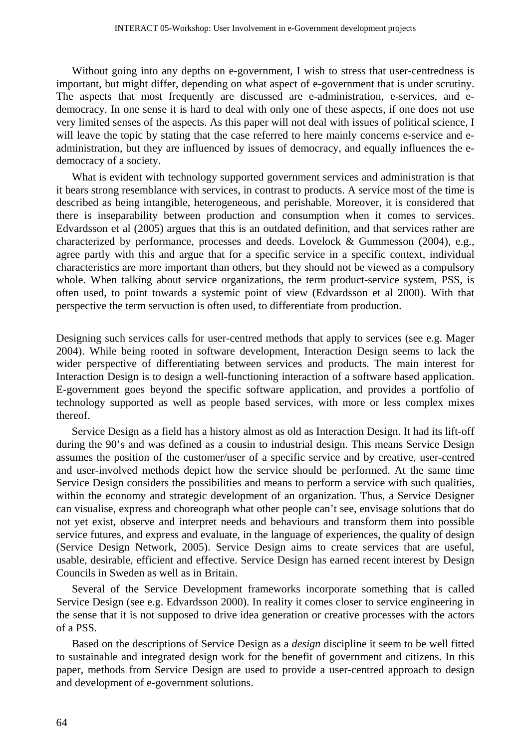Without going into any depths on e-government, I wish to stress that user-centredness is important, but might differ, depending on what aspect of e-government that is under scrutiny. The aspects that most frequently are discussed are e-administration, e-services, and e-democracy. In one sense it is hard to deal with only one of these aspects, if one does not use very limited senses of the aspects. As this paper will not deal with issues of political science, I will leave the topic by stating that the case referred to here mainly concerns e-service and e-administration, but they are influenced by issues of democracy, and equally influences the e-democracy of a society.

What is evident with technology supported government services and administration is that it bears strong resemblance with services, in contrast to products. A service most of the time is described as being intangible, heterogeneous, and perishable. Moreover, it is considered that there is inseparability between production and consumption when it comes to services. Edvardsson et al (2005) argues that this is an outdated definition, and that services rather are characterized by performance, processes and deeds. Lovelock & Gummesson (2004), e.g., agree partly with this and argue that for a specific service in a specific context, individual characteristics are more important than others, but they should not be viewed as a compulsory whole. When talking about service organizations, the term product-service system, PSS, is often used, to point towards a systemic point of view (Edvardsson et al 2000). With that perspective the term servuction is often used, to differentiate from production.

Designing such services calls for user-centred methods that apply to services (see e.g. Mager 2004). While being rooted in software development, Interaction Design seems to lack the wider perspective of differentiating between services and products. The main interest for Interaction Design is to design a well-functioning interaction of a software based application. E-government goes beyond the specific software application, and provides a portfolio of technology supported as well as people based services, with more or less complex mixes thereof.

Service Design as a field has a history almost as old as Interaction Design. It had its lift-off during the 90's and was defined as a cousin to industrial design. This means Service Design assumes the position of the customer/user of a specific service and by creative, user-centred and user-involved methods depict how the service should be performed. At the same time Service Design considers the possibilities and means to perform a service with such qualities, within the economy and strategic development of an organization. Thus, a Service Designer can visualise, express and choreograph what other people can't see, envisage solutions that do not yet exist, observe and interpret needs and behaviours and transform them into possible service futures, and express and evaluate, in the language of experiences, the quality of design (Service Design Network, 2005). Service Design aims to create services that are useful, usable, desirable, efficient and effective. Service Design has earned recent interest by Design Councils in Sweden as well as in Britain.

Several of the Service Development frameworks incorporate something that is called Service Design (see e.g. Edvardsson 2000). In reality it comes closer to service engineering in the sense that it is not supposed to drive idea generation or creative processes with the actors of a PSS.

Based on the descriptions of Service Design as a *design* discipline it seem to be well fitted to sustainable and integrated design work for the benefit of government and citizens. In this paper, methods from Service Design are used to provide a user-centred approach to design and development of e-government solutions.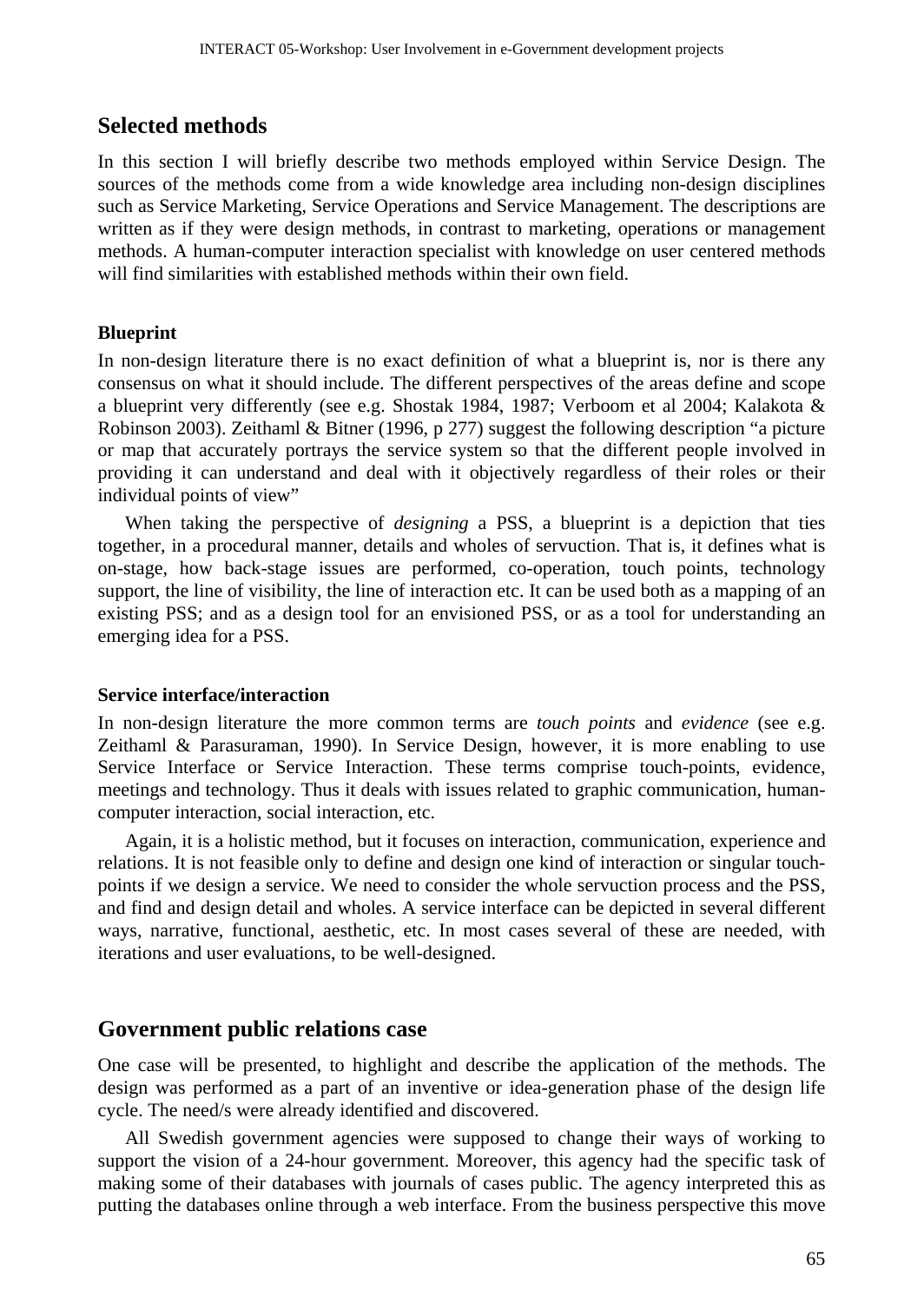## Selected methods

In this section I will briefly describe two methods employed within Service Design. The sources of the methods come from a wide knowledge area including non-design disciplines such as Service Marketing, Service Operations and Service Management. The descriptions are written as if they were design methods, in contrast to marketing, operations or management methods. A human-computer interaction specialist with knowledge on user centered methods will find similarities with established methods within their own field.

### Blueprint

In non-design literature there is no exact definition of what a blueprint is, nor is there any consensus on what it should include. The different perspectives of the areas define and scope a blueprint very differently (see e.g. Shostak 1984, 1987; Verboom et al 2004; Kalakota & Robinson 2003). Zeithaml & Bitner (1996, p 277) suggest the following description "a picture or map that accurately portrays the service system so that the different people involved in providing it can understand and deal with it objectively regardless of their roles or their individual points of view"

When taking the perspective of *designing* a PSS, a blueprint is a depiction that ties together, in a procedural manner, details and wholes of servuction. That is, it defines what is on-stage, how back-stage issues are performed, co-operation, touch points, technology support, the line of visibility, the line of interaction etc. It can be used both as a mapping of an existing PSS; and as a design tool for an envisioned PSS, or as a tool for understanding an emerging idea for a PSS.

### Service interface/interaction

In non-design literature the more common terms are *touch points* and *evidence* (see e.g. Zeithaml & Parasuraman, 1990). In Service Design, however, it is more enabling to use Service Interface or Service Interaction. These terms comprise touch-points, evidence, meetings and technology. Thus it deals with issues related to graphic communication, human-computer interaction, social interaction, etc.

Again, it is a holistic method, but it focuses on interaction, communication, experience and relations. It is not feasible only to define and design one kind of interaction or singular touch-points if we design a service. We need to consider the whole servuction process and the PSS, and find and design detail and wholes. A service interface can be depicted in several different ways, narrative, functional, aesthetic, etc. In most cases several of these are needed, with iterations and user evaluations, to be well-designed.

## Government public relations case

One case will be presented, to highlight and describe the application of the methods. The design was performed as a part of an inventive or idea-generation phase of the design life cycle. The need/s were already identified and discovered.

All Swedish government agencies were supposed to change their ways of working to support the vision of a 24-hour government. Moreover, this agency had the specific task of making some of their databases with journals of cases public. The agency interpreted this as putting the databases online through a web interface. From the business perspective this move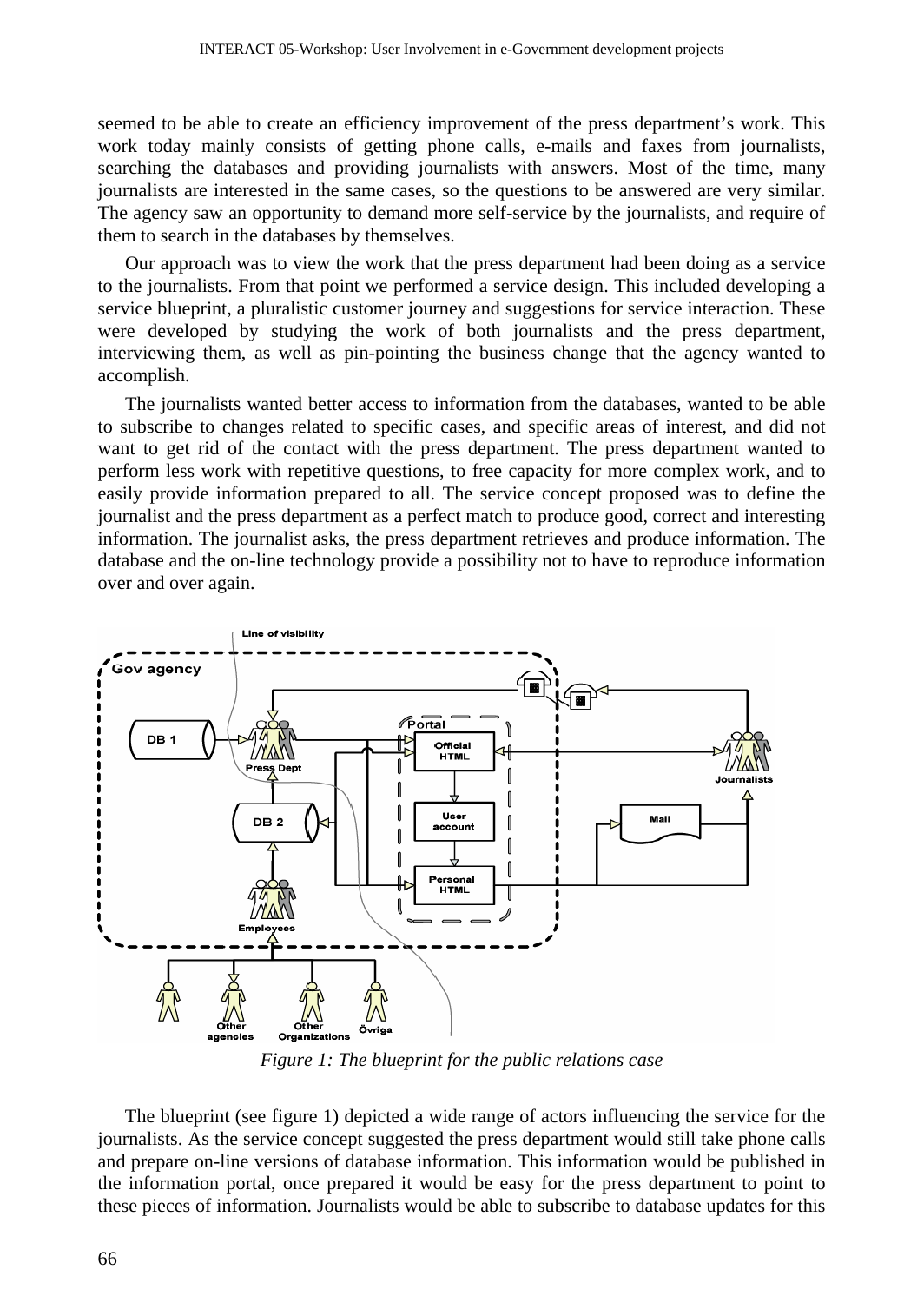seemed to be able to create an efficiency improvement of the press department's work. This work today mainly consists of getting phone calls, e-mails and faxes from journalists, searching the databases and providing journalists with answers. Most of the time, many journalists are interested in the same cases, so the questions to be answered are very similar. The agency saw an opportunity to demand more self-service by the journalists, and require of them to search in the databases by themselves.

Our approach was to view the work that the press department had been doing as a service to the journalists. From that point we performed a service design. This included developing a service blueprint, a pluralistic customer journey and suggestions for service interaction. These were developed by studying the work of both journalists and the press department, interviewing them, as well as pin-pointing the business change that the agency wanted to accomplish.

The journalists wanted better access to information from the databases, wanted to be able to subscribe to changes related to specific cases, and specific areas of interest, and did not want to get rid of the contact with the press department. The press department wanted to perform less work with repetitive questions, to free capacity for more complex work, and to easily provide information prepared to all. The service concept proposed was to define the journalist and the press department as a perfect match to produce good, correct and interesting information. The journalist asks, the press department retrieves and produce information. The database and the on-line technology provide a possibility not to have to reproduce information over and over again.

*Figure 1: The blueprint for the public relations case*

The blueprint (see figure 1) depicted a wide range of actors influencing the service for the journalists. As the service concept suggested the press department would still take phone calls and prepare on-line versions of database information. This information would be published in the information portal, once prepared it would be easy for the press department to point to these pieces of information. Journalists would be able to subscribe to database updates for this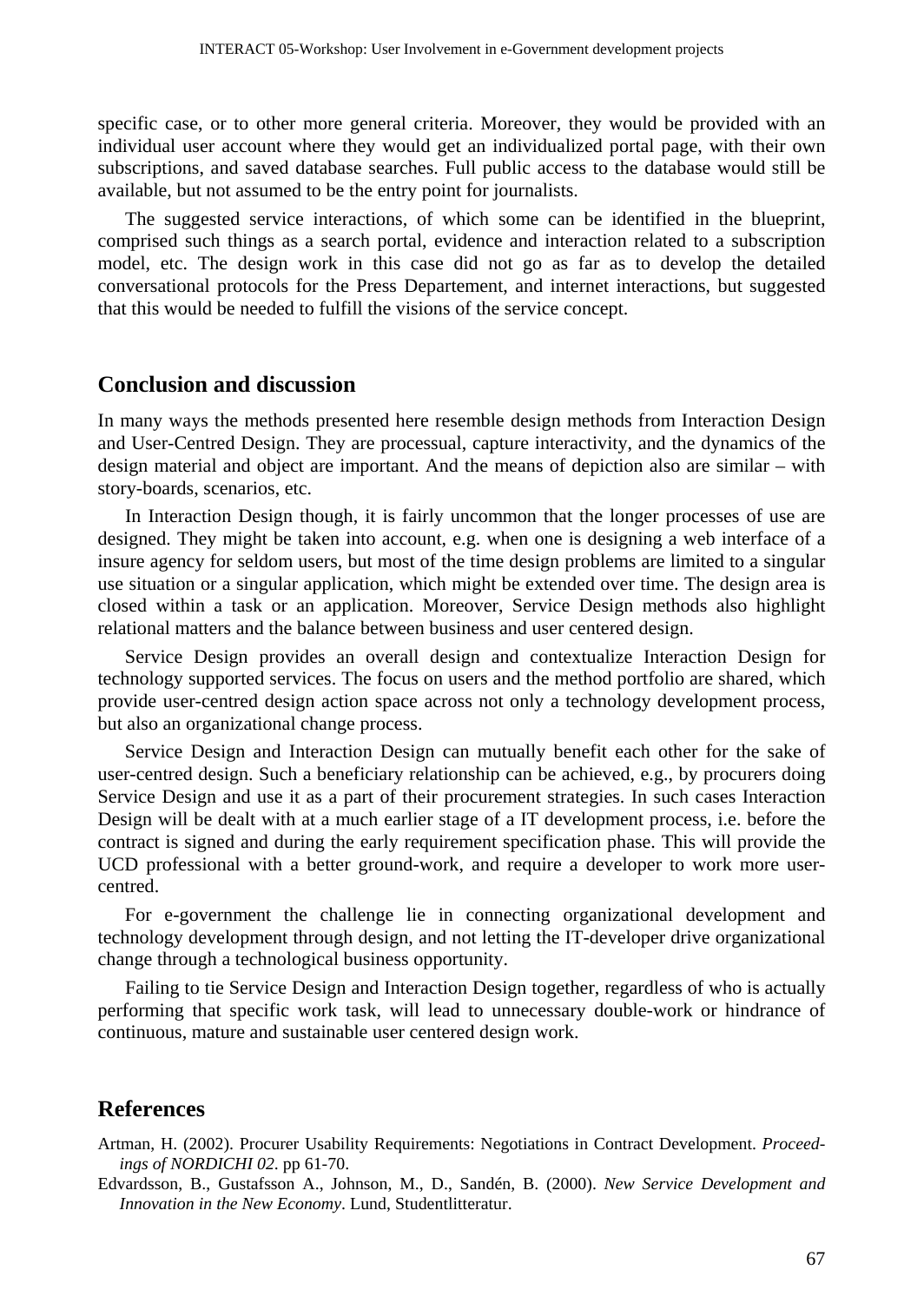specific case, or to other more general criteria. Moreover, they would be provided with an individual user account where they would get an individualized portal page, with their own subscriptions, and saved database searches. Full public access to the database would still be available, but not assumed to be the entry point for journalists.

The suggested service interactions, of which some can be identified in the blueprint, comprised such things as a search portal, evidence and interaction related to a subscription model, etc. The design work in this case did not go as far as to develop the detailed conversational protocols for the Press Departement, and internet interactions, but suggested that this would be needed to fulfill the visions of the service concept.

## Conclusion and discussion

In many ways the methods presented here resemble design methods from Interaction Design and User-Centred Design. They are processual, capture interactivity, and the dynamics of the design material and object are important. And the means of depiction also are similar – with story-boards, scenarios, etc.

In Interaction Design though, it is fairly uncommon that the longer processes of use are designed. They might be taken into account, e.g. when one is designing a web interface of a insure agency for seldom users, but most of the time design problems are limited to a singular use situation or a singular application, which might be extended over time. The design area is closed within a task or an application. Moreover, Service Design methods also highlight relational matters and the balance between business and user centered design.

Service Design provides an overall design and contextualize Interaction Design for technology supported services. The focus on users and the method portfolio are shared, which provide user-centred design action space across not only a technology development process, but also an organizational change process.

Service Design and Interaction Design can mutually benefit each other for the sake of user-centred design. Such a beneficiary relationship can be achieved, e.g., by procurers doing Service Design and use it as a part of their procurement strategies. In such cases Interaction Design will be dealt with at a much earlier stage of a IT development process, i.e. before the contract is signed and during the early requirement specification phase. This will provide the UCD professional with a better ground-work, and require a developer to work more user-centred.

For e-government the challenge lie in connecting organizational development and technology development through design, and not letting the IT-developer drive organizational change through a technological business opportunity.

Failing to tie Service Design and Interaction Design together, regardless of who is actually performing that specific work task, will lead to unnecessary double-work or hindrance of continuous, mature and sustainable user centered design work.

## References

Artman, H. (2002). Procurer Usability Requirements: Negotiations in Contract Development. *Proceedings of NORDICHI 02*. pp 61-70.

Edvardsson, B., Gustafsson A., Johnson, M., D., Sandén, B. (2000). *New Service Development and Innovation in the New Economy*. Lund, Studentlitteratur.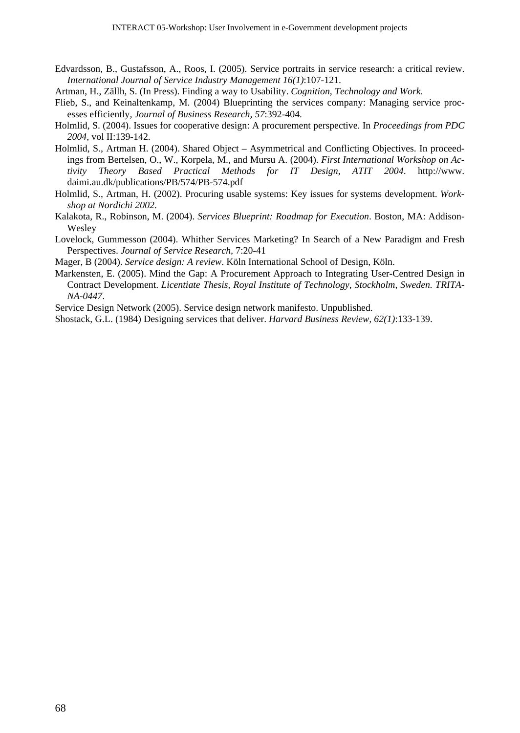Edvardsson, B., Gustafsson, A., Roos, I. (2005). Service portraits in service research: a critical review. *International Journal of Service Industry Management 16(1)*:107-121.

Artman, H., Zällh, S. (In Press). Finding a way to Usability. *Cognition, Technology and Work*.

Flieb, S., and Keinaltenkamp, M. (2004) Blueprinting the services company: Managing service processes efficiently, *Journal of Business Research, 57*:392-404.

Holmlid, S. (2004). Issues for cooperative design: A procurement perspective. In *Proceedings from PDC 2004*, vol II:139-142.

Holmlid, S., Artman H. (2004). Shared Object – Asymmetrical and Conflicting Objectives. In proceedings from Bertelsen, O., W., Korpela, M., and Mursu A. (2004). *First International Workshop on Activity Theory Based Practical Methods for IT Design, ATIT 2004*. http://www.daimi.au.dk/publications/PB/574/PB-574.pdf

Holmlid, S., Artman, H. (2002). Procuring usable systems: Key issues for systems development. *Workshop at Nordichi 2002*.

Kalakota, R., Robinson, M. (2004). *Services Blueprint: Roadmap for Execution*. Boston, MA: Addison-Wesley

Lovelock, Gummesson (2004). Whither Services Marketing? In Search of a New Paradigm and Fresh Perspectives. *Journal of Service Research*, 7:20-41

Mager, B (2004). *Service design: A review*. Köln International School of Design, Köln.

Markensten, E. (2005). Mind the Gap: A Procurement Approach to Integrating User-Centred Design in Contract Development. *Licentiate Thesis, Royal Institute of Technology, Stockholm, Sweden. TRITA-NA-0447*.

Service Design Network (2005). Service design network manifesto. Unpublished.

Shostack, G.L. (1984) Designing services that deliver. *Harvard Business Review, 62(1)*:133-139.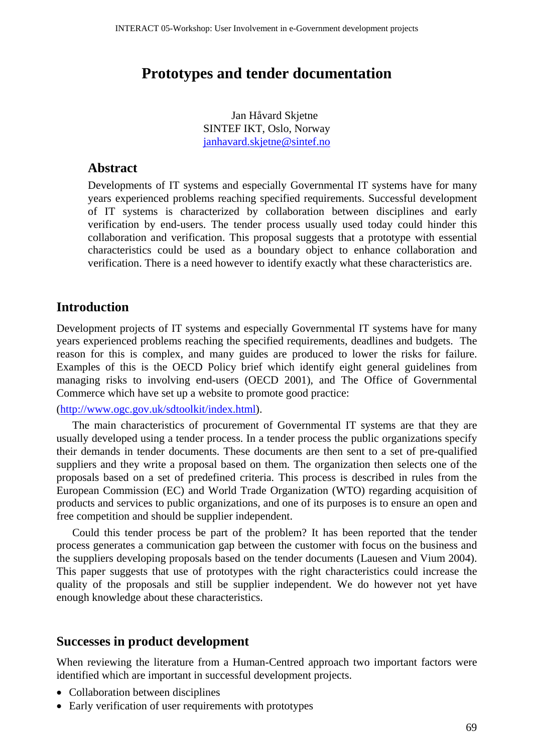# Prototypes and tender documentation

Jan Håvard Skjetne
SINTEF IKT, Oslo, Norway
janhavard.skjetne@sintef.no

## Abstract

Developments of IT systems and especially Governmental IT systems have for many years experienced problems reaching specified requirements. Successful development of IT systems is characterized by collaboration between disciplines and early verification by end-users. The tender process usually used today could hinder this collaboration and verification. This proposal suggests that a prototype with essential characteristics could be used as a boundary object to enhance collaboration and verification. There is a need however to identify exactly what these characteristics are.

## Introduction

Development projects of IT systems and especially Governmental IT systems have for many years experienced problems reaching the specified requirements, deadlines and budgets. The reason for this is complex, and many guides are produced to lower the risks for failure. Examples of this is the OECD Policy brief which identify eight general guidelines from managing risks to involving end-users (OECD 2001), and The Office of Governmental Commerce which have set up a website to promote good practice:

(http://www.ogc.gov.uk/sdtoolkit/index.html).

The main characteristics of procurement of Governmental IT systems are that they are usually developed using a tender process. In a tender process the public organizations specify their demands in tender documents. These documents are then sent to a set of pre-qualified suppliers and they write a proposal based on them. The organization then selects one of the proposals based on a set of predefined criteria. This process is described in rules from the European Commission (EC) and World Trade Organization (WTO) regarding acquisition of products and services to public organizations, and one of its purposes is to ensure an open and free competition and should be supplier independent.

Could this tender process be part of the problem? It has been reported that the tender process generates a communication gap between the customer with focus on the business and the suppliers developing proposals based on the tender documents (Lauesen and Vium 2004). This paper suggests that use of prototypes with the right characteristics could increase the quality of the proposals and still be supplier independent. We do however not yet have enough knowledge about these characteristics.

## Successes in product development

When reviewing the literature from a Human-Centred approach two important factors were identified which are important in successful development projects.

- Collaboration between disciplines
- Early verification of user requirements with prototypes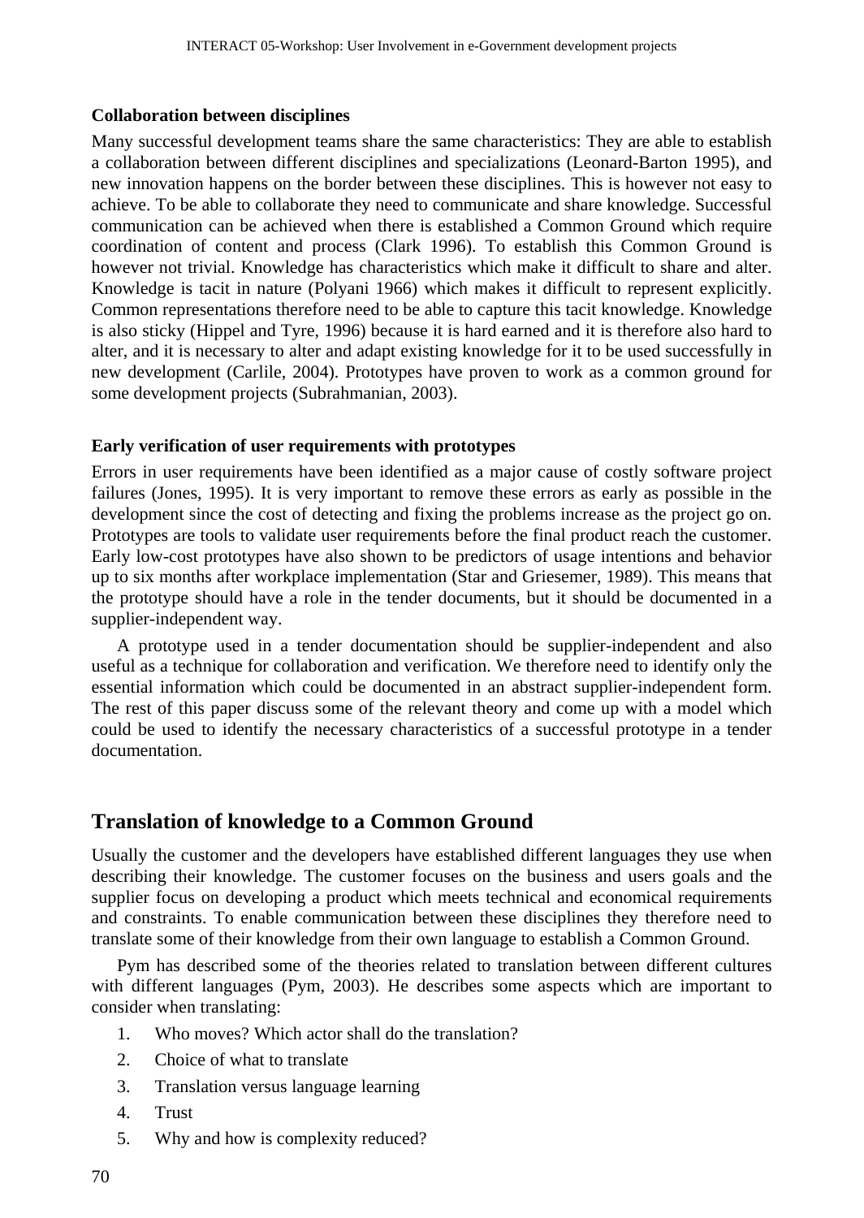### Collaboration between disciplines

Many successful development teams share the same characteristics: They are able to establish a collaboration between different disciplines and specializations (Leonard-Barton 1995), and new innovation happens on the border between these disciplines. This is however not easy to achieve. To be able to collaborate they need to communicate and share knowledge. Successful communication can be achieved when there is established a Common Ground which require coordination of content and process (Clark 1996). To establish this Common Ground is however not trivial. Knowledge has characteristics which make it difficult to share and alter. Knowledge is tacit in nature (Polyani 1966) which makes it difficult to represent explicitly. Common representations therefore need to be able to capture this tacit knowledge. Knowledge is also sticky (Hippel and Tyre, 1996) because it is hard earned and it is therefore also hard to alter, and it is necessary to alter and adapt existing knowledge for it to be used successfully in new development (Carlile, 2004). Prototypes have proven to work as a common ground for some development projects (Subrahmanian, 2003).

### Early verification of user requirements with prototypes

Errors in user requirements have been identified as a major cause of costly software project failures (Jones, 1995). It is very important to remove these errors as early as possible in the development since the cost of detecting and fixing the problems increase as the project go on. Prototypes are tools to validate user requirements before the final product reach the customer. Early low-cost prototypes have also shown to be predictors of usage intentions and behavior up to six months after workplace implementation (Star and Griesemer, 1989). This means that the prototype should have a role in the tender documents, but it should be documented in a supplier-independent way.

A prototype used in a tender documentation should be supplier-independent and also useful as a technique for collaboration and verification. We therefore need to identify only the essential information which could be documented in an abstract supplier-independent form. The rest of this paper discuss some of the relevant theory and come up with a model which could be used to identify the necessary characteristics of a successful prototype in a tender documentation.

## Translation of knowledge to a Common Ground

Usually the customer and the developers have established different languages they use when describing their knowledge. The customer focuses on the business and users goals and the supplier focus on developing a product which meets technical and economical requirements and constraints. To enable communication between these disciplines they therefore need to translate some of their knowledge from their own language to establish a Common Ground.

Pym has described some of the theories related to translation between different cultures with different languages (Pym, 2003). He describes some aspects which are important to consider when translating:

1. Who moves? Which actor shall do the translation?
2. Choice of what to translate
3. Translation versus language learning
4. Trust
5. Why and how is complexity reduced?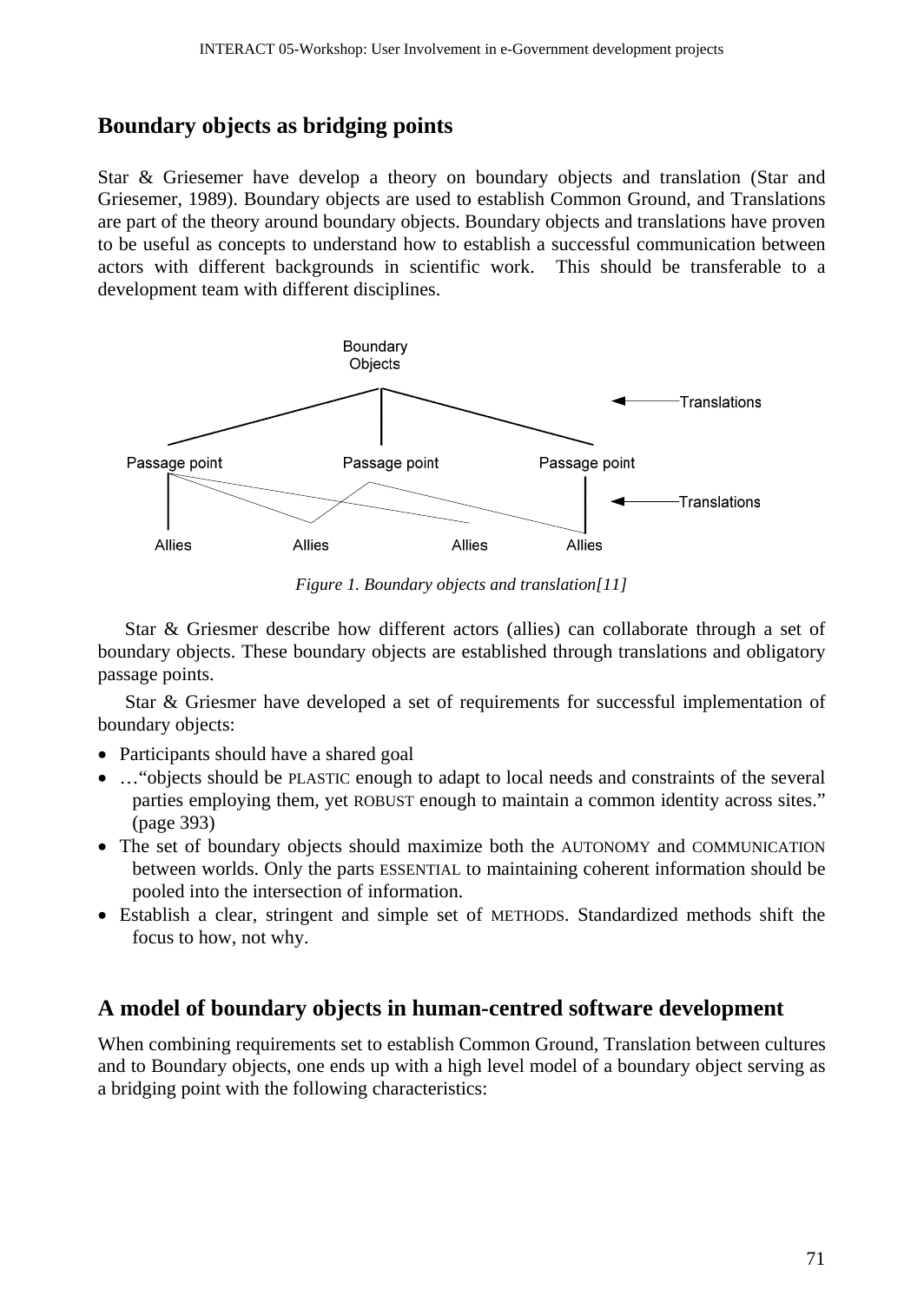## Boundary objects as bridging points

Star & Griesemer have develop a theory on boundary objects and translation (Star and Griesemer, 1989). Boundary objects are used to establish Common Ground, and Translations are part of the theory around boundary objects. Boundary objects and translations have proven to be useful as concepts to understand how to establish a successful communication between actors with different backgrounds in scientific work. This should be transferable to a development team with different disciplines.

Boundary Objects

Translations

Passage point Passage point Passage point

Translations

Allies Allies Allies Allies

*Figure 1. Boundary objects and translation[11]*

Star & Griesmer describe how different actors (allies) can collaborate through a set of boundary objects. These boundary objects are established through translations and obligatory passage points.

Star & Griesmer have developed a set of requirements for successful implementation of boundary objects:

- Participants should have a shared goal
- …"objects should be PLASTIC enough to adapt to local needs and constraints of the several parties employing them, yet ROBUST enough to maintain a common identity across sites." (page 393)
- The set of boundary objects should maximize both the AUTONOMY and COMMUNICATION between worlds. Only the parts ESSENTIAL to maintaining coherent information should be pooled into the intersection of information.
- Establish a clear, stringent and simple set of METHODS. Standardized methods shift the focus to how, not why.

## A model of boundary objects in human-centred software development

When combining requirements set to establish Common Ground, Translation between cultures and to Boundary objects, one ends up with a high level model of a boundary object serving as a bridging point with the following characteristics: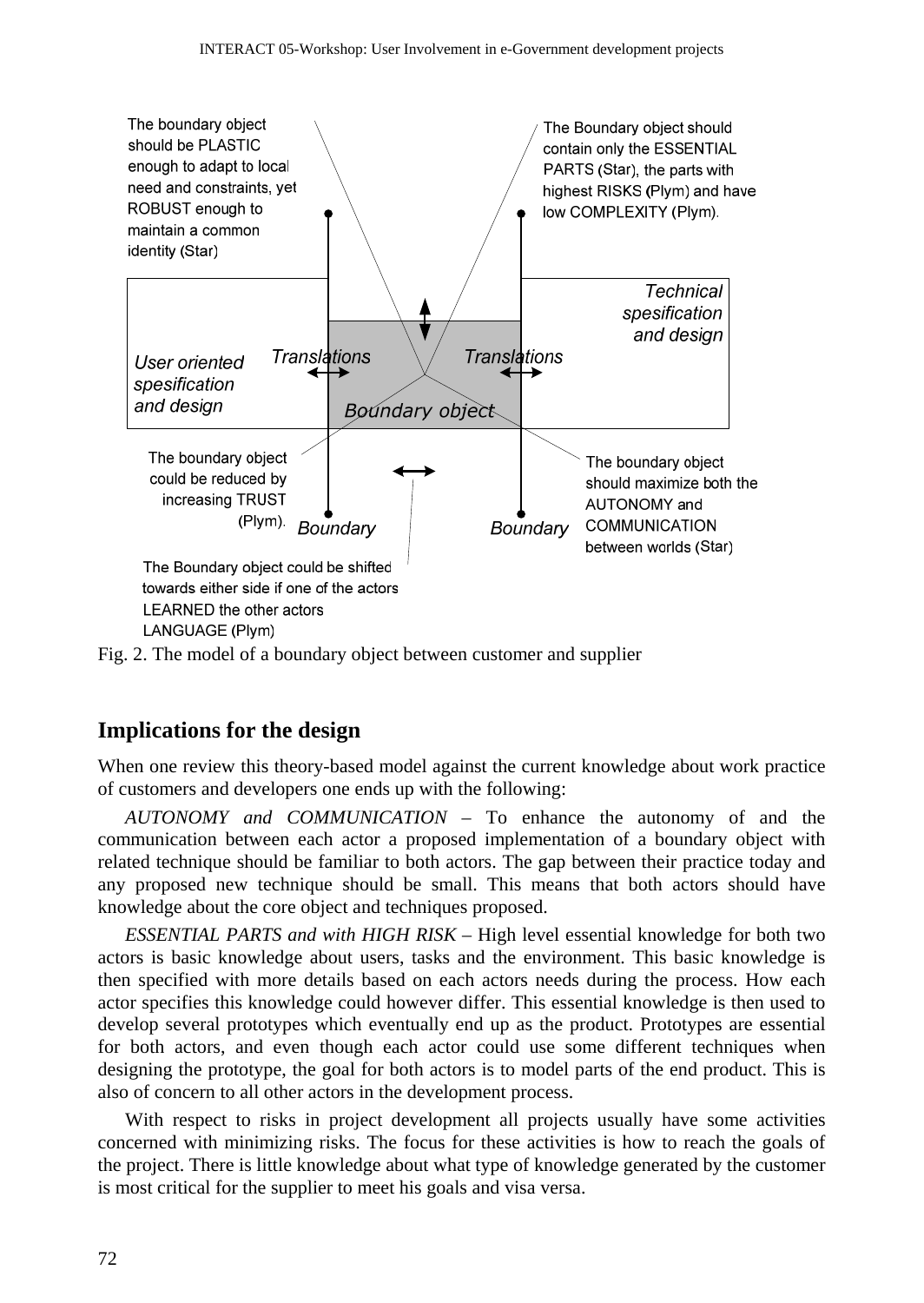The boundary object should be PLASTIC enough to adapt to local need and constraints, yet ROBUST enough to maintain a common identity (Star)

The Boundary object should contain only the ESSENTIAL PARTS (Star), the parts with highest RISKS (Plym) and have low COMPLEXITY (Plym).

*Technical spesification and design*

*User oriented spesification and design*

*Translations*

*Translations*

*Boundary object*

The boundary object could be reduced by increasing TRUST (Plym).

*Boundary*

*Boundary*

The boundary object should maximize both the AUTONOMY and COMMUNICATION between worlds (Star)

The Boundary object could be shifted towards either side if one of the actors LEARNED the other actors LANGUAGE (Plym)

Fig. 2. The model of a boundary object between customer and supplier

## Implications for the design

When one review this theory-based model against the current knowledge about work practice of customers and developers one ends up with the following:

*AUTONOMY and COMMUNICATION* – To enhance the autonomy of and the communication between each actor a proposed implementation of a boundary object with related technique should be familiar to both actors. The gap between their practice today and any proposed new technique should be small. This means that both actors should have knowledge about the core object and techniques proposed.

*ESSENTIAL PARTS and with HIGH RISK* – High level essential knowledge for both two actors is basic knowledge about users, tasks and the environment. This basic knowledge is then specified with more details based on each actors needs during the process. How each actor specifies this knowledge could however differ. This essential knowledge is then used to develop several prototypes which eventually end up as the product. Prototypes are essential for both actors, and even though each actor could use some different techniques when designing the prototype, the goal for both actors is to model parts of the end product. This is also of concern to all other actors in the development process.

With respect to risks in project development all projects usually have some activities concerned with minimizing risks. The focus for these activities is how to reach the goals of the project. There is little knowledge about what type of knowledge generated by the customer is most critical for the supplier to meet his goals and visa versa.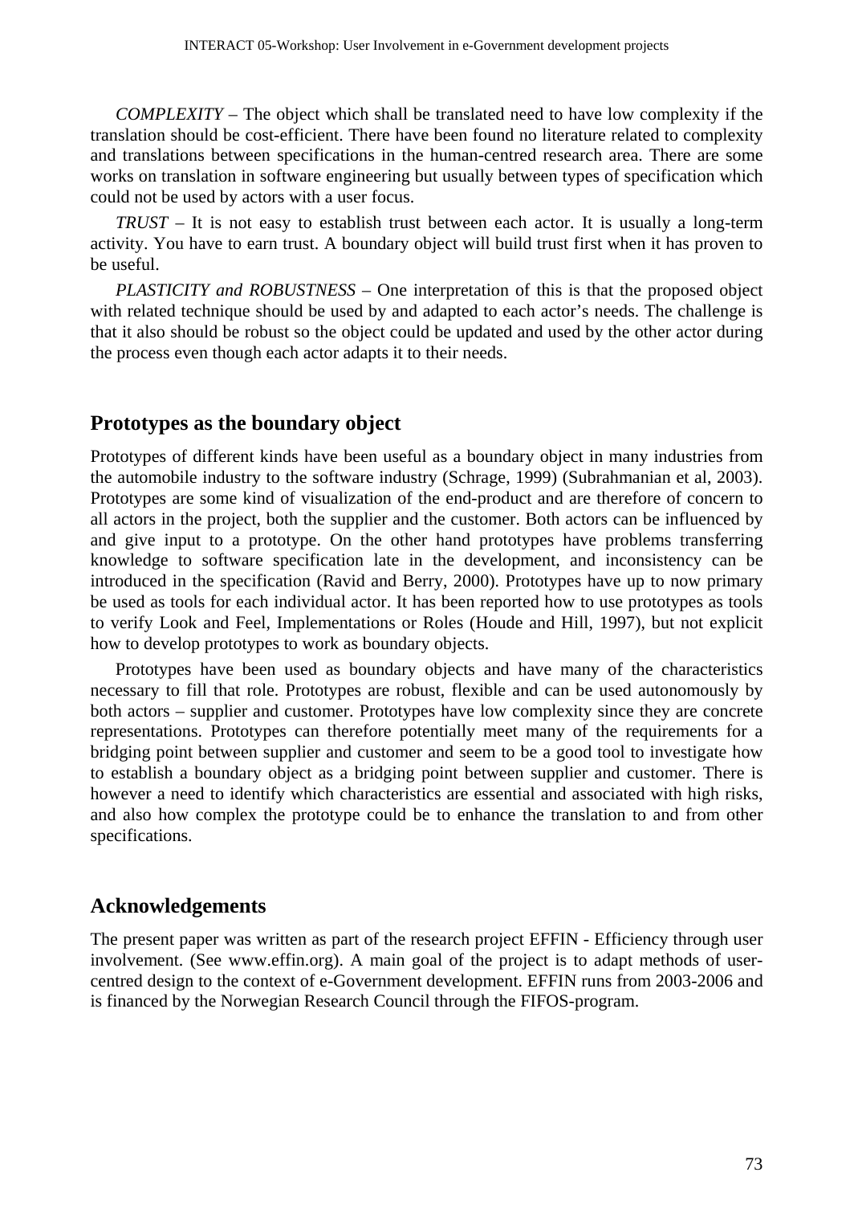*COMPLEXITY* – The object which shall be translated need to have low complexity if the translation should be cost-efficient. There have been found no literature related to complexity and translations between specifications in the human-centred research area. There are some works on translation in software engineering but usually between types of specification which could not be used by actors with a user focus.

*TRUST* – It is not easy to establish trust between each actor. It is usually a long-term activity. You have to earn trust. A boundary object will build trust first when it has proven to be useful.

*PLASTICITY and ROBUSTNESS* – One interpretation of this is that the proposed object with related technique should be used by and adapted to each actor's needs. The challenge is that it also should be robust so the object could be updated and used by the other actor during the process even though each actor adapts it to their needs.

## Prototypes as the boundary object

Prototypes of different kinds have been useful as a boundary object in many industries from the automobile industry to the software industry (Schrage, 1999) (Subrahmanian et al, 2003). Prototypes are some kind of visualization of the end-product and are therefore of concern to all actors in the project, both the supplier and the customer. Both actors can be influenced by and give input to a prototype. On the other hand prototypes have problems transferring knowledge to software specification late in the development, and inconsistency can be introduced in the specification (Ravid and Berry, 2000). Prototypes have up to now primary be used as tools for each individual actor. It has been reported how to use prototypes as tools to verify Look and Feel, Implementations or Roles (Houde and Hill, 1997), but not explicit how to develop prototypes to work as boundary objects.

Prototypes have been used as boundary objects and have many of the characteristics necessary to fill that role. Prototypes are robust, flexible and can be used autonomously by both actors – supplier and customer. Prototypes have low complexity since they are concrete representations. Prototypes can therefore potentially meet many of the requirements for a bridging point between supplier and customer and seem to be a good tool to investigate how to establish a boundary object as a bridging point between supplier and customer. There is however a need to identify which characteristics are essential and associated with high risks, and also how complex the prototype could be to enhance the translation to and from other specifications.

## Acknowledgements

The present paper was written as part of the research project EFFIN - Efficiency through user involvement. (See www.effin.org). A main goal of the project is to adapt methods of user-centred design to the context of e-Government development. EFFIN runs from 2003-2006 and is financed by the Norwegian Research Council through the FIFOS-program.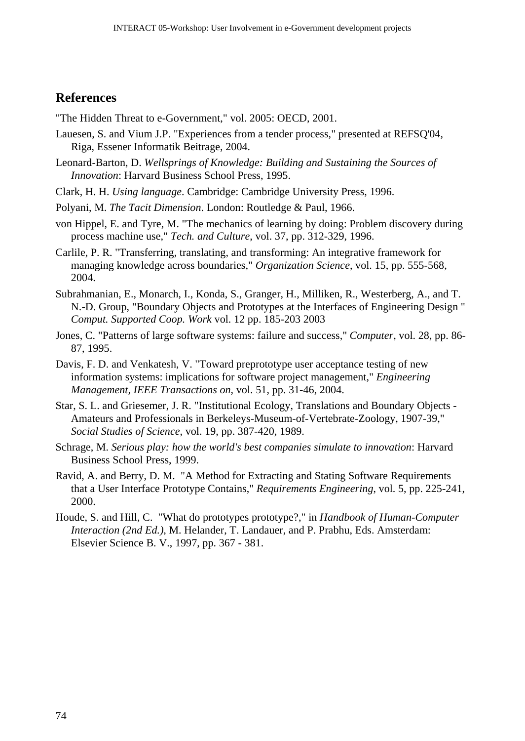## References

"The Hidden Threat to e-Government," vol. 2005: OECD, 2001.

Lauesen, S. and Vium J.P. "Experiences from a tender process," presented at REFSQ'04, Riga, Essener Informatik Beitrage, 2004.

Leonard-Barton, D. *Wellsprings of Knowledge: Building and Sustaining the Sources of Innovation*: Harvard Business School Press, 1995.

Clark, H. H. *Using language*. Cambridge: Cambridge University Press, 1996.

Polyani, M. *The Tacit Dimension*. London: Routledge & Paul, 1966.

von Hippel, E. and Tyre, M. "The mechanics of learning by doing: Problem discovery during process machine use," *Tech. and Culture*, vol. 37, pp. 312-329, 1996.

Carlile, P. R. "Transferring, translating, and transforming: An integrative framework for managing knowledge across boundaries," *Organization Science*, vol. 15, pp. 555-568, 2004.

Subrahmanian, E., Monarch, I., Konda, S., Granger, H., Milliken, R., Westerberg, A., and T. N.-D. Group, "Boundary Objects and Prototypes at the Interfaces of Engineering Design " *Comput. Supported Coop. Work* vol. 12 pp. 185-203 2003

Jones, C. "Patterns of large software systems: failure and success," *Computer*, vol. 28, pp. 86-87, 1995.

Davis, F. D. and Venkatesh, V. "Toward preprototype user acceptance testing of new information systems: implications for software project management," *Engineering Management, IEEE Transactions on*, vol. 51, pp. 31-46, 2004.

Star, S. L. and Griesemer, J. R. "Institutional Ecology, Translations and Boundary Objects - Amateurs and Professionals in Berkeleys-Museum-of-Vertebrate-Zoology, 1907-39," *Social Studies of Science*, vol. 19, pp. 387-420, 1989.

Schrage, M. *Serious play: how the world's best companies simulate to innovation*: Harvard Business School Press, 1999.

Ravid, A. and Berry, D. M. "A Method for Extracting and Stating Software Requirements that a User Interface Prototype Contains," *Requirements Engineering*, vol. 5, pp. 225-241, 2000.

Houde, S. and Hill, C. "What do prototypes prototype?," in *Handbook of Human-Computer Interaction (2nd Ed.)*, M. Helander, T. Landauer, and P. Prabhu, Eds. Amsterdam: Elsevier Science B. V., 1997, pp. 367 - 381.